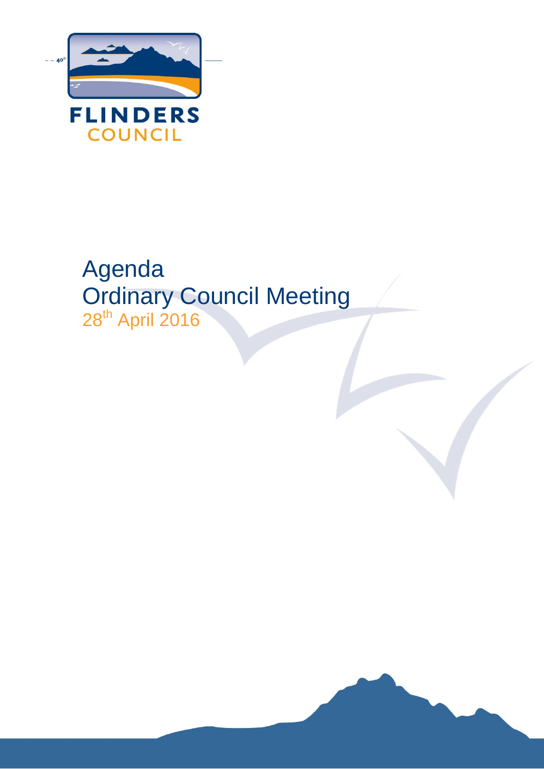FLINDERS
COUNCIL

# Agenda
# Ordinary Council Meeting

28th April 2016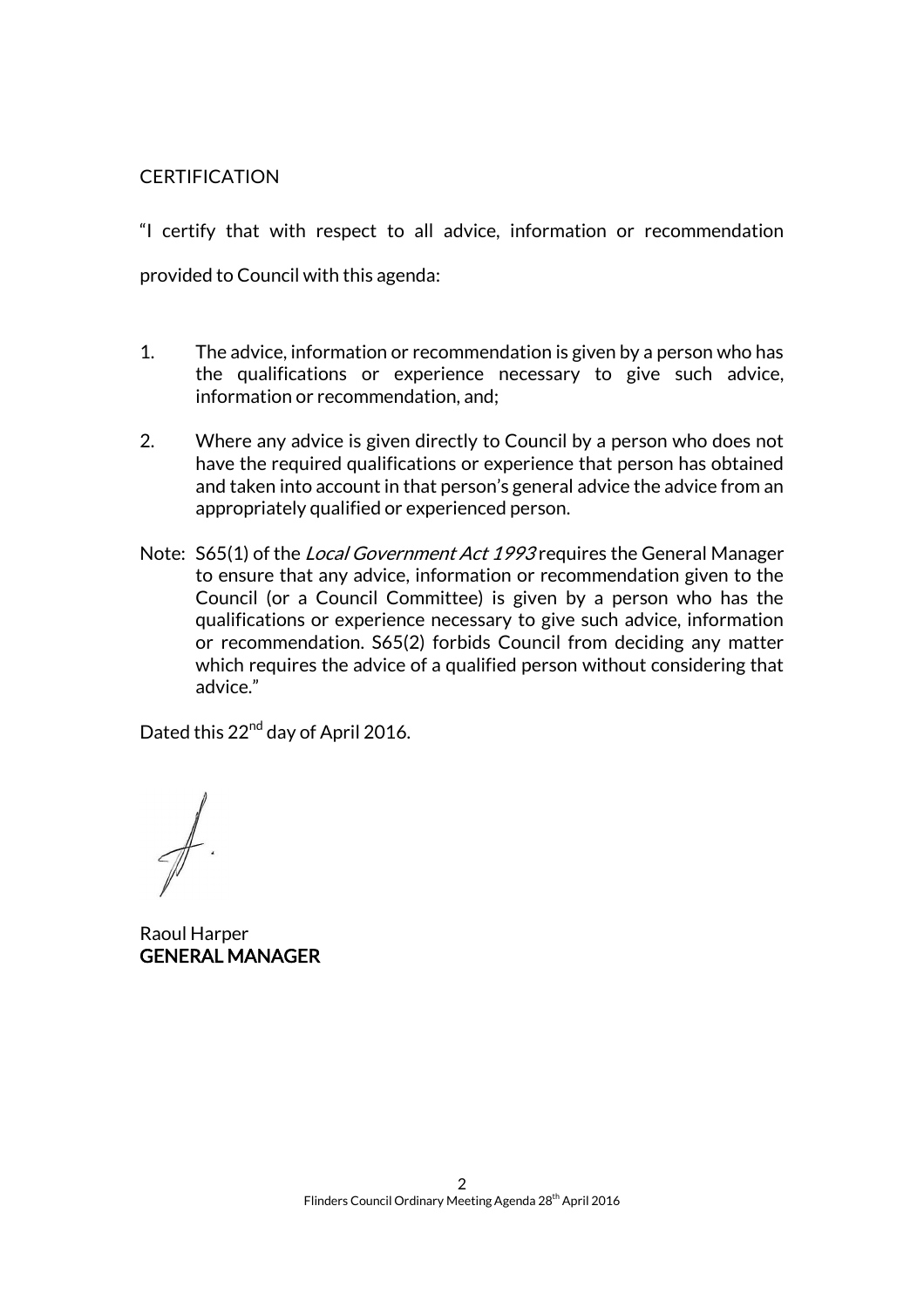CERTIFICATION

"I certify that with respect to all advice, information or recommendation provided to Council with this agenda:

1. The advice, information or recommendation is given by a person who has the qualifications or experience necessary to give such advice, information or recommendation, and;

2. Where any advice is given directly to Council by a person who does not have the required qualifications or experience that person has obtained and taken into account in that person's general advice the advice from an appropriately qualified or experienced person.

Note: S65(1) of the *Local Government Act 1993* requires the General Manager to ensure that any advice, information or recommendation given to the Council (or a Council Committee) is given by a person who has the qualifications or experience necessary to give such advice, information or recommendation. S65(2) forbids Council from deciding any matter which requires the advice of a qualified person without considering that advice."

Dated this 22nd day of April 2016.

Raoul Harper
**GENERAL MANAGER**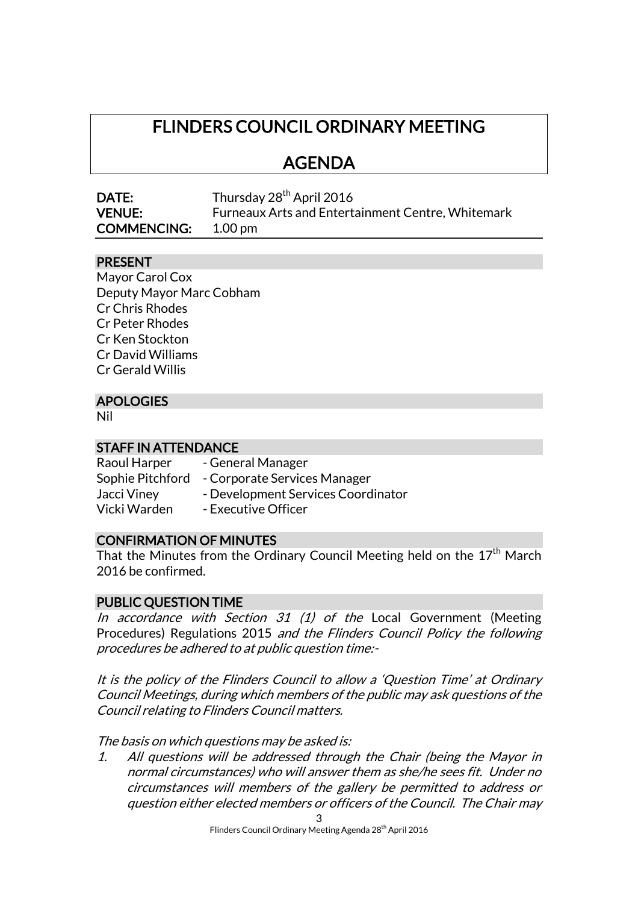# FLINDERS COUNCIL ORDINARY MEETING

# AGENDA

**DATE:** Thursday 28th April 2016
**VENUE:** Furneaux Arts and Entertainment Centre, Whitemark
**COMMENCING:** 1.00 pm

## PRESENT

Mayor Carol Cox
Deputy Mayor Marc Cobham
Cr Chris Rhodes
Cr Peter Rhodes
Cr Ken Stockton
Cr David Williams
Cr Gerald Willis

## APOLOGIES

Nil

## STAFF IN ATTENDANCE

Raoul Harper - General Manager
Sophie Pitchford - Corporate Services Manager
Jacci Viney - Development Services Coordinator
Vicki Warden - Executive Officer

## CONFIRMATION OF MINUTES

That the Minutes from the Ordinary Council Meeting held on the 17th March 2016 be confirmed.

## PUBLIC QUESTION TIME

*In accordance with Section 31 (1) of the* Local Government (Meeting Procedures) Regulations 2015 *and the Flinders Council Policy the following procedures be adhered to at public question time:-*

*It is the policy of the Flinders Council to allow a 'Question Time' at Ordinary Council Meetings, during which members of the public may ask questions of the Council relating to Flinders Council matters.*

*The basis on which questions may be asked is:*

1. *All questions will be addressed through the Chair (being the Mayor in normal circumstances) who will answer them as she/he sees fit. Under no circumstances will members of the gallery be permitted to address or question either elected members or officers of the Council. The Chair may*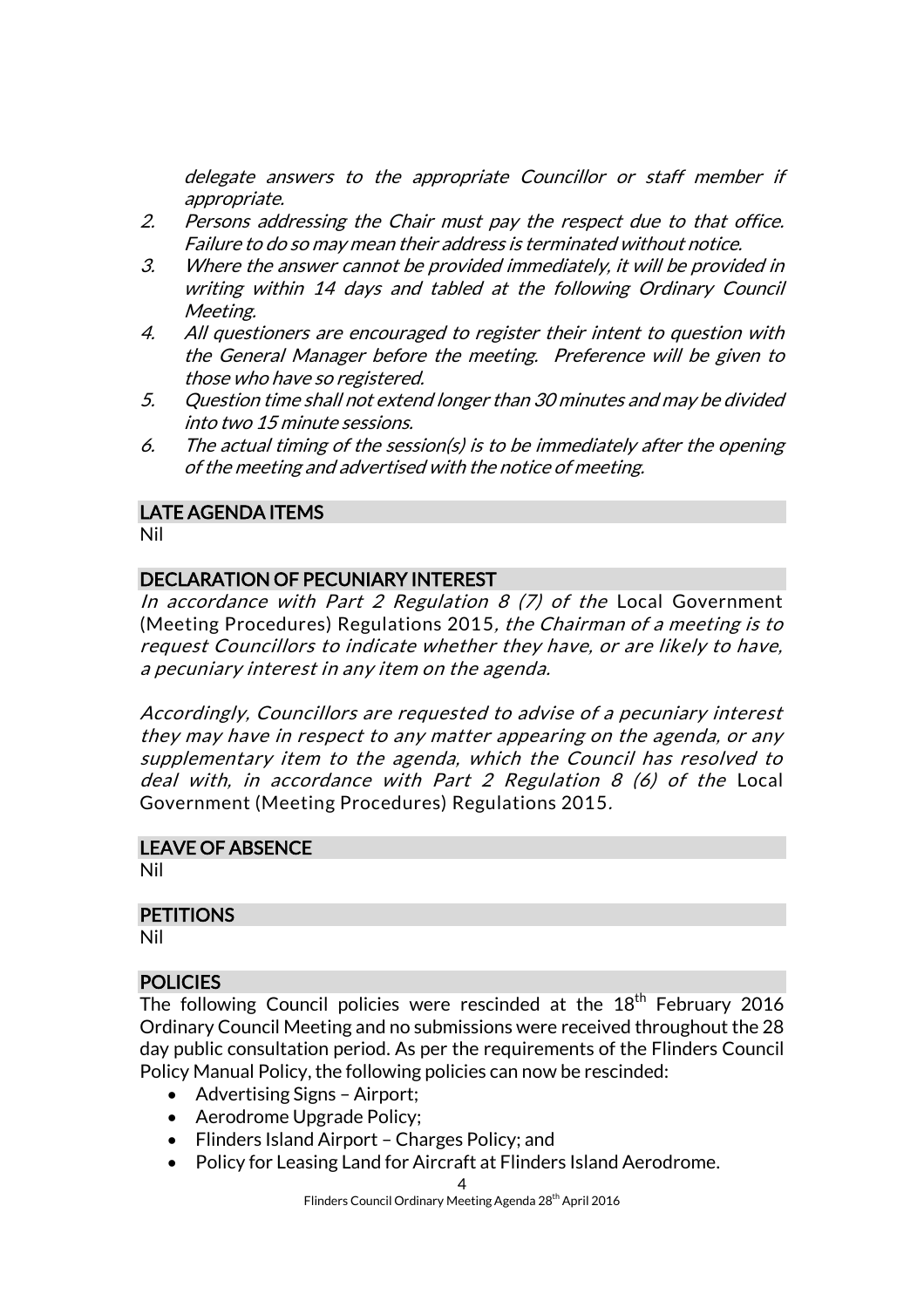*delegate answers to the appropriate Councillor or staff member if appropriate.*

2. *Persons addressing the Chair must pay the respect due to that office. Failure to do so may mean their address is terminated without notice.*
3. *Where the answer cannot be provided immediately, it will be provided in writing within 14 days and tabled at the following Ordinary Council Meeting.*
4. *All questioners are encouraged to register their intent to question with the General Manager before the meeting. Preference will be given to those who have so registered.*
5. *Question time shall not extend longer than 30 minutes and may be divided into two 15 minute sessions.*
6. *The actual timing of the session(s) is to be immediately after the opening of the meeting and advertised with the notice of meeting.*

## LATE AGENDA ITEMS

Nil

## DECLARATION OF PECUNIARY INTEREST

*In accordance with Part 2 Regulation 8 (7) of the* Local Government (Meeting Procedures) Regulations 2015*, the Chairman of a meeting is to request Councillors to indicate whether they have, or are likely to have, a pecuniary interest in any item on the agenda.*

*Accordingly, Councillors are requested to advise of a pecuniary interest they may have in respect to any matter appearing on the agenda, or any supplementary item to the agenda, which the Council has resolved to deal with, in accordance with Part 2 Regulation 8 (6) of the* Local Government (Meeting Procedures) Regulations 2015*.*

## LEAVE OF ABSENCE

Nil

## PETITIONS

Nil

## POLICIES

The following Council policies were rescinded at the 18th February 2016 Ordinary Council Meeting and no submissions were received throughout the 28 day public consultation period. As per the requirements of the Flinders Council Policy Manual Policy, the following policies can now be rescinded:

- Advertising Signs – Airport;
- Aerodrome Upgrade Policy;
- Flinders Island Airport – Charges Policy; and
- Policy for Leasing Land for Aircraft at Flinders Island Aerodrome.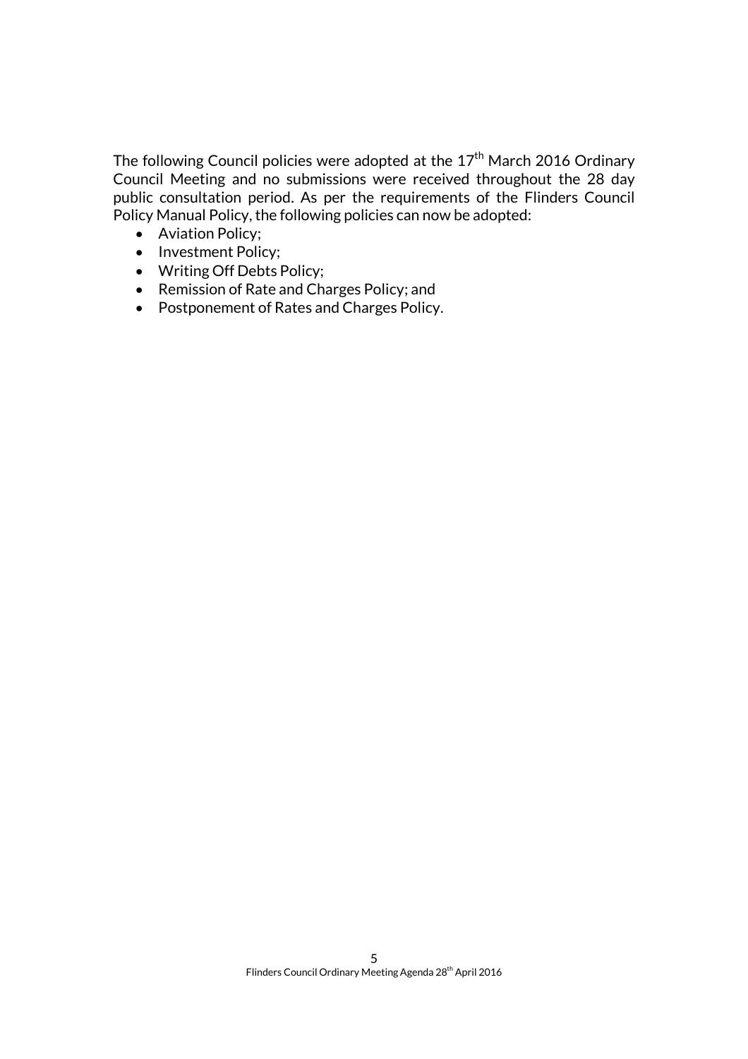The following Council policies were adopted at the 17th March 2016 Ordinary Council Meeting and no submissions were received throughout the 28 day public consultation period. As per the requirements of the Flinders Council Policy Manual Policy, the following policies can now be adopted:

- Aviation Policy;
- Investment Policy;
- Writing Off Debts Policy;
- Remission of Rate and Charges Policy; and
- Postponement of Rates and Charges Policy.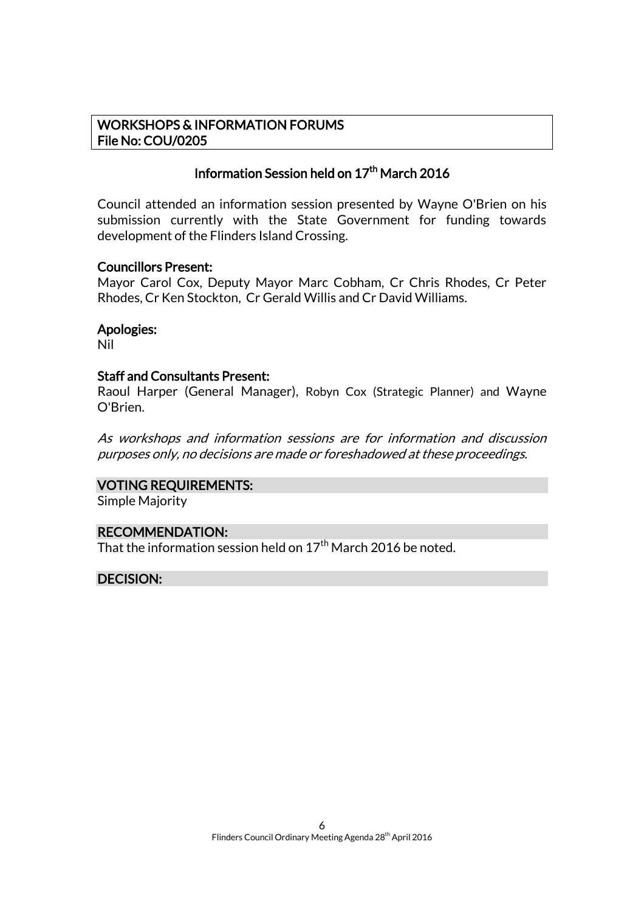**WORKSHOPS & INFORMATION FORUMS**
**File No: COU/0205**

## Information Session held on 17th March 2016

Council attended an information session presented by Wayne O'Brien on his submission currently with the State Government for funding towards development of the Flinders Island Crossing.

**Councillors Present:**
Mayor Carol Cox, Deputy Mayor Marc Cobham, Cr Chris Rhodes, Cr Peter Rhodes, Cr Ken Stockton, Cr Gerald Willis and Cr David Williams.

**Apologies:**
Nil

**Staff and Consultants Present:**
Raoul Harper (General Manager), Robyn Cox (Strategic Planner) and Wayne O'Brien.

*As workshops and information sessions are for information and discussion purposes only, no decisions are made or foreshadowed at these proceedings.*

**VOTING REQUIREMENTS:**
Simple Majority

**RECOMMENDATION:**
That the information session held on 17th March 2016 be noted.

**DECISION:**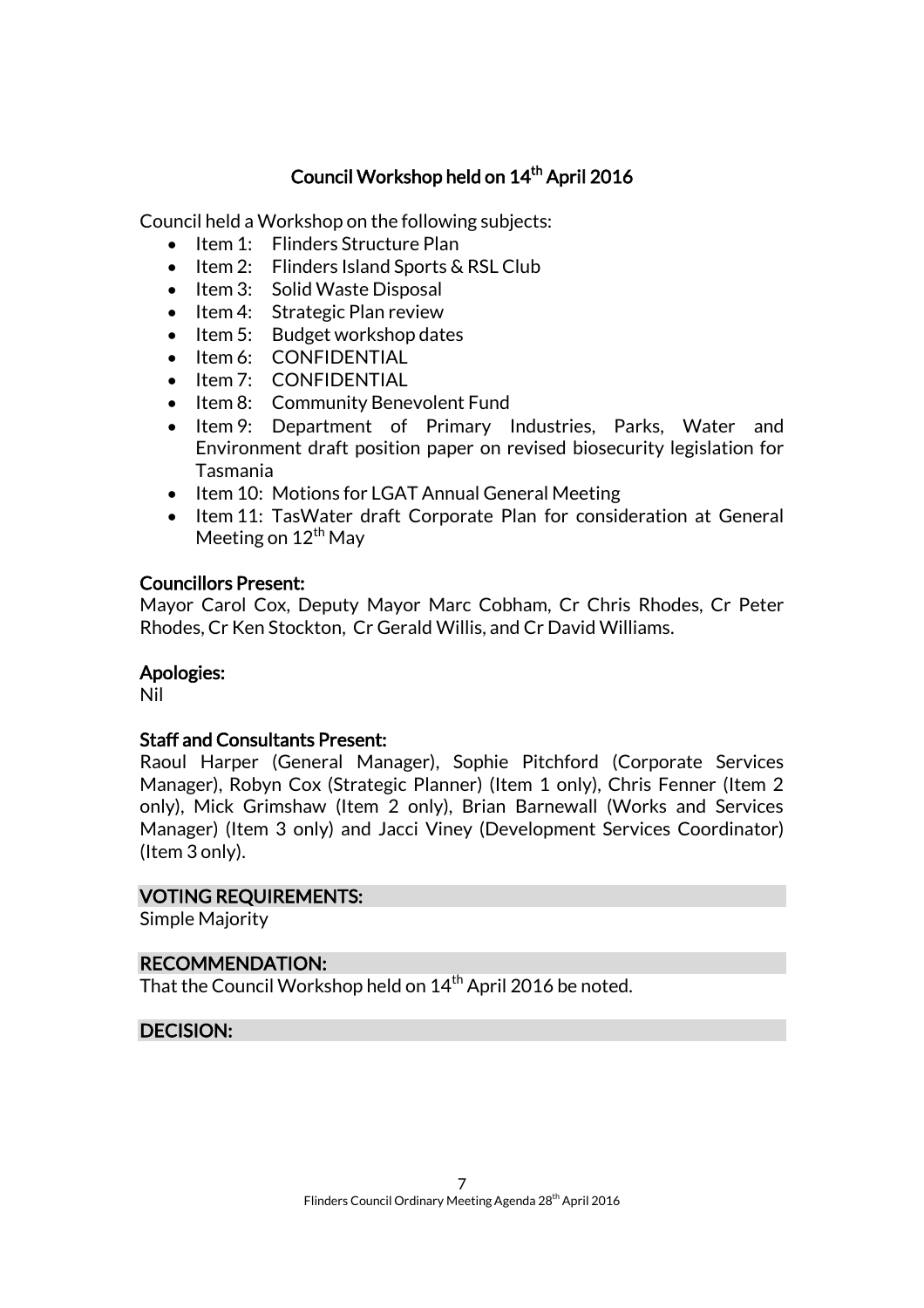## Council Workshop held on 14th April 2016

Council held a Workshop on the following subjects:

- Item 1: Flinders Structure Plan
- Item 2: Flinders Island Sports & RSL Club
- Item 3: Solid Waste Disposal
- Item 4: Strategic Plan review
- Item 5: Budget workshop dates
- Item 6: CONFIDENTIAL
- Item 7: CONFIDENTIAL
- Item 8: Community Benevolent Fund
- Item 9: Department of Primary Industries, Parks, Water and Environment draft position paper on revised biosecurity legislation for Tasmania
- Item 10: Motions for LGAT Annual General Meeting
- Item 11: TasWater draft Corporate Plan for consideration at General Meeting on 12th May

**Councillors Present:**
Mayor Carol Cox, Deputy Mayor Marc Cobham, Cr Chris Rhodes, Cr Peter Rhodes, Cr Ken Stockton, Cr Gerald Willis, and Cr David Williams.

**Apologies:**
Nil

**Staff and Consultants Present:**
Raoul Harper (General Manager), Sophie Pitchford (Corporate Services Manager), Robyn Cox (Strategic Planner) (Item 1 only), Chris Fenner (Item 2 only), Mick Grimshaw (Item 2 only), Brian Barnewall (Works and Services Manager) (Item 3 only) and Jacci Viney (Development Services Coordinator) (Item 3 only).

**VOTING REQUIREMENTS:**
Simple Majority

**RECOMMENDATION:**
That the Council Workshop held on 14th April 2016 be noted.

**DECISION:**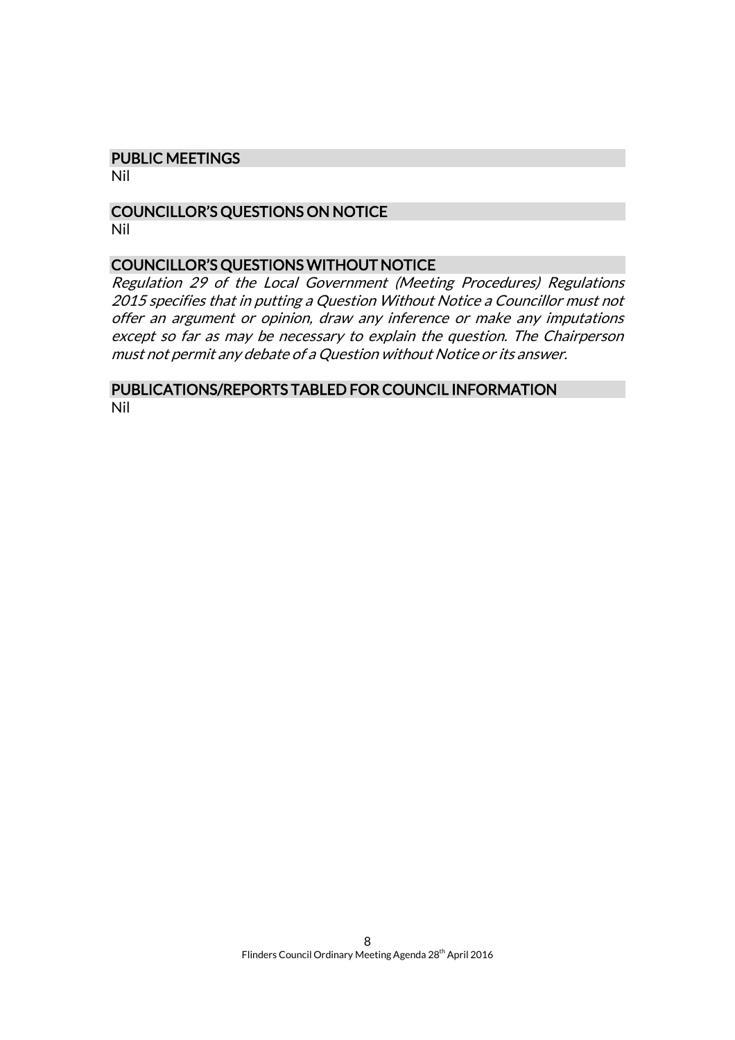## PUBLIC MEETINGS

Nil

## COUNCILLOR'S QUESTIONS ON NOTICE

Nil

## COUNCILLOR'S QUESTIONS WITHOUT NOTICE

*Regulation 29 of the Local Government (Meeting Procedures) Regulations 2015 specifies that in putting a Question Without Notice a Councillor must not offer an argument or opinion, draw any inference or make any imputations except so far as may be necessary to explain the question. The Chairperson must not permit any debate of a Question without Notice or its answer.*

## PUBLICATIONS/REPORTS TABLED FOR COUNCIL INFORMATION

Nil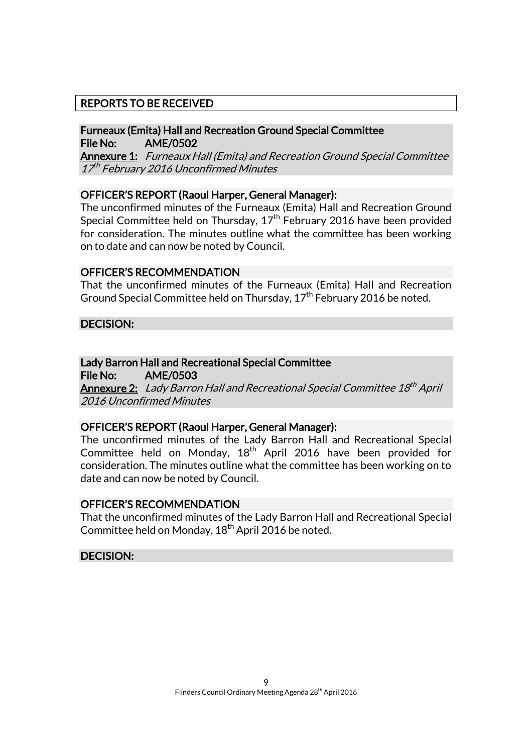## REPORTS TO BE RECEIVED

### Furneaux (Emita) Hall and Recreation Ground Special Committee

**File No:** AME/0502

**Annexure 1:** *Furneaux Hall (Emita) and Recreation Ground Special Committee 17th February 2016 Unconfirmed Minutes*

**OFFICER'S REPORT (Raoul Harper, General Manager):**

The unconfirmed minutes of the Furneaux (Emita) Hall and Recreation Ground Special Committee held on Thursday, 17th February 2016 have been provided for consideration. The minutes outline what the committee has been working on to date and can now be noted by Council.

**OFFICER'S RECOMMENDATION**

That the unconfirmed minutes of the Furneaux (Emita) Hall and Recreation Ground Special Committee held on Thursday, 17th February 2016 be noted.

**DECISION:**

### Lady Barron Hall and Recreational Special Committee

**File No:** AME/0503

**Annexure 2:** *Lady Barron Hall and Recreational Special Committee 18th April 2016 Unconfirmed Minutes*

**OFFICER'S REPORT (Raoul Harper, General Manager):**

The unconfirmed minutes of the Lady Barron Hall and Recreational Special Committee held on Monday, 18th April 2016 have been provided for consideration. The minutes outline what the committee has been working on to date and can now be noted by Council.

**OFFICER'S RECOMMENDATION**

That the unconfirmed minutes of the Lady Barron Hall and Recreational Special Committee held on Monday, 18th April 2016 be noted.

**DECISION:**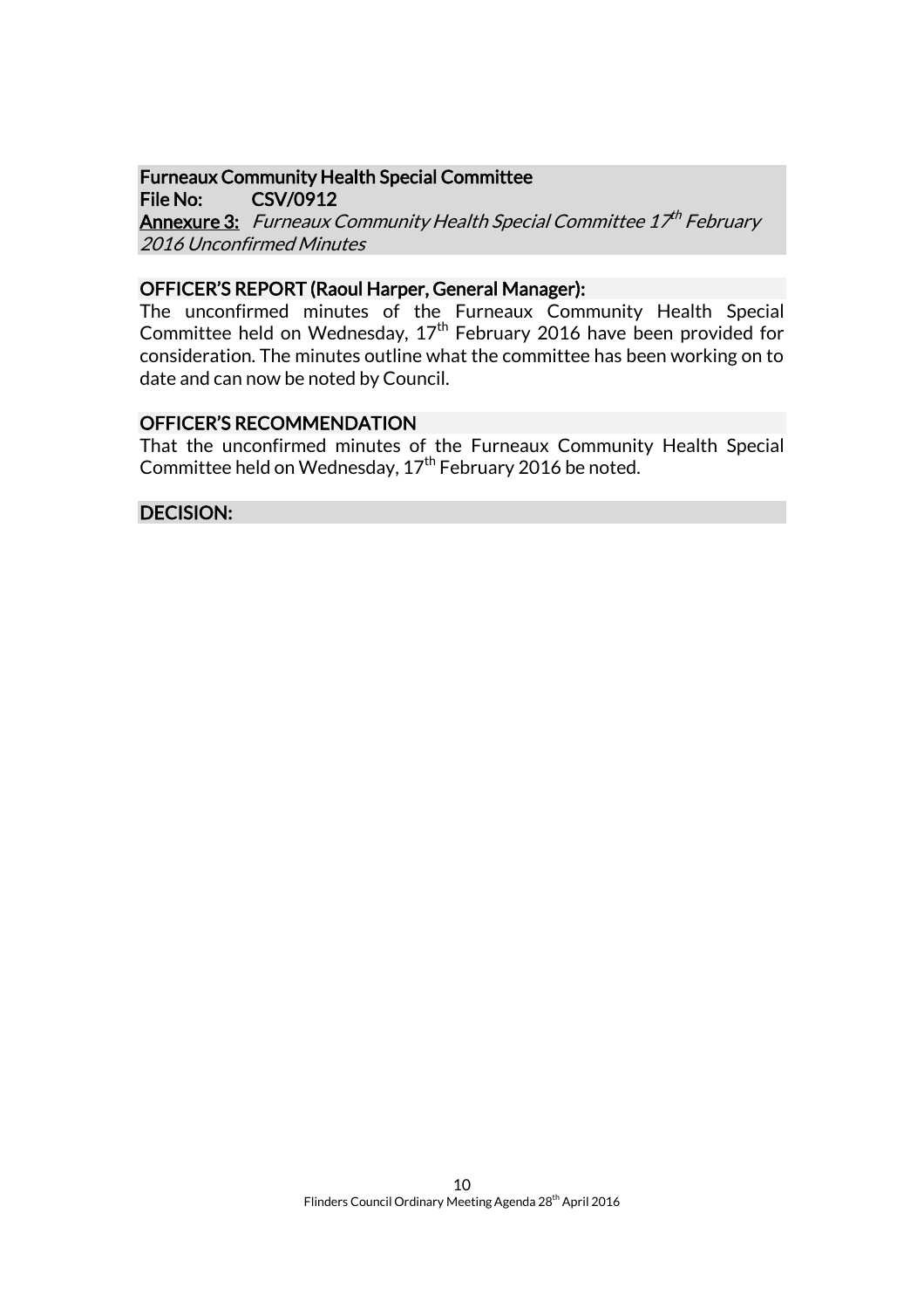**Furneaux Community Health Special Committee**
**File No: CSV/0912**
**Annexure 3:** *Furneaux Community Health Special Committee 17th February 2016 Unconfirmed Minutes*

**OFFICER'S REPORT (Raoul Harper, General Manager):**

The unconfirmed minutes of the Furneaux Community Health Special Committee held on Wednesday, 17th February 2016 have been provided for consideration. The minutes outline what the committee has been working on to date and can now be noted by Council.

**OFFICER'S RECOMMENDATION**

That the unconfirmed minutes of the Furneaux Community Health Special Committee held on Wednesday, 17th February 2016 be noted.

**DECISION:**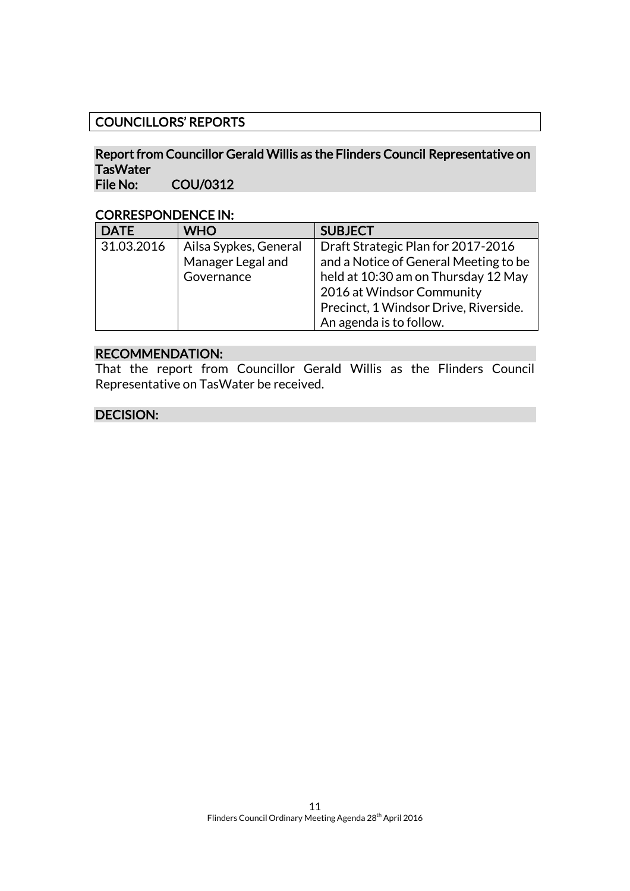# COUNCILLORS' REPORTS

## Report from Councillor Gerald Willis as the Flinders Council Representative on TasWater

**File No: COU/0312**

### CORRESPONDENCE IN:

| DATE | WHO | SUBJECT |
|---|---|---|
| 31.03.2016 | Ailsa Sypkes, General Manager Legal and Governance | Draft Strategic Plan for 2017-2016 and a Notice of General Meeting to be held at 10:30 am on Thursday 12 May 2016 at Windsor Community Precinct, 1 Windsor Drive, Riverside. An agenda is to follow. |

### RECOMMENDATION:

That the report from Councillor Gerald Willis as the Flinders Council Representative on TasWater be received.

### DECISION: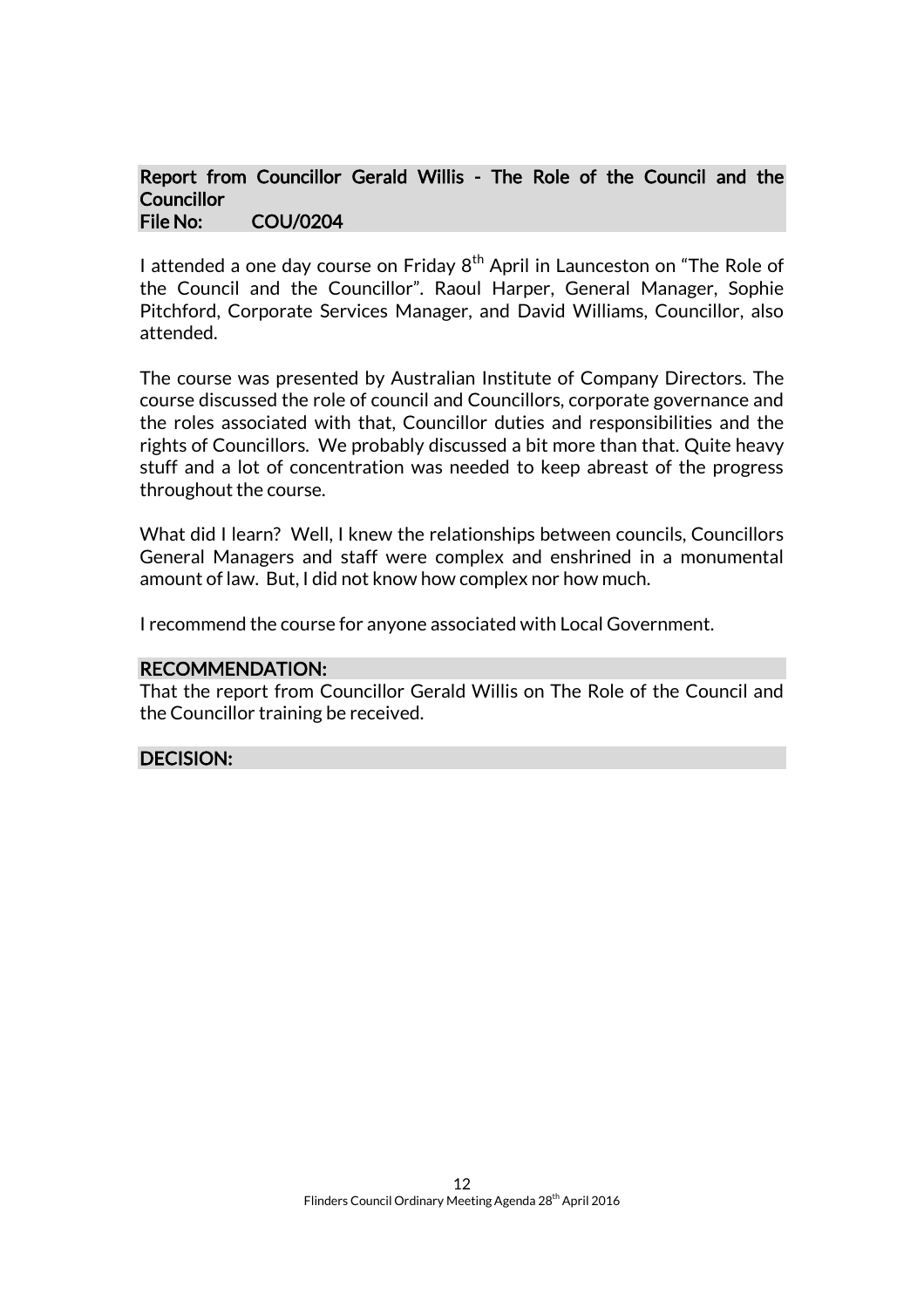## Report from Councillor Gerald Willis - The Role of the Council and the Councillor

**File No: COU/0204**

I attended a one day course on Friday 8th April in Launceston on "The Role of the Council and the Councillor". Raoul Harper, General Manager, Sophie Pitchford, Corporate Services Manager, and David Williams, Councillor, also attended.

The course was presented by Australian Institute of Company Directors. The course discussed the role of council and Councillors, corporate governance and the roles associated with that, Councillor duties and responsibilities and the rights of Councillors. We probably discussed a bit more than that. Quite heavy stuff and a lot of concentration was needed to keep abreast of the progress throughout the course.

What did I learn? Well, I knew the relationships between councils, Councillors General Managers and staff were complex and enshrined in a monumental amount of law. But, I did not know how complex nor how much.

I recommend the course for anyone associated with Local Government.

### RECOMMENDATION:

That the report from Councillor Gerald Willis on The Role of the Council and the Councillor training be received.

### DECISION: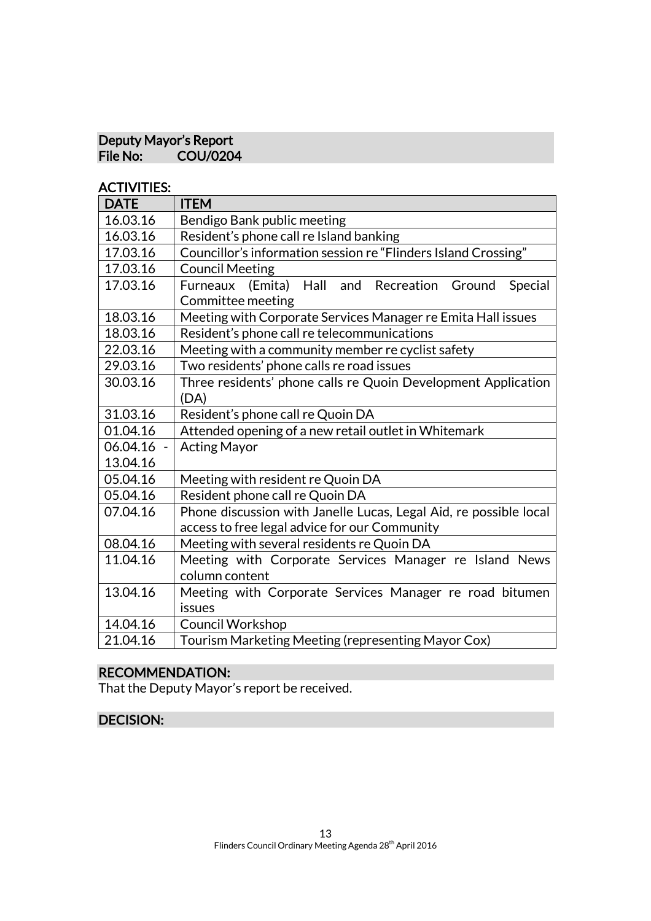## Deputy Mayor's Report

**File No: COU/0204**

### ACTIVITIES:

| DATE | ITEM |
|---|---|
| 16.03.16 | Bendigo Bank public meeting |
| 16.03.16 | Resident's phone call re Island banking |
| 17.03.16 | Councillor's information session re "Flinders Island Crossing" |
| 17.03.16 | Council Meeting |
| 17.03.16 | Furneaux (Emita) Hall and Recreation Ground Special Committee meeting |
| 18.03.16 | Meeting with Corporate Services Manager re Emita Hall issues |
| 18.03.16 | Resident's phone call re telecommunications |
| 22.03.16 | Meeting with a community member re cyclist safety |
| 29.03.16 | Two residents' phone calls re road issues |
| 30.03.16 | Three residents' phone calls re Quoin Development Application (DA) |
| 31.03.16 | Resident's phone call re Quoin DA |
| 01.04.16 | Attended opening of a new retail outlet in Whitemark |
| 06.04.16 - 13.04.16 | Acting Mayor |
| 05.04.16 | Meeting with resident re Quoin DA |
| 05.04.16 | Resident phone call re Quoin DA |
| 07.04.16 | Phone discussion with Janelle Lucas, Legal Aid, re possible local access to free legal advice for our Community |
| 08.04.16 | Meeting with several residents re Quoin DA |
| 11.04.16 | Meeting with Corporate Services Manager re Island News column content |
| 13.04.16 | Meeting with Corporate Services Manager re road bitumen issues |
| 14.04.16 | Council Workshop |
| 21.04.16 | Tourism Marketing Meeting (representing Mayor Cox) |

### RECOMMENDATION:

That the Deputy Mayor's report be received.

### DECISION: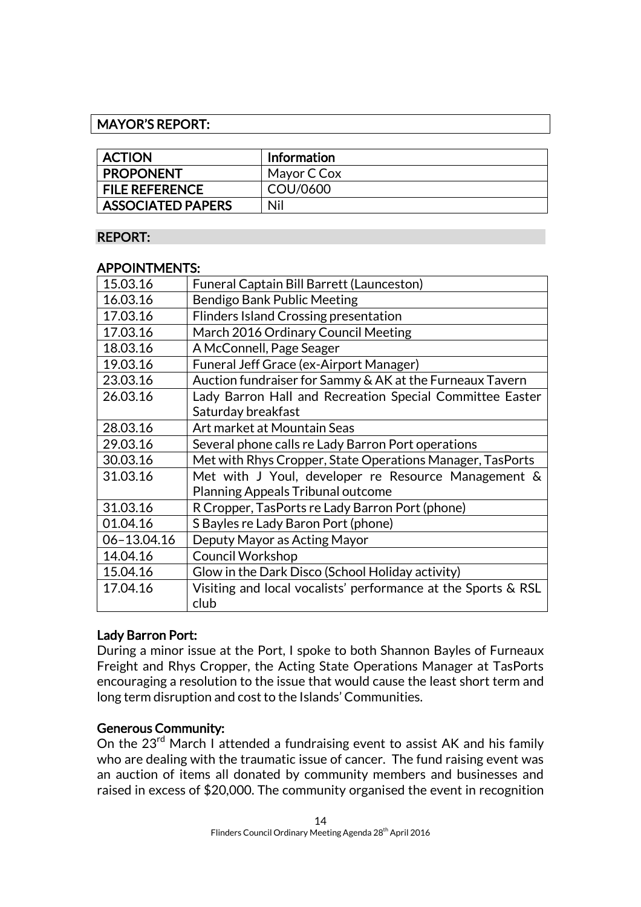## MAYOR'S REPORT:

| | |
|---|---|
| **ACTION** | Information |
| **PROPONENT** | Mayor C Cox |
| **FILE REFERENCE** | COU/0600 |
| **ASSOCIATED PAPERS** | Nil |

### REPORT:

### APPOINTMENTS:

| | |
|---|---|
| 15.03.16 | Funeral Captain Bill Barrett (Launceston) |
| 16.03.16 | Bendigo Bank Public Meeting |
| 17.03.16 | Flinders Island Crossing presentation |
| 17.03.16 | March 2016 Ordinary Council Meeting |
| 18.03.16 | A McConnell, Page Seager |
| 19.03.16 | Funeral Jeff Grace (ex-Airport Manager) |
| 23.03.16 | Auction fundraiser for Sammy & AK at the Furneaux Tavern |
| 26.03.16 | Lady Barron Hall and Recreation Special Committee Easter Saturday breakfast |
| 28.03.16 | Art market at Mountain Seas |
| 29.03.16 | Several phone calls re Lady Barron Port operations |
| 30.03.16 | Met with Rhys Cropper, State Operations Manager, TasPorts |
| 31.03.16 | Met with J Youl, developer re Resource Management & Planning Appeals Tribunal outcome |
| 31.03.16 | R Cropper, TasPorts re Lady Barron Port (phone) |
| 01.04.16 | S Bayles re Lady Baron Port (phone) |
| 06–13.04.16 | Deputy Mayor as Acting Mayor |
| 14.04.16 | Council Workshop |
| 15.04.16 | Glow in the Dark Disco (School Holiday activity) |
| 17.04.16 | Visiting and local vocalists' performance at the Sports & RSL club |

**Lady Barron Port:**

During a minor issue at the Port, I spoke to both Shannon Bayles of Furneaux Freight and Rhys Cropper, the Acting State Operations Manager at TasPorts encouraging a resolution to the issue that would cause the least short term and long term disruption and cost to the Islands' Communities.

**Generous Community:**

On the 23rd March I attended a fundraising event to assist AK and his family who are dealing with the traumatic issue of cancer. The fund raising event was an auction of items all donated by community members and businesses and raised in excess of $20,000. The community organised the event in recognition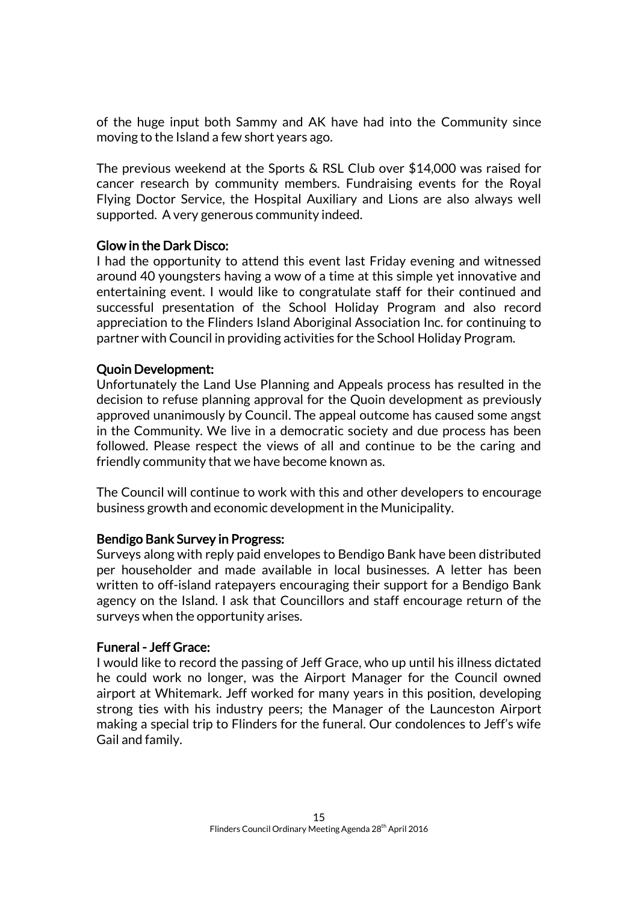of the huge input both Sammy and AK have had into the Community since moving to the Island a few short years ago.

The previous weekend at the Sports & RSL Club over $14,000 was raised for cancer research by community members. Fundraising events for the Royal Flying Doctor Service, the Hospital Auxiliary and Lions are also always well supported. A very generous community indeed.

**Glow in the Dark Disco:**
I had the opportunity to attend this event last Friday evening and witnessed around 40 youngsters having a wow of a time at this simple yet innovative and entertaining event. I would like to congratulate staff for their continued and successful presentation of the School Holiday Program and also record appreciation to the Flinders Island Aboriginal Association Inc. for continuing to partner with Council in providing activities for the School Holiday Program.

**Quoin Development:**
Unfortunately the Land Use Planning and Appeals process has resulted in the decision to refuse planning approval for the Quoin development as previously approved unanimously by Council. The appeal outcome has caused some angst in the Community. We live in a democratic society and due process has been followed. Please respect the views of all and continue to be the caring and friendly community that we have become known as.

The Council will continue to work with this and other developers to encourage business growth and economic development in the Municipality.

**Bendigo Bank Survey in Progress:**
Surveys along with reply paid envelopes to Bendigo Bank have been distributed per householder and made available in local businesses. A letter has been written to off-island ratepayers encouraging their support for a Bendigo Bank agency on the Island. I ask that Councillors and staff encourage return of the surveys when the opportunity arises.

**Funeral - Jeff Grace:**
I would like to record the passing of Jeff Grace, who up until his illness dictated he could work no longer, was the Airport Manager for the Council owned airport at Whitemark. Jeff worked for many years in this position, developing strong ties with his industry peers; the Manager of the Launceston Airport making a special trip to Flinders for the funeral. Our condolences to Jeff's wife Gail and family.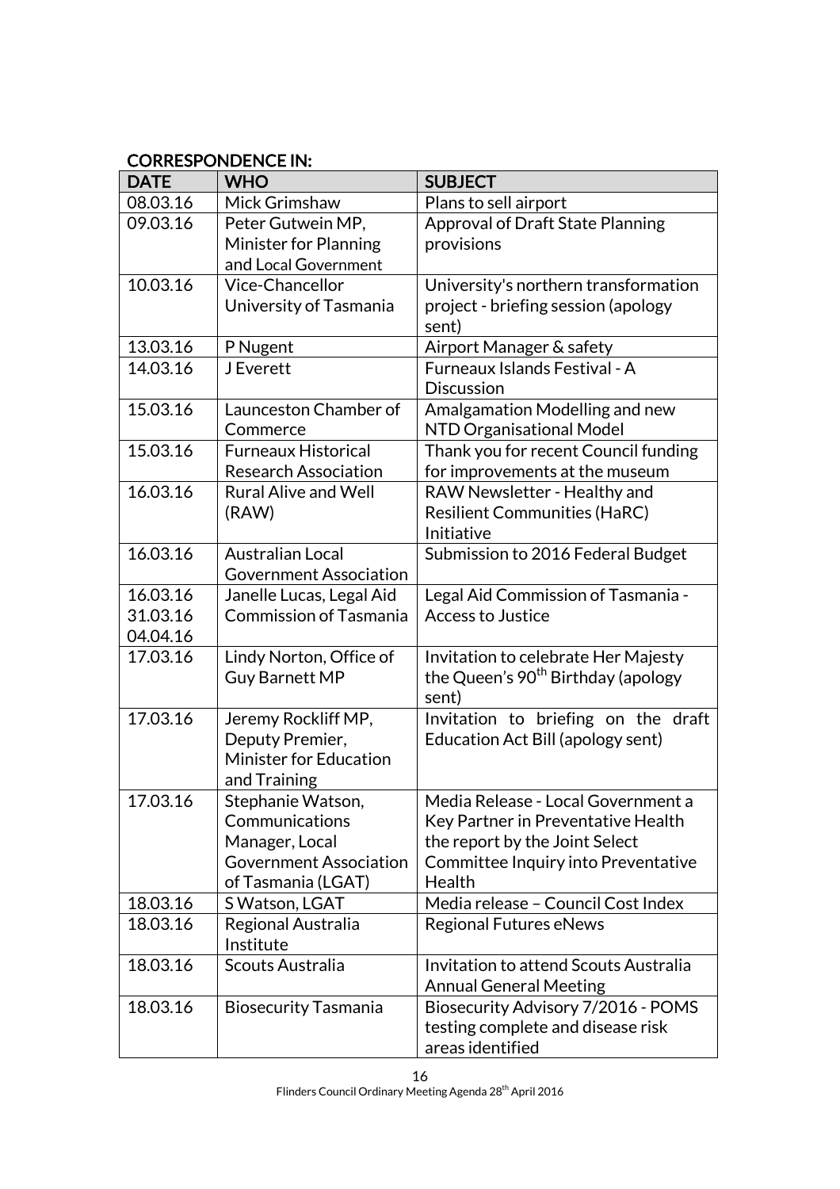## CORRESPONDENCE IN:

| DATE | WHO | SUBJECT |
|---|---|---|
| 08.03.16 | Mick Grimshaw | Plans to sell airport |
| 09.03.16 | Peter Gutwein MP, Minister for Planning and Local Government | Approval of Draft State Planning provisions |
| 10.03.16 | Vice-Chancellor University of Tasmania | University's northern transformation project - briefing session (apology sent) |
| 13.03.16 | P Nugent | Airport Manager & safety |
| 14.03.16 | J Everett | Furneaux Islands Festival - A Discussion |
| 15.03.16 | Launceston Chamber of Commerce | Amalgamation Modelling and new NTD Organisational Model |
| 15.03.16 | Furneaux Historical Research Association | Thank you for recent Council funding for improvements at the museum |
| 16.03.16 | Rural Alive and Well (RAW) | RAW Newsletter - Healthy and Resilient Communities (HaRC) Initiative |
| 16.03.16 | Australian Local Government Association | Submission to 2016 Federal Budget |
| 16.03.16<br>31.03.16<br>04.04.16 | Janelle Lucas, Legal Aid Commission of Tasmania | Legal Aid Commission of Tasmania - Access to Justice |
| 17.03.16 | Lindy Norton, Office of Guy Barnett MP | Invitation to celebrate Her Majesty the Queen's 90th Birthday (apology sent) |
| 17.03.16 | Jeremy Rockliff MP, Deputy Premier, Minister for Education and Training | Invitation to briefing on the draft Education Act Bill (apology sent) |
| 17.03.16 | Stephanie Watson, Communications Manager, Local Government Association of Tasmania (LGAT) | Media Release - Local Government a Key Partner in Preventative Health the report by the Joint Select Committee Inquiry into Preventative Health |
| 18.03.16 | S Watson, LGAT | Media release – Council Cost Index |
| 18.03.16 | Regional Australia Institute | Regional Futures eNews |
| 18.03.16 | Scouts Australia | Invitation to attend Scouts Australia Annual General Meeting |
| 18.03.16 | Biosecurity Tasmania | Biosecurity Advisory 7/2016 - POMS testing complete and disease risk areas identified |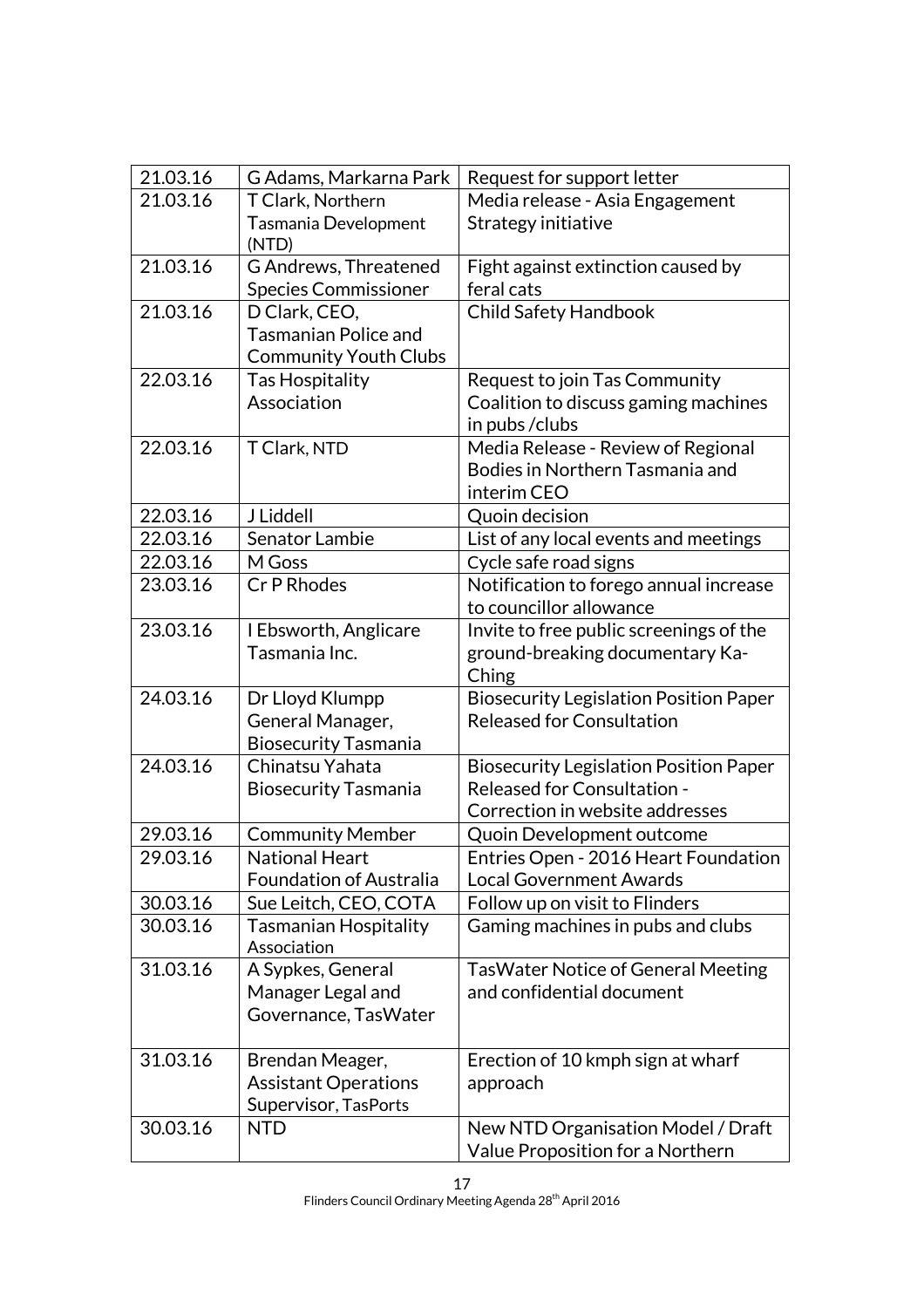| | | |
|---|---|---|
| 21.03.16 | G Adams, Markarna Park | Request for support letter |
| 21.03.16 | T Clark, Northern Tasmania Development (NTD) | Media release - Asia Engagement Strategy initiative |
| 21.03.16 | G Andrews, Threatened Species Commissioner | Fight against extinction caused by feral cats |
| 21.03.16 | D Clark, CEO, Tasmanian Police and Community Youth Clubs | Child Safety Handbook |
| 22.03.16 | Tas Hospitality Association | Request to join Tas Community Coalition to discuss gaming machines in pubs /clubs |
| 22.03.16 | T Clark, NTD | Media Release - Review of Regional Bodies in Northern Tasmania and interim CEO |
| 22.03.16 | J Liddell | Quoin decision |
| 22.03.16 | Senator Lambie | List of any local events and meetings |
| 22.03.16 | M Goss | Cycle safe road signs |
| 23.03.16 | Cr P Rhodes | Notification to forego annual increase to councillor allowance |
| 23.03.16 | I Ebsworth, Anglicare Tasmania Inc. | Invite to free public screenings of the ground-breaking documentary Ka-Ching |
| 24.03.16 | Dr Lloyd Klumpp General Manager, Biosecurity Tasmania | Biosecurity Legislation Position Paper Released for Consultation |
| 24.03.16 | Chinatsu Yahata Biosecurity Tasmania | Biosecurity Legislation Position Paper Released for Consultation - Correction in website addresses |
| 29.03.16 | Community Member | Quoin Development outcome |
| 29.03.16 | National Heart Foundation of Australia | Entries Open - 2016 Heart Foundation Local Government Awards |
| 30.03.16 | Sue Leitch, CEO, COTA | Follow up on visit to Flinders |
| 30.03.16 | Tasmanian Hospitality Association | Gaming machines in pubs and clubs |
| 31.03.16 | A Sypkes, General Manager Legal and Governance, TasWater | TasWater Notice of General Meeting and confidential document |
| 31.03.16 | Brendan Meager, Assistant Operations Supervisor, TasPorts | Erection of 10 kmph sign at wharf approach |
| 30.03.16 | NTD | New NTD Organisation Model / Draft Value Proposition for a Northern |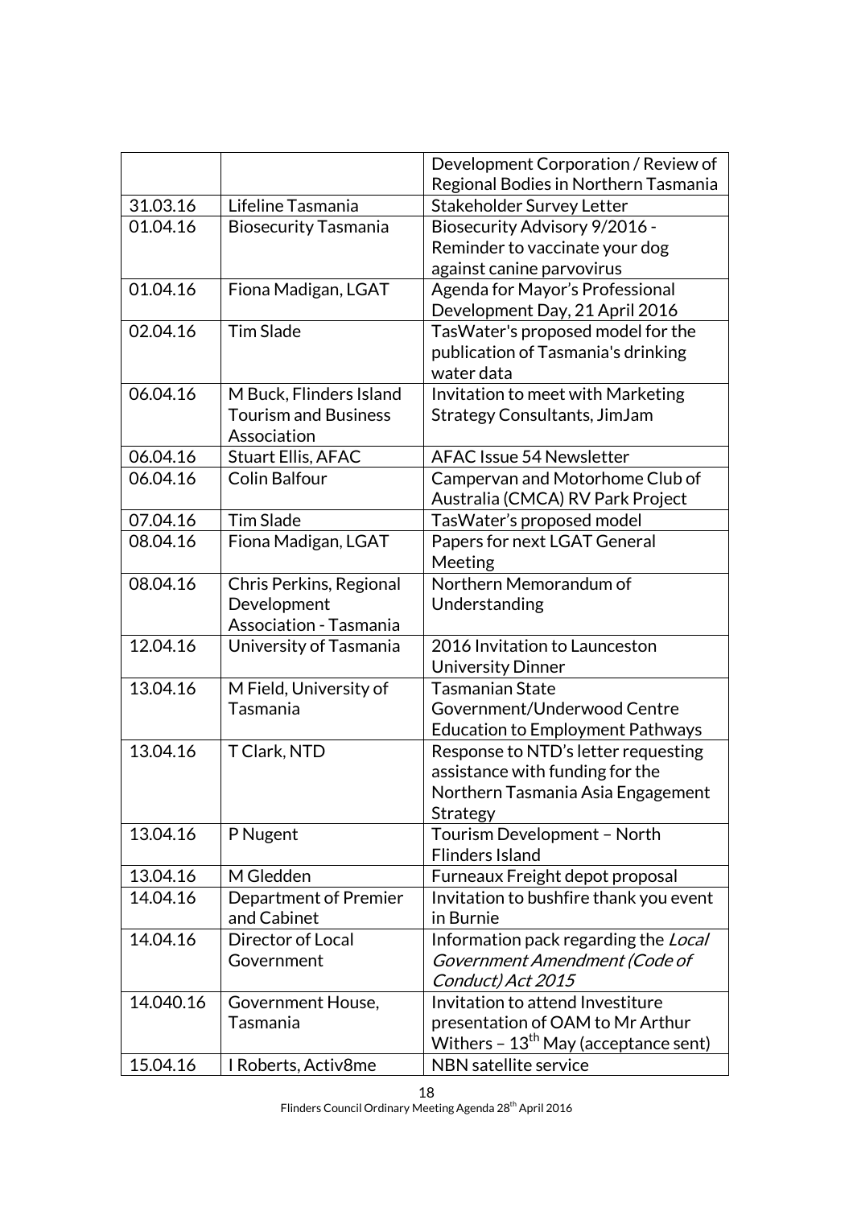| | | |
|---|---|---|
| | | Development Corporation / Review of Regional Bodies in Northern Tasmania |
| 31.03.16 | Lifeline Tasmania | Stakeholder Survey Letter |
| 01.04.16 | Biosecurity Tasmania | Biosecurity Advisory 9/2016 - Reminder to vaccinate your dog against canine parvovirus |
| 01.04.16 | Fiona Madigan, LGAT | Agenda for Mayor's Professional Development Day, 21 April 2016 |
| 02.04.16 | Tim Slade | TasWater's proposed model for the publication of Tasmania's drinking water data |
| 06.04.16 | M Buck, Flinders Island Tourism and Business Association | Invitation to meet with Marketing Strategy Consultants, JimJam |
| 06.04.16 | Stuart Ellis, AFAC | AFAC Issue 54 Newsletter |
| 06.04.16 | Colin Balfour | Campervan and Motorhome Club of Australia (CMCA) RV Park Project |
| 07.04.16 | Tim Slade | TasWater's proposed model |
| 08.04.16 | Fiona Madigan, LGAT | Papers for next LGAT General Meeting |
| 08.04.16 | Chris Perkins, Regional Development Association - Tasmania | Northern Memorandum of Understanding |
| 12.04.16 | University of Tasmania | 2016 Invitation to Launceston University Dinner |
| 13.04.16 | M Field, University of Tasmania | Tasmanian State Government/Underwood Centre Education to Employment Pathways |
| 13.04.16 | T Clark, NTD | Response to NTD's letter requesting assistance with funding for the Northern Tasmania Asia Engagement Strategy |
| 13.04.16 | P Nugent | Tourism Development – North Flinders Island |
| 13.04.16 | M Gledden | Furneaux Freight depot proposal |
| 14.04.16 | Department of Premier and Cabinet | Invitation to bushfire thank you event in Burnie |
| 14.04.16 | Director of Local Government | Information pack regarding the *Local Government Amendment (Code of Conduct) Act 2015* |
| 14.040.16 | Government House, Tasmania | Invitation to attend Investiture presentation of OAM to Mr Arthur Withers – 13th May (acceptance sent) |
| 15.04.16 | I Roberts, Activ8me | NBN satellite service |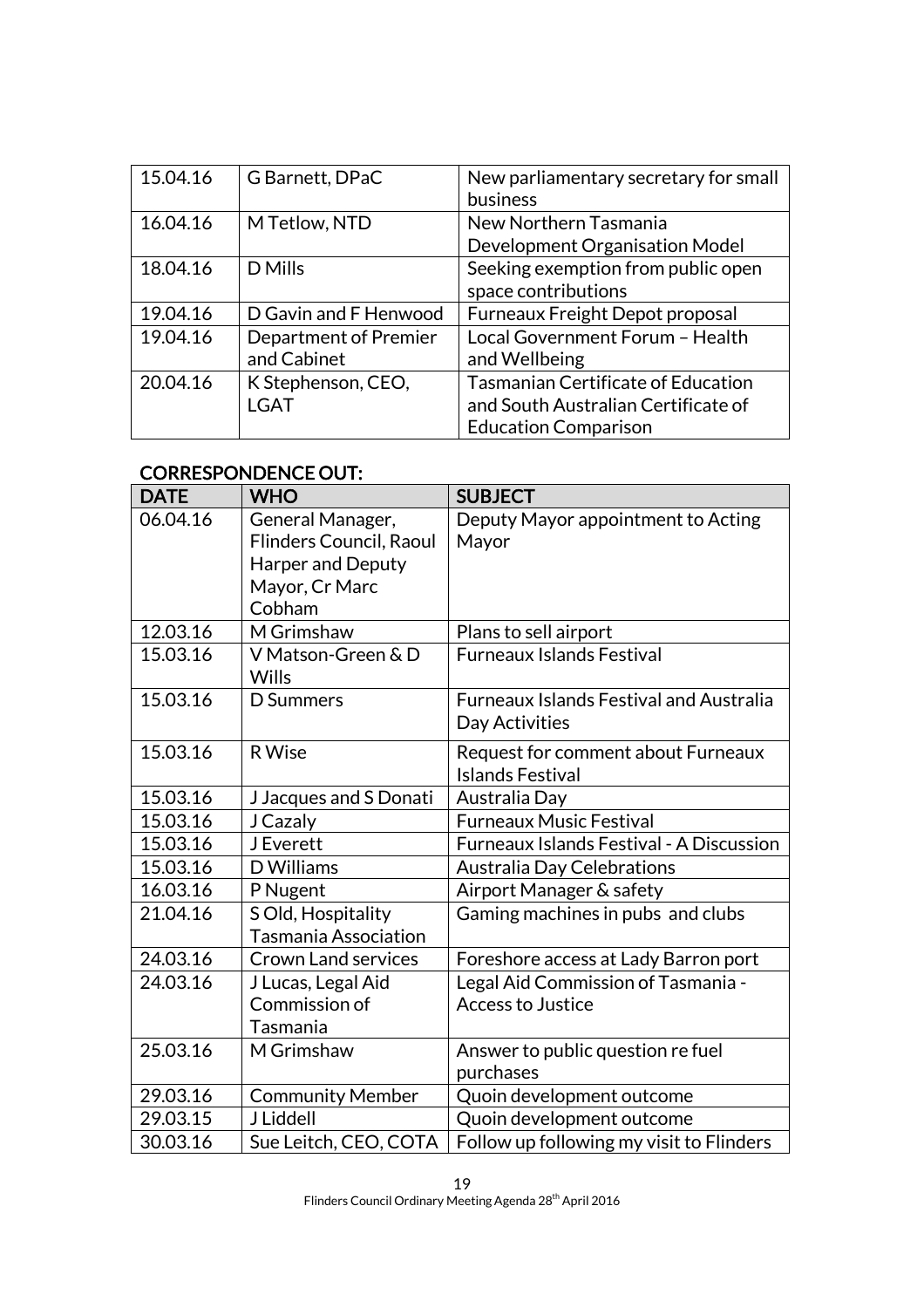| | | |
|---|---|---|
| 15.04.16 | G Barnett, DPaC | New parliamentary secretary for small business |
| 16.04.16 | M Tetlow, NTD | New Northern Tasmania Development Organisation Model |
| 18.04.16 | D Mills | Seeking exemption from public open space contributions |
| 19.04.16 | D Gavin and F Henwood | Furneaux Freight Depot proposal |
| 19.04.16 | Department of Premier and Cabinet | Local Government Forum – Health and Wellbeing |
| 20.04.16 | K Stephenson, CEO, LGAT | Tasmanian Certificate of Education and South Australian Certificate of Education Comparison |

## CORRESPONDENCE OUT:

| DATE | WHO | SUBJECT |
|---|---|---|
| 06.04.16 | General Manager, Flinders Council, Raoul Harper and Deputy Mayor, Cr Marc Cobham | Deputy Mayor appointment to Acting Mayor |
| 12.03.16 | M Grimshaw | Plans to sell airport |
| 15.03.16 | V Matson-Green & D Wills | Furneaux Islands Festival |
| 15.03.16 | D Summers | Furneaux Islands Festival and Australia Day Activities |
| 15.03.16 | R Wise | Request for comment about Furneaux Islands Festival |
| 15.03.16 | J Jacques and S Donati | Australia Day |
| 15.03.16 | J Cazaly | Furneaux Music Festival |
| 15.03.16 | J Everett | Furneaux Islands Festival - A Discussion |
| 15.03.16 | D Williams | Australia Day Celebrations |
| 16.03.16 | P Nugent | Airport Manager & safety |
| 21.04.16 | S Old, Hospitality Tasmania Association | Gaming machines in pubs and clubs |
| 24.03.16 | Crown Land services | Foreshore access at Lady Barron port |
| 24.03.16 | J Lucas, Legal Aid Commission of Tasmania | Legal Aid Commission of Tasmania - Access to Justice |
| 25.03.16 | M Grimshaw | Answer to public question re fuel purchases |
| 29.03.16 | Community Member | Quoin development outcome |
| 29.03.15 | J Liddell | Quoin development outcome |
| 30.03.16 | Sue Leitch, CEO, COTA | Follow up following my visit to Flinders |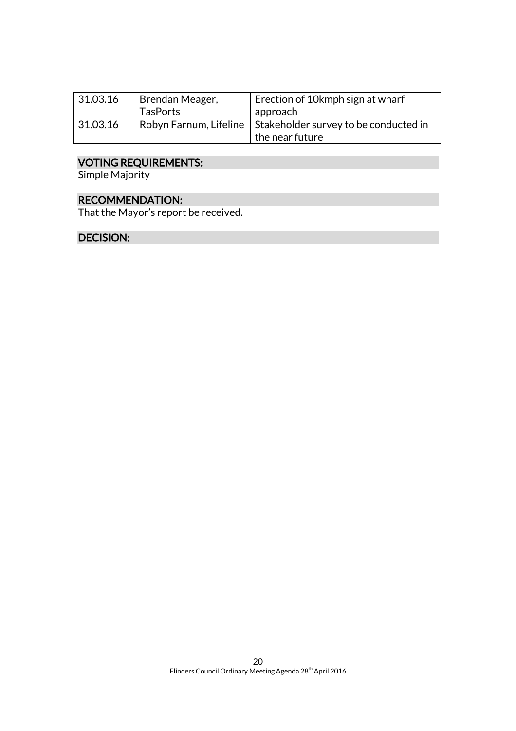| | | |
|---|---|---|
| 31.03.16 | Brendan Meager, TasPorts | Erection of 10kmph sign at wharf approach |
| 31.03.16 | Robyn Farnum, Lifeline | Stakeholder survey to be conducted in the near future |

## VOTING REQUIREMENTS:

Simple Majority

## RECOMMENDATION:

That the Mayor's report be received.

## DECISION: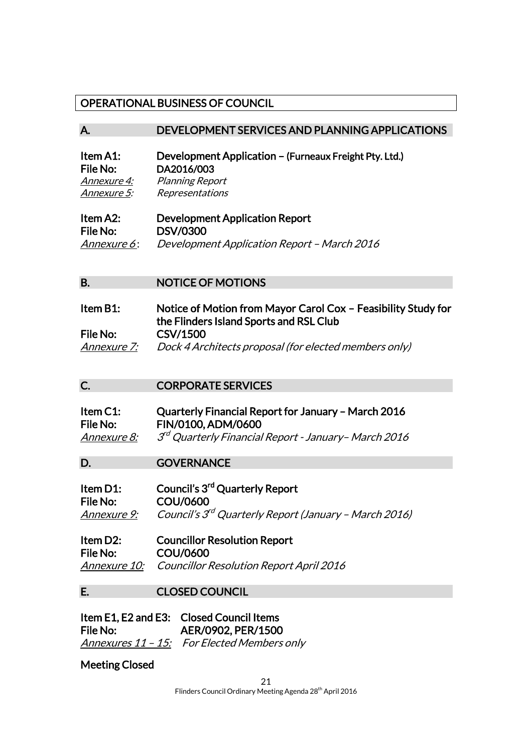## OPERATIONAL BUSINESS OF COUNCIL

### A. DEVELOPMENT SERVICES AND PLANNING APPLICATIONS

**Item A1:** **Development Application – (Furneaux Freight Pty. Ltd.)**
**File No:** **DA2016/003**
*Annexure 4:* *Planning Report*
*Annexure 5:* *Representations*

**Item A2:** **Development Application Report**
**File No:** **DSV/0300**
*Annexure 6:* *Development Application Report – March 2016*

### B. NOTICE OF MOTIONS

**Item B1:** **Notice of Motion from Mayor Carol Cox – Feasibility Study for the Flinders Island Sports and RSL Club**
**File No:** **CSV/1500**
*Annexure 7:* *Dock 4 Architects proposal (for elected members only)*

### C. CORPORATE SERVICES

**Item C1:** **Quarterly Financial Report for January – March 2016**
**File No:** **FIN/0100, ADM/0600**
*Annexure 8:* *3rd Quarterly Financial Report - January– March 2016*

### D. GOVERNANCE

**Item D1:** **Council's 3rd Quarterly Report**
**File No:** **COU/0600**
*Annexure 9:* *Council's 3rd Quarterly Report (January – March 2016)*

**Item D2:** **Councillor Resolution Report**
**File No:** **COU/0600**
*Annexure 10:* *Councillor Resolution Report April 2016*

### E. CLOSED COUNCIL

**Item E1, E2 and E3:** **Closed Council Items**
**File No:** **AER/0902, PER/1500**
*Annexures 11 – 15:* *For Elected Members only*

**Meeting Closed**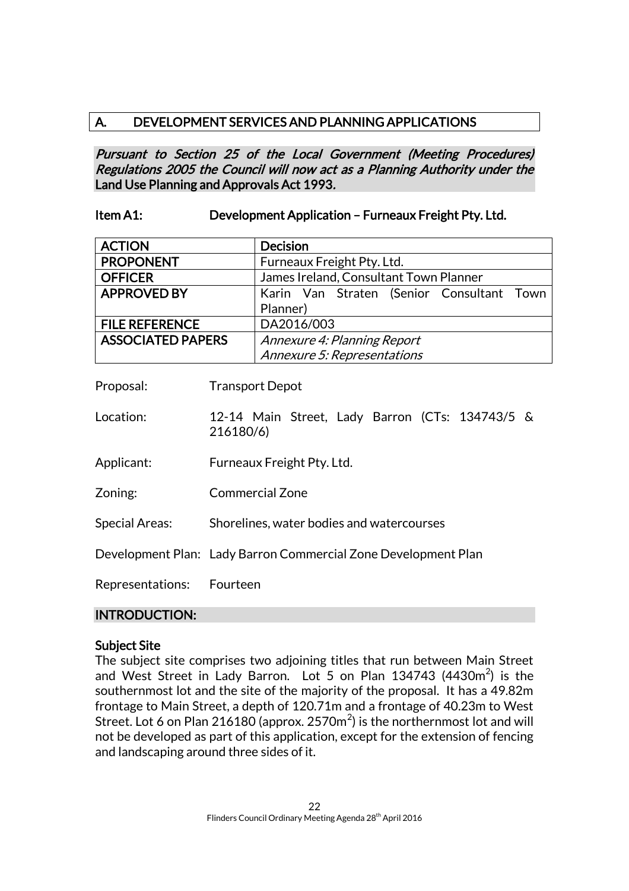## A. DEVELOPMENT SERVICES AND PLANNING APPLICATIONS

*Pursuant to Section 25 of the Local Government (Meeting Procedures) Regulations 2005 the Council will now act as a Planning Authority under the* Land Use Planning and Approvals Act 1993*.*

### Item A1: Development Application – Furneaux Freight Pty. Ltd.

| | |
|---|---|
| **ACTION** | **Decision** |
| **PROPONENT** | Furneaux Freight Pty. Ltd. |
| **OFFICER** | James Ireland, Consultant Town Planner |
| **APPROVED BY** | Karin Van Straten (Senior Consultant Town Planner) |
| **FILE REFERENCE** | DA2016/003 |
| **ASSOCIATED PAPERS** | *Annexure 4: Planning Report*<br>*Annexure 5: Representations* |

Proposal: Transport Depot

Location: 12-14 Main Street, Lady Barron (CTs: 134743/5 & 216180/6)

Applicant: Furneaux Freight Pty. Ltd.

Zoning: Commercial Zone

Special Areas: Shorelines, water bodies and watercourses

Development Plan: Lady Barron Commercial Zone Development Plan

Representations: Fourteen

## INTRODUCTION:

**Subject Site**

The subject site comprises two adjoining titles that run between Main Street and West Street in Lady Barron. Lot 5 on Plan 134743 (4430m$^2$) is the southernmost lot and the site of the majority of the proposal. It has a 49.82m frontage to Main Street, a depth of 120.71m and a frontage of 40.23m to West Street. Lot 6 on Plan 216180 (approx. 2570m$^2$) is the northernmost lot and will not be developed as part of this application, except for the extension of fencing and landscaping around three sides of it.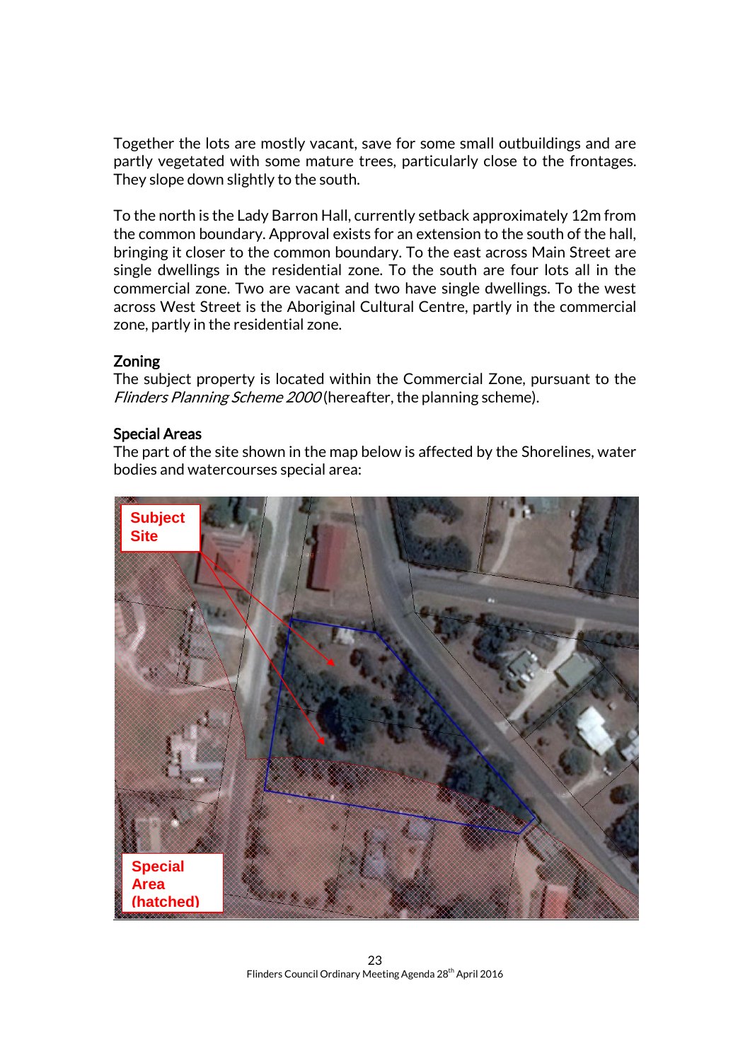Together the lots are mostly vacant, save for some small outbuildings and are partly vegetated with some mature trees, particularly close to the frontages. They slope down slightly to the south.

To the north is the Lady Barron Hall, currently setback approximately 12m from the common boundary. Approval exists for an extension to the south of the hall, bringing it closer to the common boundary. To the east across Main Street are single dwellings in the residential zone. To the south are four lots all in the commercial zone. Two are vacant and two have single dwellings. To the west across West Street is the Aboriginal Cultural Centre, partly in the commercial zone, partly in the residential zone.

## Zoning

The subject property is located within the Commercial Zone, pursuant to the *Flinders Planning Scheme 2000* (hereafter, the planning scheme).

## Special Areas

The part of the site shown in the map below is affected by the Shorelines, water bodies and watercourses special area:

Subject Site

Special Area (hatched)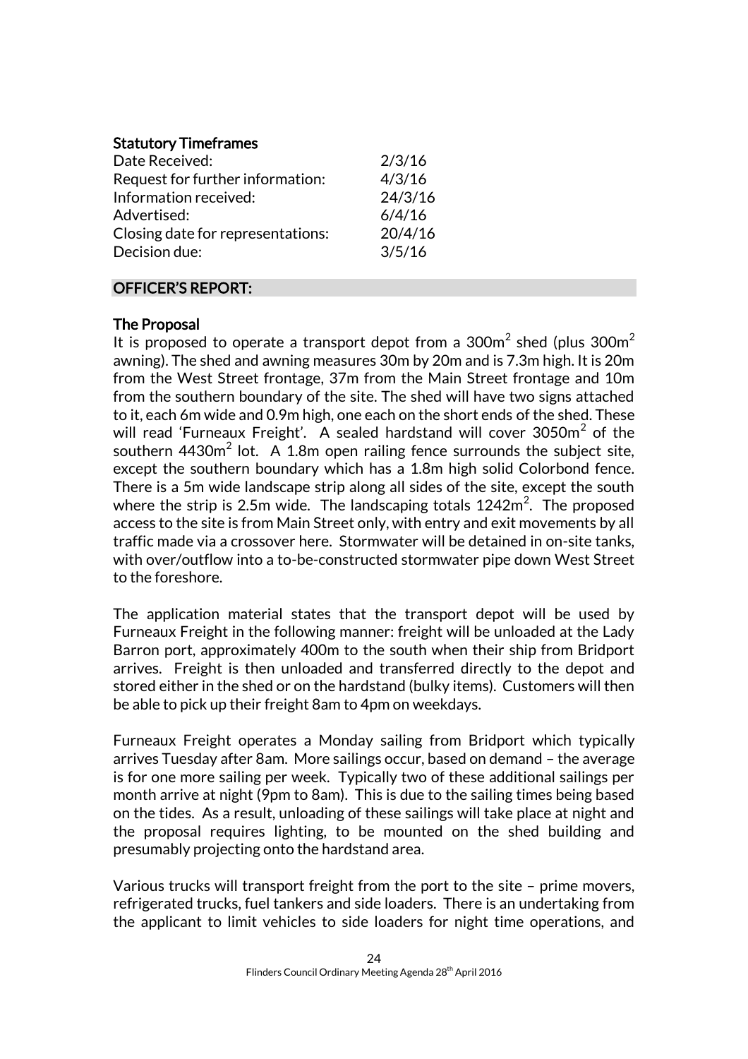### Statutory Timeframes

| | |
|---|---|
| Date Received: | 2/3/16 |
| Request for further information: | 4/3/16 |
| Information received: | 24/3/16 |
| Advertised: | 6/4/16 |
| Closing date for representations: | 20/4/16 |
| Decision due: | 3/5/16 |

## OFFICER'S REPORT:

### The Proposal

It is proposed to operate a transport depot from a $300m^2$ shed (plus $300m^2$ awning). The shed and awning measures 30m by 20m and is 7.3m high. It is 20m from the West Street frontage, 37m from the Main Street frontage and 10m from the southern boundary of the site. The shed will have two signs attached to it, each 6m wide and 0.9m high, one each on the short ends of the shed. These will read 'Furneaux Freight'. A sealed hardstand will cover $3050m^2$ of the southern $4430m^2$ lot. A 1.8m open railing fence surrounds the subject site, except the southern boundary which has a 1.8m high solid Colorbond fence. There is a 5m wide landscape strip along all sides of the site, except the south where the strip is 2.5m wide. The landscaping totals $1242m^2$. The proposed access to the site is from Main Street only, with entry and exit movements by all traffic made via a crossover here. Stormwater will be detained in on-site tanks, with over/outflow into a to-be-constructed stormwater pipe down West Street to the foreshore.

The application material states that the transport depot will be used by Furneaux Freight in the following manner: freight will be unloaded at the Lady Barron port, approximately 400m to the south when their ship from Bridport arrives. Freight is then unloaded and transferred directly to the depot and stored either in the shed or on the hardstand (bulky items). Customers will then be able to pick up their freight 8am to 4pm on weekdays.

Furneaux Freight operates a Monday sailing from Bridport which typically arrives Tuesday after 8am. More sailings occur, based on demand – the average is for one more sailing per week. Typically two of these additional sailings per month arrive at night (9pm to 8am). This is due to the sailing times being based on the tides. As a result, unloading of these sailings will take place at night and the proposal requires lighting, to be mounted on the shed building and presumably projecting onto the hardstand area.

Various trucks will transport freight from the port to the site – prime movers, refrigerated trucks, fuel tankers and side loaders. There is an undertaking from the applicant to limit vehicles to side loaders for night time operations, and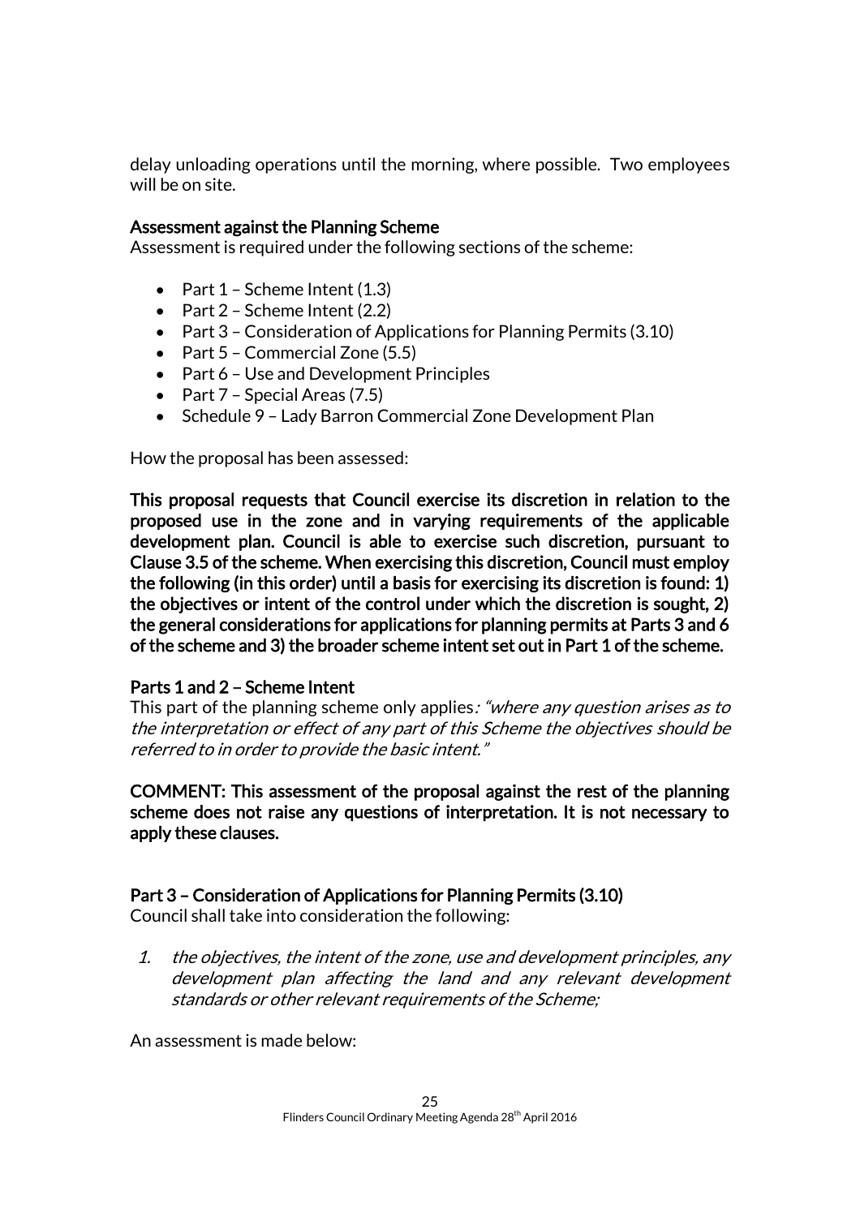delay unloading operations until the morning, where possible. Two employees will be on site.

**Assessment against the Planning Scheme**

Assessment is required under the following sections of the scheme:

- Part 1 – Scheme Intent (1.3)
- Part 2 – Scheme Intent (2.2)
- Part 3 – Consideration of Applications for Planning Permits (3.10)
- Part 5 – Commercial Zone (5.5)
- Part 6 – Use and Development Principles
- Part 7 – Special Areas (7.5)
- Schedule 9 – Lady Barron Commercial Zone Development Plan

How the proposal has been assessed:

**This proposal requests that Council exercise its discretion in relation to the proposed use in the zone and in varying requirements of the applicable development plan. Council is able to exercise such discretion, pursuant to Clause 3.5 of the scheme. When exercising this discretion, Council must employ the following (in this order) until a basis for exercising its discretion is found: 1) the objectives or intent of the control under which the discretion is sought, 2) the general considerations for applications for planning permits at Parts 3 and 6 of the scheme and 3) the broader scheme intent set out in Part 1 of the scheme.**

**Parts 1 and 2 – Scheme Intent**

This part of the planning scheme only applies*: "where any question arises as to the interpretation or effect of any part of this Scheme the objectives should be referred to in order to provide the basic intent."*

**COMMENT: This assessment of the proposal against the rest of the planning scheme does not raise any questions of interpretation. It is not necessary to apply these clauses.**

**Part 3 – Consideration of Applications for Planning Permits (3.10)**

Council shall take into consideration the following:

1. *the objectives, the intent of the zone, use and development principles, any development plan affecting the land and any relevant development standards or other relevant requirements of the Scheme;*

An assessment is made below: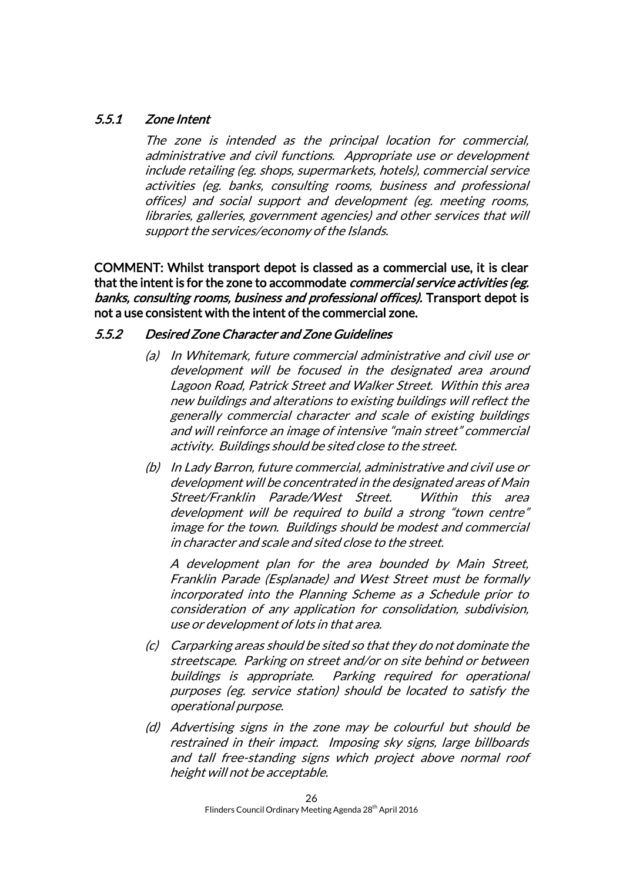### *5.5.1 Zone Intent*

*The zone is intended as the principal location for commercial, administrative and civil functions. Appropriate use or development include retailing (eg. shops, supermarkets, hotels), commercial service activities (eg. banks, consulting rooms, business and professional offices) and social support and development (eg. meeting rooms, libraries, galleries, government agencies) and other services that will support the services/economy of the Islands.*

**COMMENT: Whilst transport depot is classed as a commercial use, it is clear that the intent is for the zone to accommodate *commercial service activities (eg. banks, consulting rooms, business and professional offices).* Transport depot is not a use consistent with the intent of the commercial zone.**

### *5.5.2 Desired Zone Character and Zone Guidelines*

*(a) In Whitemark, future commercial administrative and civil use or development will be focused in the designated area around Lagoon Road, Patrick Street and Walker Street. Within this area new buildings and alterations to existing buildings will reflect the generally commercial character and scale of existing buildings and will reinforce an image of intensive "main street" commercial activity. Buildings should be sited close to the street.*

*(b) In Lady Barron, future commercial, administrative and civil use or development will be concentrated in the designated areas of Main Street/Franklin Parade/West Street. Within this area development will be required to build a strong "town centre" image for the town. Buildings should be modest and commercial in character and scale and sited close to the street.*

*A development plan for the area bounded by Main Street, Franklin Parade (Esplanade) and West Street must be formally incorporated into the Planning Scheme as a Schedule prior to consideration of any application for consolidation, subdivision, use or development of lots in that area.*

*(c) Carparking areas should be sited so that they do not dominate the streetscape. Parking on street and/or on site behind or between buildings is appropriate. Parking required for operational purposes (eg. service station) should be located to satisfy the operational purpose.*

*(d) Advertising signs in the zone may be colourful but should be restrained in their impact. Imposing sky signs, large billboards and tall free-standing signs which project above normal roof height will not be acceptable.*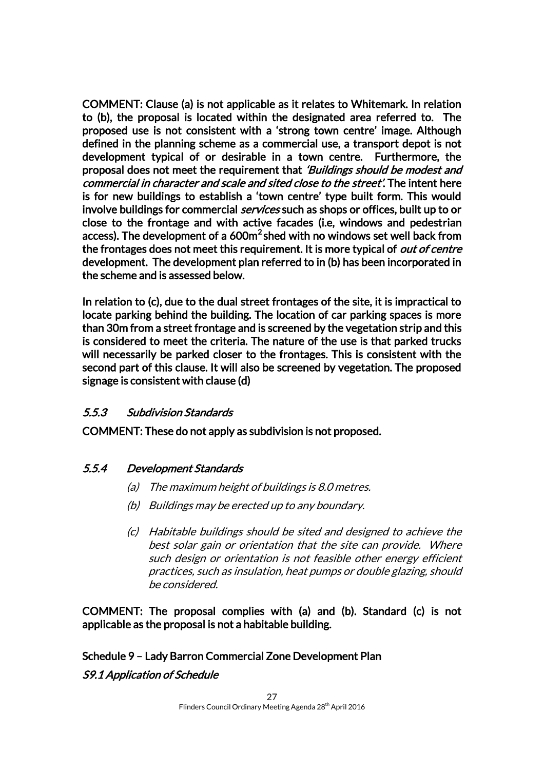**COMMENT: Clause (a) is not applicable as it relates to Whitemark. In relation to (b), the proposal is located within the designated area referred to. The proposed use is not consistent with a 'strong town centre' image. Although defined in the planning scheme as a commercial use, a transport depot is not development typical of or desirable in a town centre. Furthermore, the proposal does not meet the requirement that *'Buildings should be modest and commercial in character and scale and sited close to the street'*. The intent here is for new buildings to establish a 'town centre' type built form. This would involve buildings for commercial *services* such as shops or offices, built up to or close to the frontage and with active facades (i.e, windows and pedestrian access). The development of a 600m$^2$ shed with no windows set well back from the frontages does not meet this requirement. It is more typical of *out of centre* development. The development plan referred to in (b) has been incorporated in the scheme and is assessed below.**

**In relation to (c), due to the dual street frontages of the site, it is impractical to locate parking behind the building. The location of car parking spaces is more than 30m from a street frontage and is screened by the vegetation strip and this is considered to meet the criteria. The nature of the use is that parked trucks will necessarily be parked closer to the frontages. This is consistent with the second part of this clause. It will also be screened by vegetation. The proposed signage is consistent with clause (d)**

### *5.5.3 Subdivision Standards*

**COMMENT: These do not apply as subdivision is not proposed.**

### *5.5.4 Development Standards*

*(a) The maximum height of buildings is 8.0 metres.*

*(b) Buildings may be erected up to any boundary.*

*(c) Habitable buildings should be sited and designed to achieve the best solar gain or orientation that the site can provide. Where such design or orientation is not feasible other energy efficient practices, such as insulation, heat pumps or double glazing, should be considered.*

**COMMENT: The proposal complies with (a) and (b). Standard (c) is not applicable as the proposal is not a habitable building.**

**Schedule 9 – Lady Barron Commercial Zone Development Plan**

***S9.1 Application of Schedule***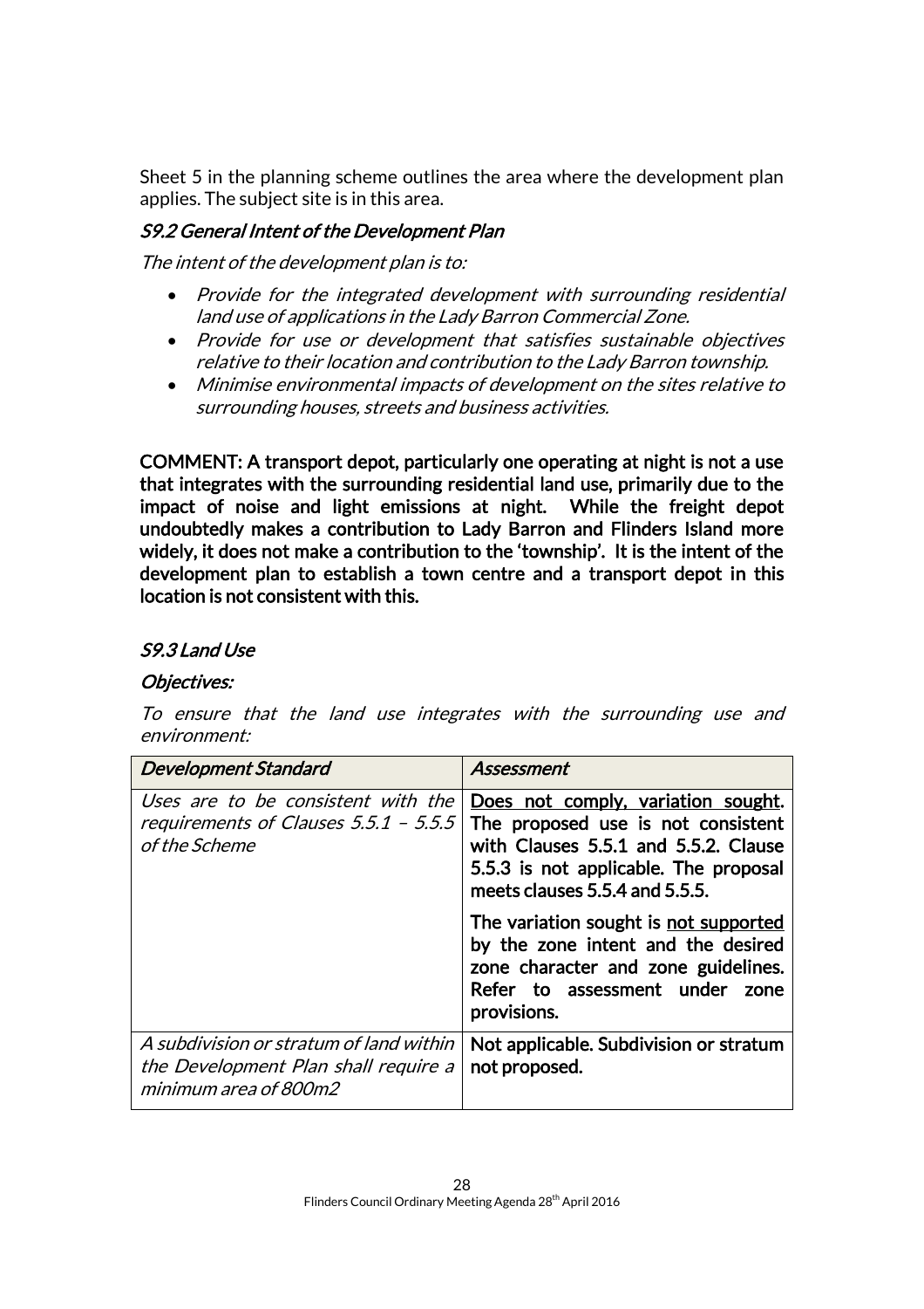Sheet 5 in the planning scheme outlines the area where the development plan applies. The subject site is in this area.

### *S9.2 General Intent of the Development Plan*

*The intent of the development plan is to:*

- *Provide for the integrated development with surrounding residential land use of applications in the Lady Barron Commercial Zone.*
- *Provide for use or development that satisfies sustainable objectives relative to their location and contribution to the Lady Barron township.*
- *Minimise environmental impacts of development on the sites relative to surrounding houses, streets and business activities.*

**COMMENT: A transport depot, particularly one operating at night is not a use that integrates with the surrounding residential land use, primarily due to the impact of noise and light emissions at night. While the freight depot undoubtedly makes a contribution to Lady Barron and Flinders Island more widely, it does not make a contribution to the 'township'. It is the intent of the development plan to establish a town centre and a transport depot in this location is not consistent with this.**

### *S9.3 Land Use*

### *Objectives:*

*To ensure that the land use integrates with the surrounding use and environment:*

| *Development Standard* | *Assessment* |
|---|---|
| *Uses are to be consistent with the requirements of Clauses 5.5.1 – 5.5.5 of the Scheme* | **<u>Does not comply, variation sought</u>. The proposed use is not consistent with Clauses 5.5.1 and 5.5.2. Clause 5.5.3 is not applicable. The proposal meets clauses 5.5.4 and 5.5.5.**<br><br>**The variation sought is <u>not supported</u> by the zone intent and the desired zone character and zone guidelines. Refer to assessment under zone provisions.** |
| *A subdivision or stratum of land within the Development Plan shall require a minimum area of 800m2* | **Not applicable. Subdivision or stratum not proposed.** |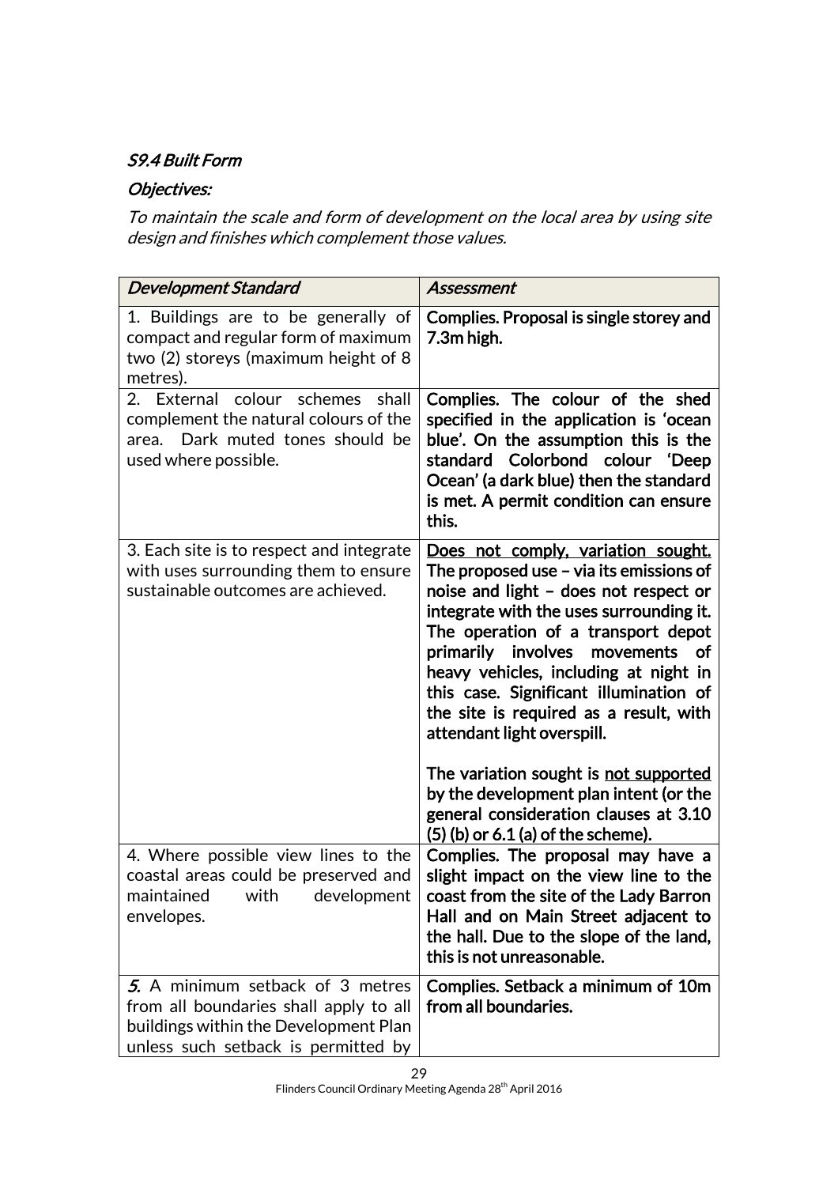*S9.4 Built Form*

*Objectives:*

*To maintain the scale and form of development on the local area by using site design and finishes which complement those values.*

| *Development Standard* | *Assessment* |
|---|---|
| 1. Buildings are to be generally of compact and regular form of maximum two (2) storeys (maximum height of 8 metres). | **Complies. Proposal is single storey and 7.3m high.** |
| 2. External colour schemes shall complement the natural colours of the area. Dark muted tones should be used where possible. | **Complies. The colour of the shed specified in the application is 'ocean blue'. On the assumption this is the standard Colorbond colour 'Deep Ocean' (a dark blue) then the standard is met. A permit condition can ensure this.** |
| 3. Each site is to respect and integrate with uses surrounding them to ensure sustainable outcomes are achieved. | **<u>Does not comply, variation sought.</u> The proposed use – via its emissions of noise and light – does not respect or integrate with the uses surrounding it. The operation of a transport depot primarily involves movements of heavy vehicles, including at night in this case. Significant illumination of the site is required as a result, with attendant light overspill.**<br><br>**The variation sought is <u>not supported</u> by the development plan intent (or the general consideration clauses at 3.10 (5) (b) or 6.1 (a) of the scheme).** |
| 4. Where possible view lines to the coastal areas could be preserved and maintained with development envelopes. | **Complies. The proposal may have a slight impact on the view line to the coast from the site of the Lady Barron Hall and on Main Street adjacent to the hall. Due to the slope of the land, this is not unreasonable.** |
| *5.* A minimum setback of 3 metres from all boundaries shall apply to all buildings within the Development Plan unless such setback is permitted by | **Complies. Setback a minimum of 10m from all boundaries.** |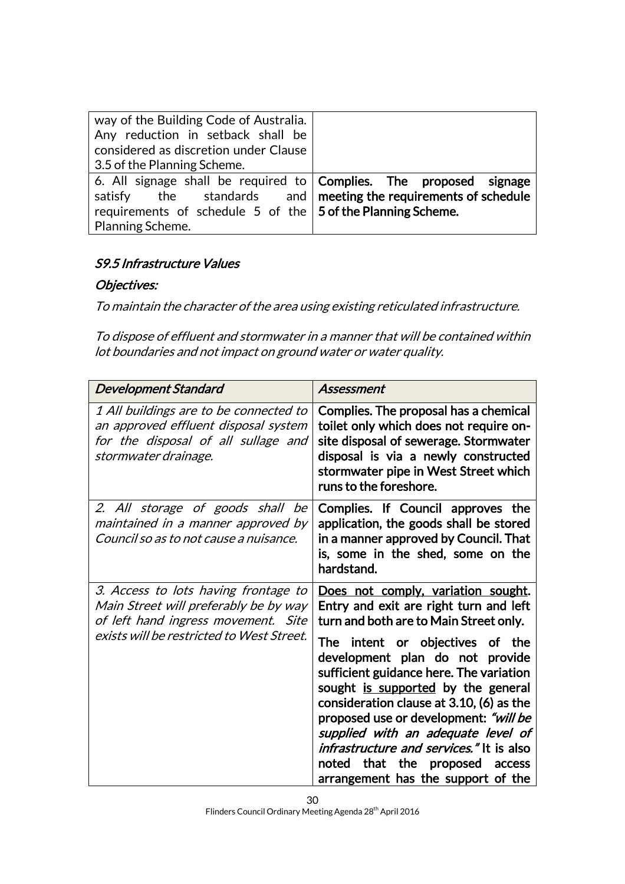| | |
|---|---|
| way of the Building Code of Australia. Any reduction in setback shall be considered as discretion under Clause 3.5 of the Planning Scheme. | |
| 6. All signage shall be required to satisfy the standards and requirements of schedule 5 of the Planning Scheme. | **Complies. The proposed signage meeting the requirements of schedule 5 of the Planning Scheme.** |

### *S9.5 Infrastructure Values*

#### *Objectives:*

*To maintain the character of the area using existing reticulated infrastructure.*

*To dispose of effluent and stormwater in a manner that will be contained within lot boundaries and not impact on ground water or water quality.*

| *Development Standard* | *Assessment* |
|---|---|
| *1 All buildings are to be connected to an approved effluent disposal system for the disposal of all sullage and stormwater drainage.* | **Complies. The proposal has a chemical toilet only which does not require on-site disposal of sewerage. Stormwater disposal is via a newly constructed stormwater pipe in West Street which runs to the foreshore.** |
| *2. All storage of goods shall be maintained in a manner approved by Council so as to not cause a nuisance.* | **Complies. If Council approves the application, the goods shall be stored in a manner approved by Council. That is, some in the shed, some on the hardstand.** |
| *3. Access to lots having frontage to Main Street will preferably be by way of left hand ingress movement. Site exists will be restricted to West Street.* | **<u>Does not comply, variation sought</u>. Entry and exit are right turn and left turn and both are to Main Street only.** <br><br> **The intent or objectives of the development plan do not provide sufficient guidance here. The variation sought <u>is supported</u> by the general consideration clause at 3.10, (6) as the proposed use or development: *"will be supplied with an adequate level of infrastructure and services."* It is also noted that the proposed access arrangement has the support of the** |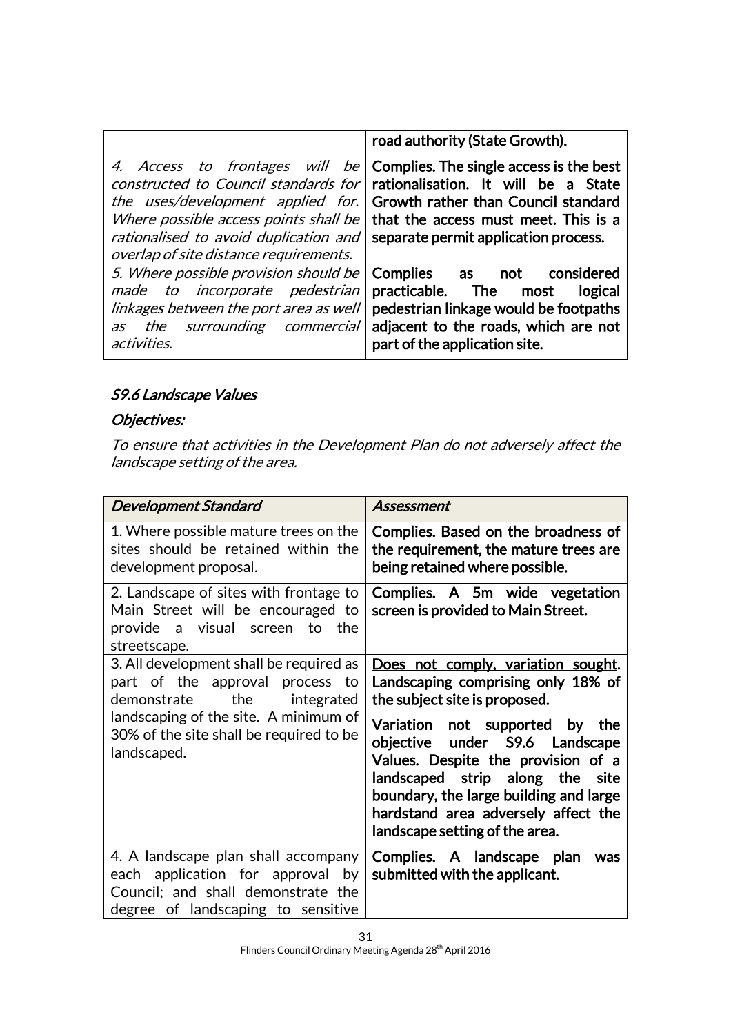| | |
|---|---|
| | **road authority (State Growth).** |
| *4. Access to frontages will be constructed to Council standards for the uses/development applied for. Where possible access points shall be rationalised to avoid duplication and overlap of site distance requirements.* | **Complies. The single access is the best rationalisation. It will be a State Growth rather than Council standard that the access must meet. This is a separate permit application process.** |
| *5. Where possible provision should be made to incorporate pedestrian linkages between the port area as well as the surrounding commercial activities.* | **Complies as not considered practicable. The most logical pedestrian linkage would be footpaths adjacent to the roads, which are not part of the application site.** |

### *S9.6 Landscape Values*

***Objectives:***

*To ensure that activities in the Development Plan do not adversely affect the landscape setting of the area.*

| *Development Standard* | *Assessment* |
|---|---|
| 1. Where possible mature trees on the sites should be retained within the development proposal. | **Complies. Based on the broadness of the requirement, the mature trees are being retained where possible.** |
| 2. Landscape of sites with frontage to Main Street will be encouraged to provide a visual screen to the streetscape. | **Complies. A 5m wide vegetation screen is provided to Main Street.** |
| 3. All development shall be required as part of the approval process to demonstrate the integrated landscaping of the site. A minimum of 30% of the site shall be required to be landscaped. | **<u>Does not comply, variation sought</u>. Landscaping comprising only 18% of the subject site is proposed.**<br><br>**Variation not supported by the objective under S9.6 Landscape Values. Despite the provision of a landscaped strip along the site boundary, the large building and large hardstand area adversely affect the landscape setting of the area.** |
| 4. A landscape plan shall accompany each application for approval by Council; and shall demonstrate the degree of landscaping to sensitive | **Complies. A landscape plan was submitted with the applicant.** |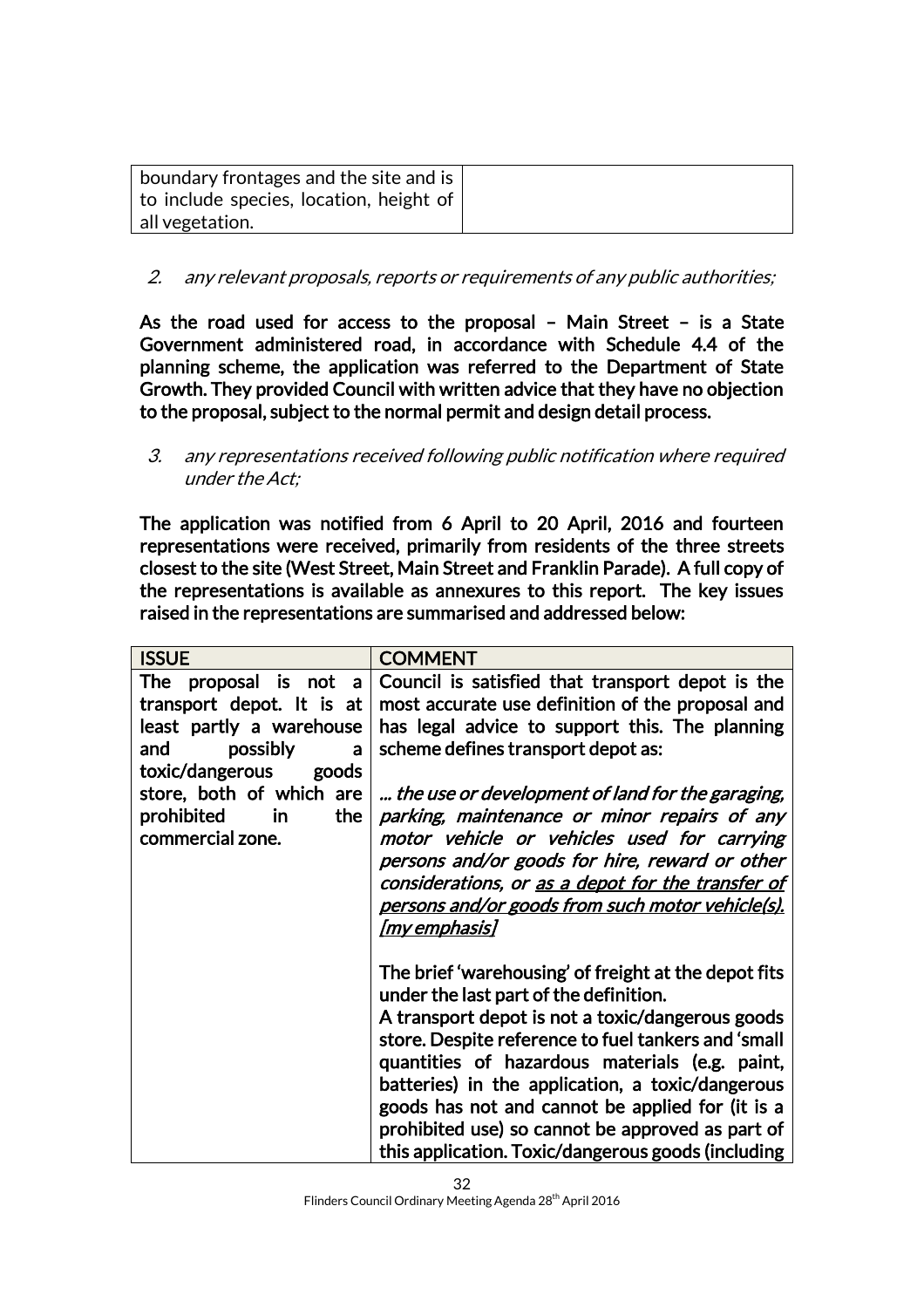| | |
|---|---|
| boundary frontages and the site and is to include species, location, height of all vegetation. | |

2. *any relevant proposals, reports or requirements of any public authorities;*

**As the road used for access to the proposal – Main Street – is a State Government administered road, in accordance with Schedule 4.4 of the planning scheme, the application was referred to the Department of State Growth. They provided Council with written advice that they have no objection to the proposal, subject to the normal permit and design detail process.**

3. *any representations received following public notification where required under the Act;*

**The application was notified from 6 April to 20 April, 2016 and fourteen representations were received, primarily from residents of the three streets closest to the site (West Street, Main Street and Franklin Parade). A full copy of the representations is available as annexures to this report. The key issues raised in the representations are summarised and addressed below:**

| ISSUE | COMMENT |
|---|---|
| **The proposal is not a transport depot. It is at least partly a warehouse and possibly a toxic/dangerous goods store, both of which are prohibited in the commercial zone.** | **Council is satisfied that transport depot is the most accurate use definition of the proposal and has legal advice to support this. The planning scheme defines transport depot as:**<br><br>***... the use or development of land for the garaging, parking, maintenance or minor repairs of any motor vehicle or vehicles used for carrying persons and/or goods for hire, reward or other considerations, or <u>as a depot for the transfer of persons and/or goods from such motor vehicle(s).</u> <u>[my emphasis]</u>***<br><br>**The brief 'warehousing' of freight at the depot fits under the last part of the definition.**<br>**A transport depot is not a toxic/dangerous goods store. Despite reference to fuel tankers and 'small quantities of hazardous materials (e.g. paint, batteries) in the application, a toxic/dangerous goods has not and cannot be applied for (it is a prohibited use) so cannot be approved as part of this application. Toxic/dangerous goods (including** |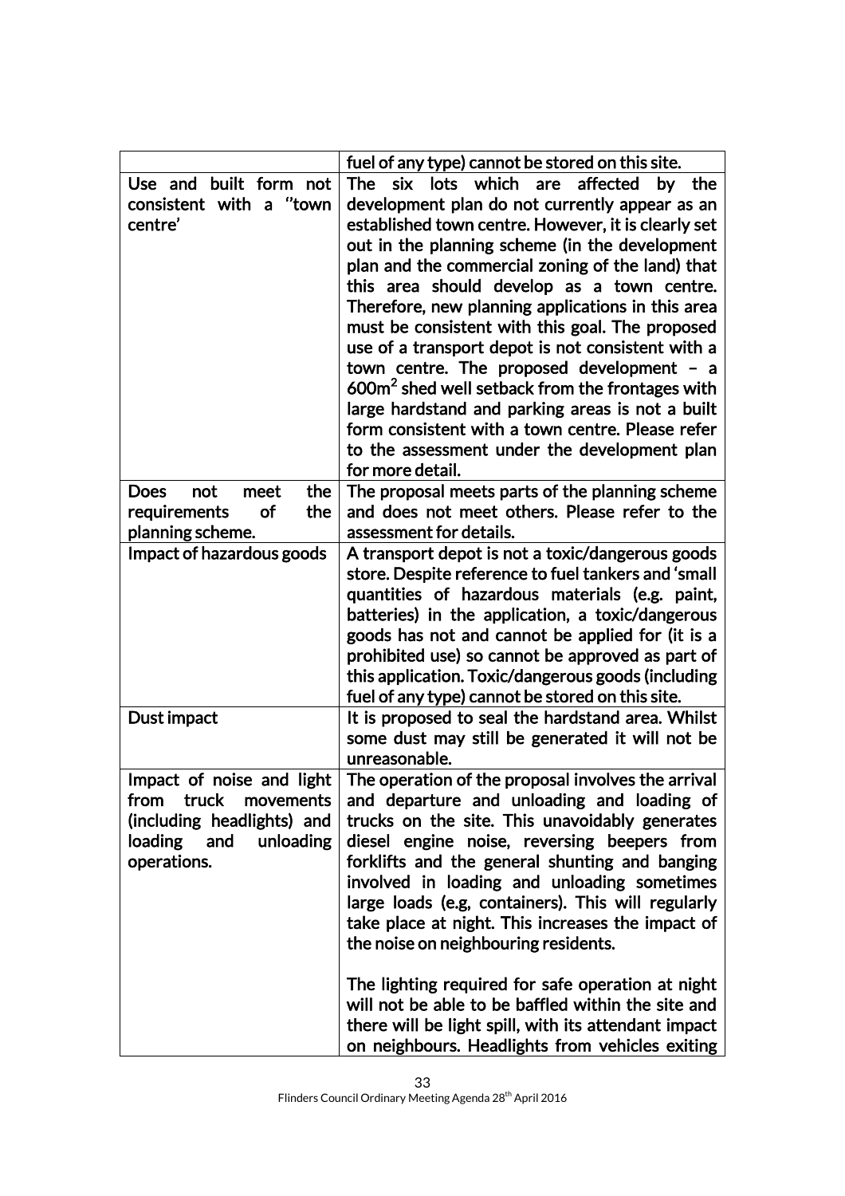| | |
|---|---|
| | fuel of any type) cannot be stored on this site. |
| Use and built form not consistent with a ''town centre' | The six lots which are affected by the development plan do not currently appear as an established town centre. However, it is clearly set out in the planning scheme (in the development plan and the commercial zoning of the land) that this area should develop as a town centre. Therefore, new planning applications in this area must be consistent with this goal. The proposed use of a transport depot is not consistent with a town centre. The proposed development – a $600m^2$ shed well setback from the frontages with large hardstand and parking areas is not a built form consistent with a town centre. Please refer to the assessment under the development plan for more detail. |
| Does not meet the requirements of the planning scheme. | The proposal meets parts of the planning scheme and does not meet others. Please refer to the assessment for details. |
| Impact of hazardous goods | A transport depot is not a toxic/dangerous goods store. Despite reference to fuel tankers and 'small quantities of hazardous materials (e.g. paint, batteries) in the application, a toxic/dangerous goods has not and cannot be applied for (it is a prohibited use) so cannot be approved as part of this application. Toxic/dangerous goods (including fuel of any type) cannot be stored on this site. |
| Dust impact | It is proposed to seal the hardstand area. Whilst some dust may still be generated it will not be unreasonable. |
| Impact of noise and light from truck movements (including headlights) and loading and unloading operations. | The operation of the proposal involves the arrival and departure and unloading and loading of trucks on the site. This unavoidably generates diesel engine noise, reversing beepers from forklifts and the general shunting and banging involved in loading and unloading sometimes large loads (e.g, containers). This will regularly take place at night. This increases the impact of the noise on neighbouring residents.<br><br>The lighting required for safe operation at night will not be able to be baffled within the site and there will be light spill, with its attendant impact on neighbours. Headlights from vehicles exiting |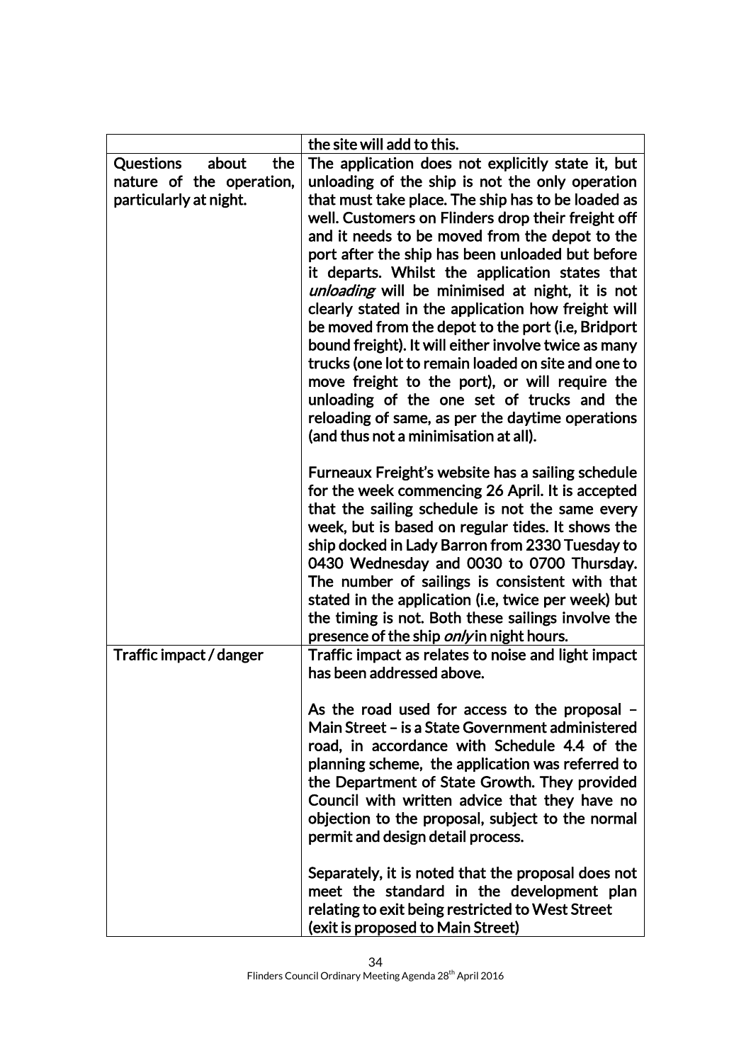| | |
|---|---|
| | the site will add to this. |
| Questions about the nature of the operation, particularly at night. | The application does not explicitly state it, but unloading of the ship is not the only operation that must take place. The ship has to be loaded as well. Customers on Flinders drop their freight off and it needs to be moved from the depot to the port after the ship has been unloaded but before it departs. Whilst the application states that *unloading* will be minimised at night, it is not clearly stated in the application how freight will be moved from the depot to the port (i.e, Bridport bound freight). It will either involve twice as many trucks (one lot to remain loaded on site and one to move freight to the port), or will require the unloading of the one set of trucks and the reloading of same, as per the daytime operations (and thus not a minimisation at all).<br><br>Furneaux Freight's website has a sailing schedule for the week commencing 26 April. It is accepted that the sailing schedule is not the same every week, but is based on regular tides. It shows the ship docked in Lady Barron from 2330 Tuesday to 0430 Wednesday and 0030 to 0700 Thursday. The number of sailings is consistent with that stated in the application (i.e, twice per week) but the timing is not. Both these sailings involve the presence of the ship *only* in night hours. |
| Traffic impact / danger | Traffic impact as relates to noise and light impact has been addressed above.<br><br>As the road used for access to the proposal – Main Street – is a State Government administered road, in accordance with Schedule 4.4 of the planning scheme, the application was referred to the Department of State Growth. They provided Council with written advice that they have no objection to the proposal, subject to the normal permit and design detail process.<br><br>Separately, it is noted that the proposal does not meet the standard in the development plan relating to exit being restricted to West Street (exit is proposed to Main Street) |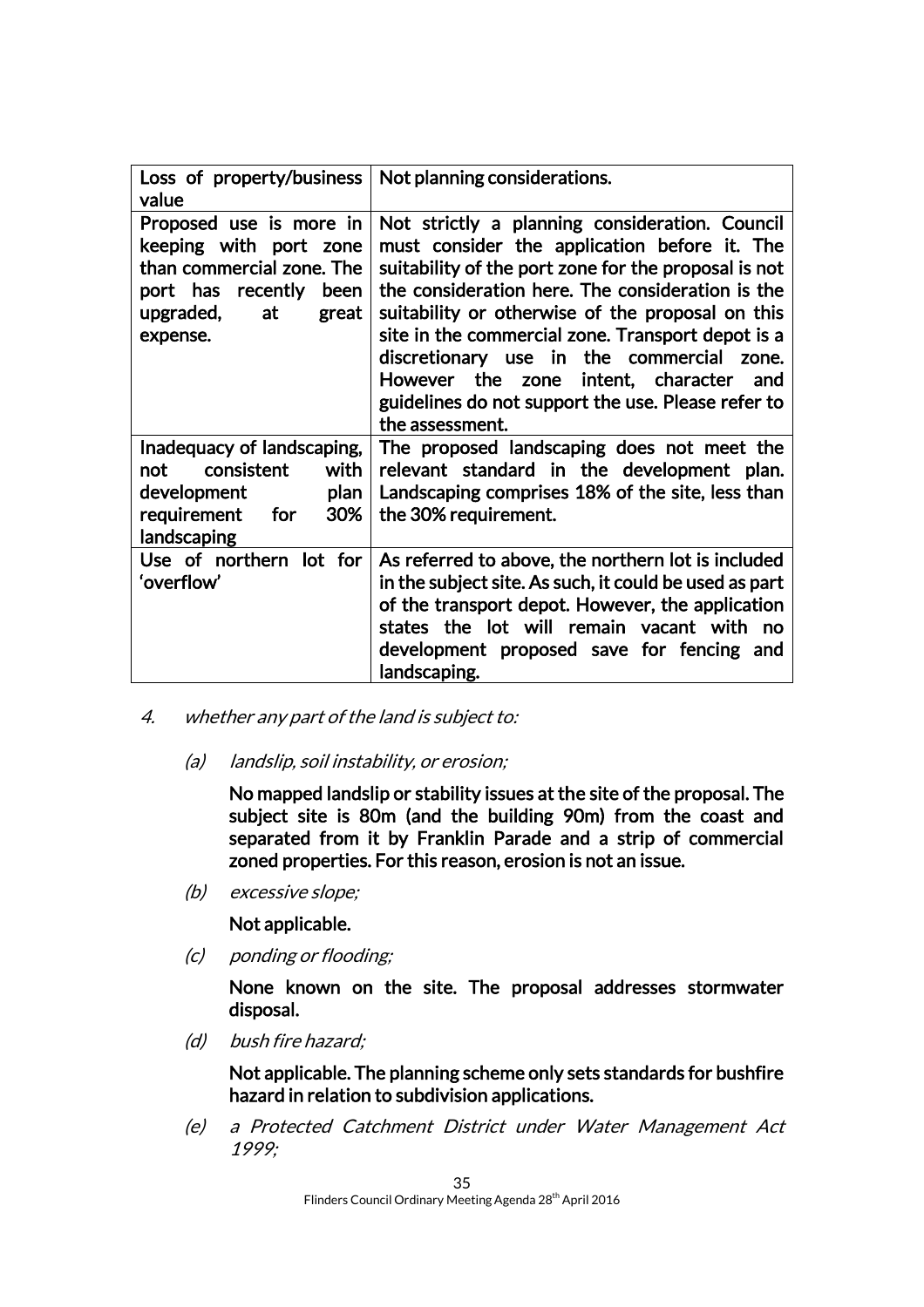| | |
|---|---|
| Loss of property/business value | Not planning considerations. |
| Proposed use is more in keeping with port zone than commercial zone. The port has recently been upgraded, at great expense. | Not strictly a planning consideration. Council must consider the application before it. The suitability of the port zone for the proposal is not the consideration here. The consideration is the suitability or otherwise of the proposal on this site in the commercial zone. Transport depot is a discretionary use in the commercial zone. However the zone intent, character and guidelines do not support the use. Please refer to the assessment. |
| Inadequacy of landscaping, not consistent with development plan requirement for 30% landscaping | The proposed landscaping does not meet the relevant standard in the development plan. Landscaping comprises 18% of the site, less than the 30% requirement. |
| Use of northern lot for 'overflow' | As referred to above, the northern lot is included in the subject site. As such, it could be used as part of the transport depot. However, the application states the lot will remain vacant with no development proposed save for fencing and landscaping. |

4. *whether any part of the land is subject to:*

   (a) *landslip, soil instability, or erosion;*

   **No mapped landslip or stability issues at the site of the proposal. The subject site is 80m (and the building 90m) from the coast and separated from it by Franklin Parade and a strip of commercial zoned properties. For this reason, erosion is not an issue.**

   (b) *excessive slope;*

   **Not applicable.**

   (c) *ponding or flooding;*

   **None known on the site. The proposal addresses stormwater disposal.**

   (d) *bush fire hazard;*

   **Not applicable. The planning scheme only sets standards for bushfire hazard in relation to subdivision applications.**

   (e) *a Protected Catchment District under Water Management Act 1999;*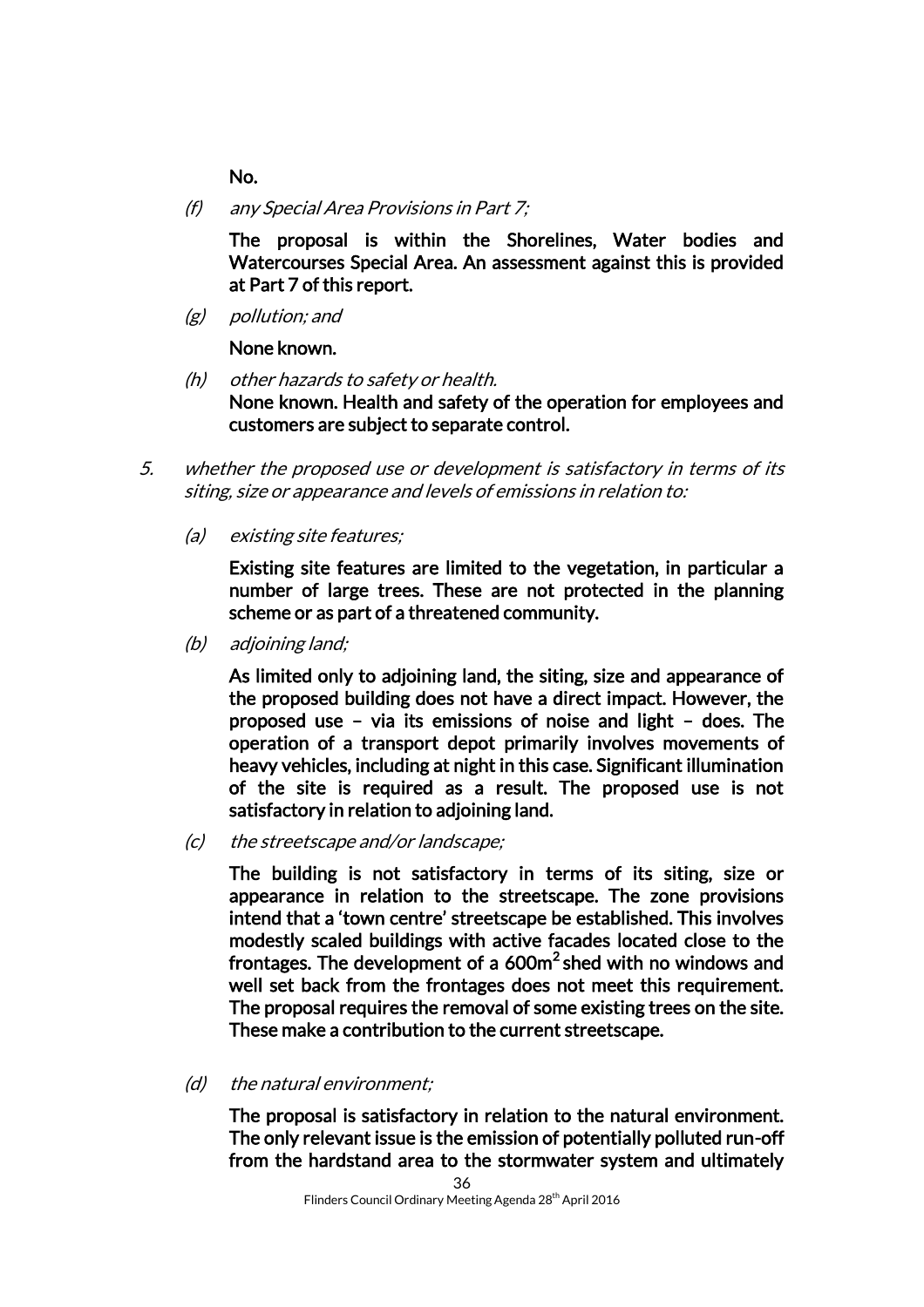**No.**

(f) *any Special Area Provisions in Part 7;*

**The proposal is within the Shorelines, Water bodies and Watercourses Special Area. An assessment against this is provided at Part 7 of this report.**

(g) *pollution; and*

**None known.**

(h) *other hazards to safety or health.*

**None known. Health and safety of the operation for employees and customers are subject to separate control.**

5. *whether the proposed use or development is satisfactory in terms of its siting, size or appearance and levels of emissions in relation to:*

   (a) *existing site features;*

   **Existing site features are limited to the vegetation, in particular a number of large trees. These are not protected in the planning scheme or as part of a threatened community.**

   (b) *adjoining land;*

   **As limited only to adjoining land, the siting, size and appearance of the proposed building does not have a direct impact. However, the proposed use – via its emissions of noise and light – does. The operation of a transport depot primarily involves movements of heavy vehicles, including at night in this case. Significant illumination of the site is required as a result. The proposed use is not satisfactory in relation to adjoining land.**

   (c) *the streetscape and/or landscape;*

   **The building is not satisfactory in terms of its siting, size or appearance in relation to the streetscape. The zone provisions intend that a 'town centre' streetscape be established. This involves modestly scaled buildings with active facades located close to the frontages. The development of a 600m² shed with no windows and well set back from the frontages does not meet this requirement. The proposal requires the removal of some existing trees on the site. These make a contribution to the current streetscape.**

   (d) *the natural environment;*

   **The proposal is satisfactory in relation to the natural environment. The only relevant issue is the emission of potentially polluted run-off from the hardstand area to the stormwater system and ultimately**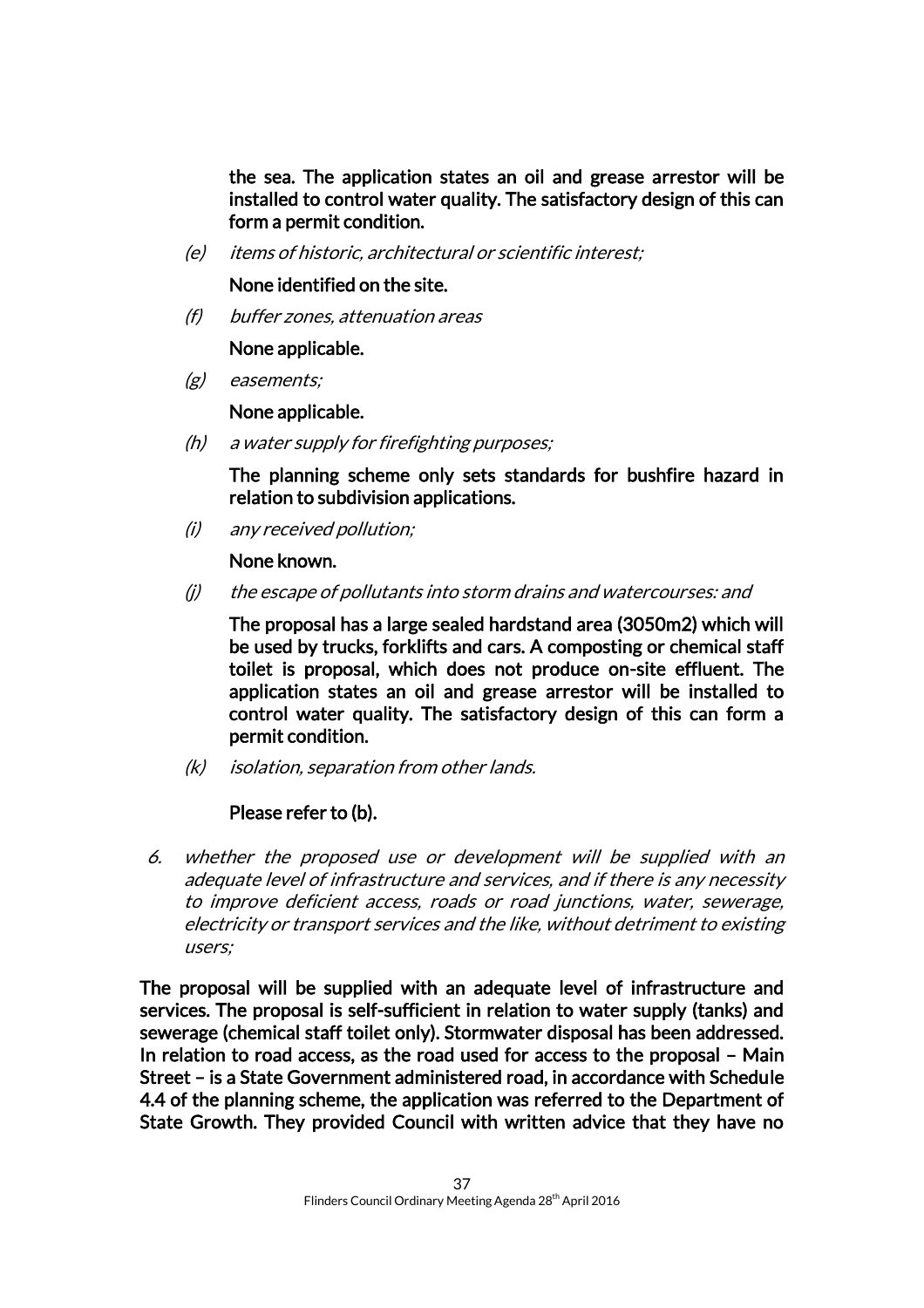**the sea. The application states an oil and grease arrestor will be installed to control water quality. The satisfactory design of this can form a permit condition.**

(e) *items of historic, architectural or scientific interest;*

**None identified on the site.**

(f) *buffer zones, attenuation areas*

**None applicable.**

(g) *easements;*

**None applicable.**

(h) *a water supply for firefighting purposes;*

**The planning scheme only sets standards for bushfire hazard in relation to subdivision applications.**

(i) *any received pollution;*

**None known.**

(j) *the escape of pollutants into storm drains and watercourses: and*

**The proposal has a large sealed hardstand area (3050m2) which will be used by trucks, forklifts and cars. A composting or chemical staff toilet is proposal, which does not produce on-site effluent. The application states an oil and grease arrestor will be installed to control water quality. The satisfactory design of this can form a permit condition.**

(k) *isolation, separation from other lands.*

**Please refer to (b).**

6. *whether the proposed use or development will be supplied with an adequate level of infrastructure and services, and if there is any necessity to improve deficient access, roads or road junctions, water, sewerage, electricity or transport services and the like, without detriment to existing users;*

**The proposal will be supplied with an adequate level of infrastructure and services. The proposal is self-sufficient in relation to water supply (tanks) and sewerage (chemical staff toilet only). Stormwater disposal has been addressed. In relation to road access, as the road used for access to the proposal – Main Street – is a State Government administered road, in accordance with Schedule 4.4 of the planning scheme, the application was referred to the Department of State Growth. They provided Council with written advice that they have no**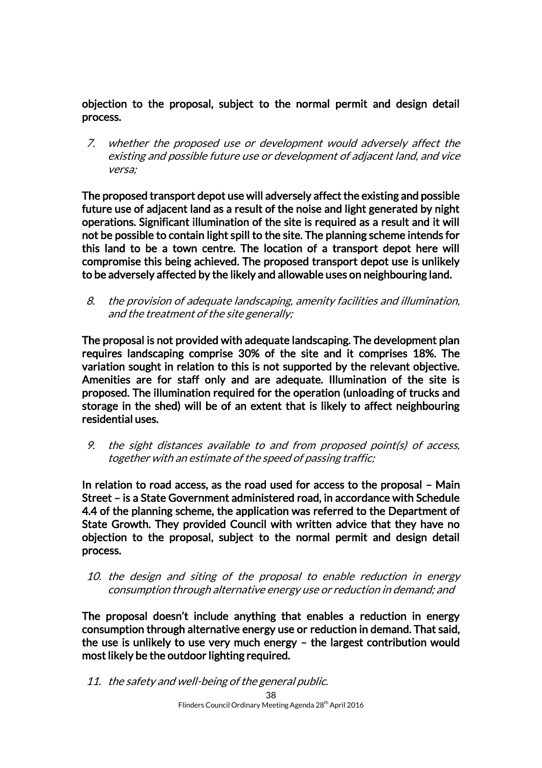**objection to the proposal, subject to the normal permit and design detail process.**

7. *whether the proposed use or development would adversely affect the existing and possible future use or development of adjacent land, and vice versa;*

**The proposed transport depot use will adversely affect the existing and possible future use of adjacent land as a result of the noise and light generated by night operations. Significant illumination of the site is required as a result and it will not be possible to contain light spill to the site. The planning scheme intends for this land to be a town centre. The location of a transport depot here will compromise this being achieved. The proposed transport depot use is unlikely to be adversely affected by the likely and allowable uses on neighbouring land.**

8. *the provision of adequate landscaping, amenity facilities and illumination, and the treatment of the site generally;*

**The proposal is not provided with adequate landscaping. The development plan requires landscaping comprise 30% of the site and it comprises 18%. The variation sought in relation to this is not supported by the relevant objective. Amenities are for staff only and are adequate. Illumination of the site is proposed. The illumination required for the operation (unloading of trucks and storage in the shed) will be of an extent that is likely to affect neighbouring residential uses.**

9. *the sight distances available to and from proposed point(s) of access, together with an estimate of the speed of passing traffic;*

**In relation to road access, as the road used for access to the proposal – Main Street – is a State Government administered road, in accordance with Schedule 4.4 of the planning scheme, the application was referred to the Department of State Growth. They provided Council with written advice that they have no objection to the proposal, subject to the normal permit and design detail process.**

10. *the design and siting of the proposal to enable reduction in energy consumption through alternative energy use or reduction in demand; and*

**The proposal doesn't include anything that enables a reduction in energy consumption through alternative energy use or reduction in demand. That said, the use is unlikely to use very much energy – the largest contribution would most likely be the outdoor lighting required.**

11. *the safety and well-being of the general public.*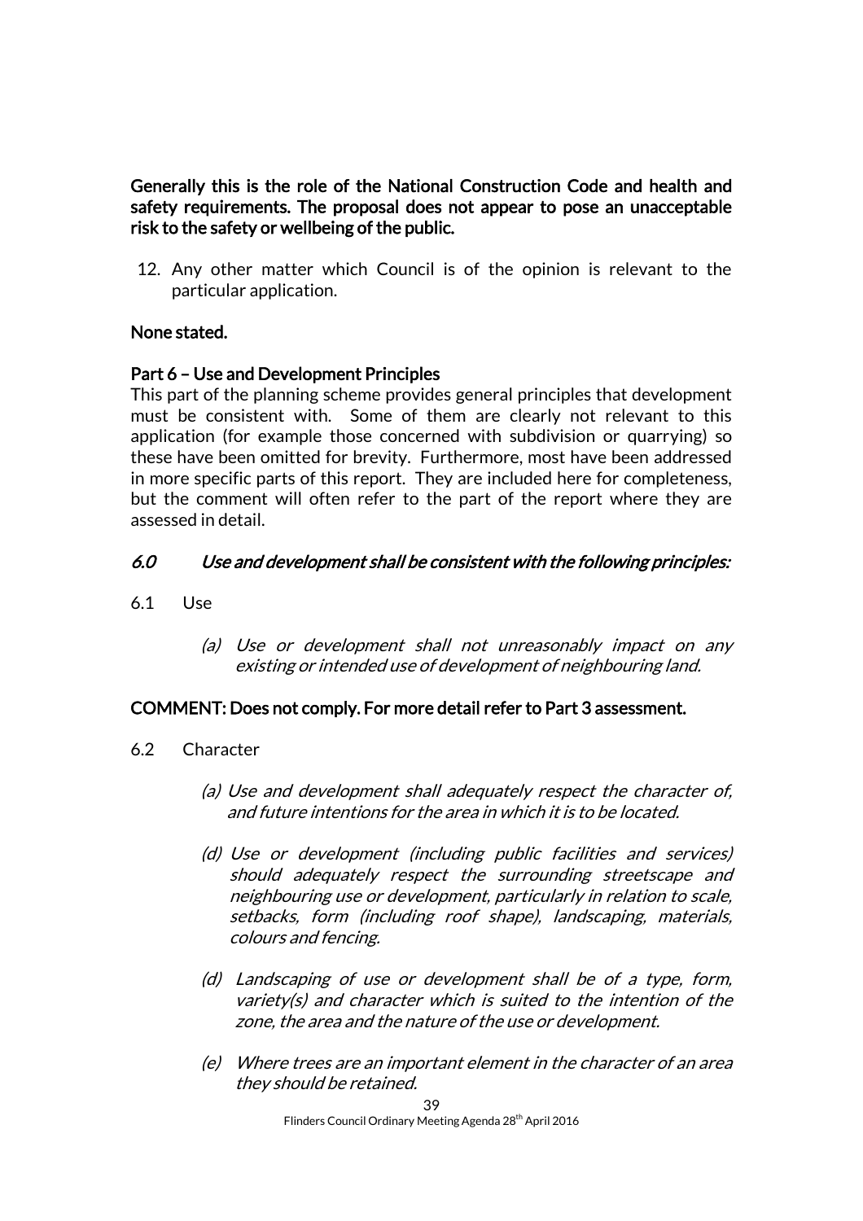**Generally this is the role of the National Construction Code and health and safety requirements. The proposal does not appear to pose an unacceptable risk to the safety or wellbeing of the public.**

12. Any other matter which Council is of the opinion is relevant to the particular application.

**None stated.**

**Part 6 – Use and Development Principles**

This part of the planning scheme provides general principles that development must be consistent with. Some of them are clearly not relevant to this application (for example those concerned with subdivision or quarrying) so these have been omitted for brevity. Furthermore, most have been addressed in more specific parts of this report. They are included here for completeness, but the comment will often refer to the part of the report where they are assessed in detail.

*6.0 Use and development shall be consistent with the following principles:*

6.1 Use

*(a) Use or development shall not unreasonably impact on any existing or intended use of development of neighbouring land.*

**COMMENT: Does not comply. For more detail refer to Part 3 assessment.**

6.2 Character

*(a) Use and development shall adequately respect the character of, and future intentions for the area in which it is to be located.*

*(d) Use or development (including public facilities and services) should adequately respect the surrounding streetscape and neighbouring use or development, particularly in relation to scale, setbacks, form (including roof shape), landscaping, materials, colours and fencing.*

*(d) Landscaping of use or development shall be of a type, form, variety(s) and character which is suited to the intention of the zone, the area and the nature of the use or development.*

*(e) Where trees are an important element in the character of an area they should be retained.*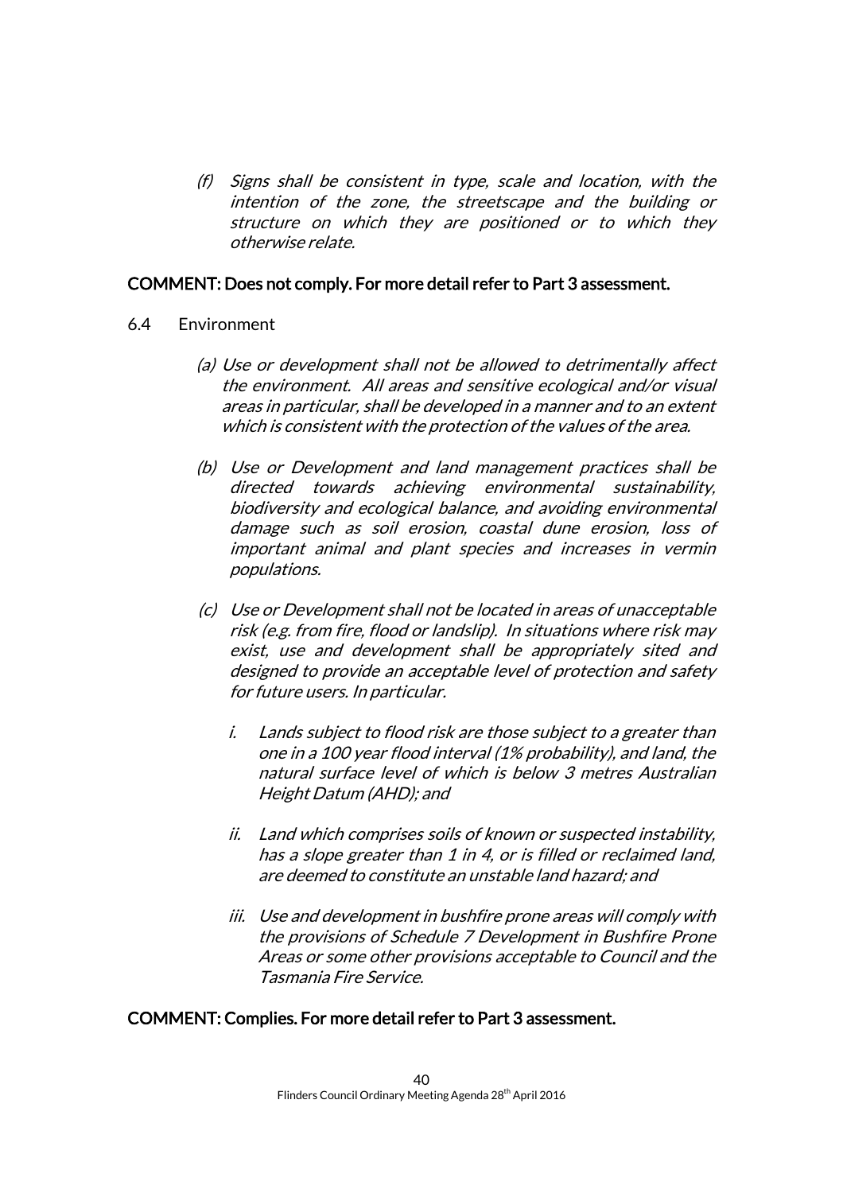*(f) Signs shall be consistent in type, scale and location, with the intention of the zone, the streetscape and the building or structure on which they are positioned or to which they otherwise relate.*

**COMMENT: Does not comply. For more detail refer to Part 3 assessment.**

6.4 Environment

*(a) Use or development shall not be allowed to detrimentally affect the environment. All areas and sensitive ecological and/or visual areas in particular, shall be developed in a manner and to an extent which is consistent with the protection of the values of the area.*

*(b) Use or Development and land management practices shall be directed towards achieving environmental sustainability, biodiversity and ecological balance, and avoiding environmental damage such as soil erosion, coastal dune erosion, loss of important animal and plant species and increases in vermin populations.*

*(c) Use or Development shall not be located in areas of unacceptable risk (e.g. from fire, flood or landslip). In situations where risk may exist, use and development shall be appropriately sited and designed to provide an acceptable level of protection and safety for future users. In particular.*

*i. Lands subject to flood risk are those subject to a greater than one in a 100 year flood interval (1% probability), and land, the natural surface level of which is below 3 metres Australian Height Datum (AHD); and*

*ii. Land which comprises soils of known or suspected instability, has a slope greater than 1 in 4, or is filled or reclaimed land, are deemed to constitute an unstable land hazard; and*

*iii. Use and development in bushfire prone areas will comply with the provisions of Schedule 7 Development in Bushfire Prone Areas or some other provisions acceptable to Council and the Tasmania Fire Service.*

**COMMENT: Complies. For more detail refer to Part 3 assessment.**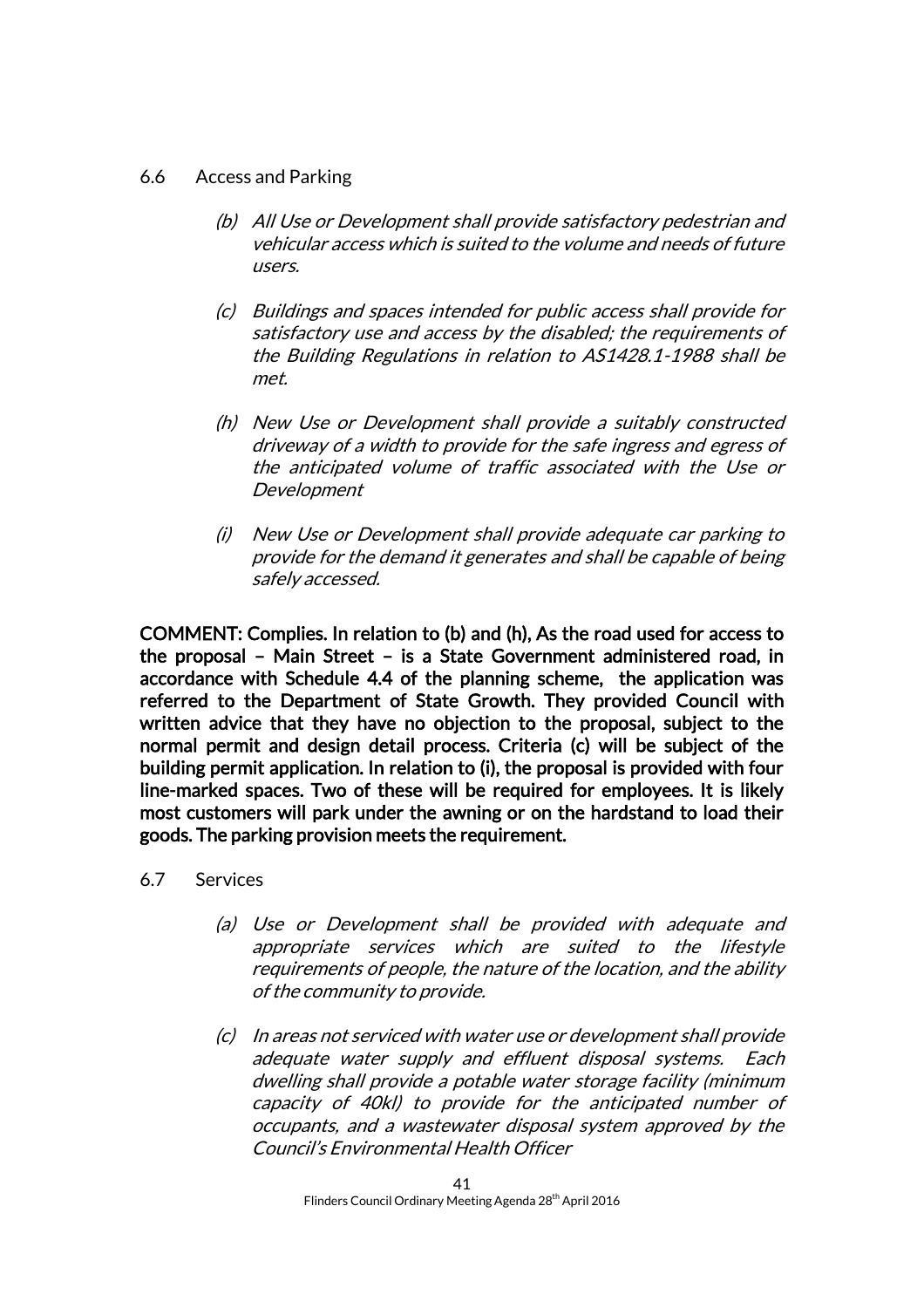6.6 Access and Parking

(b) *All Use or Development shall provide satisfactory pedestrian and vehicular access which is suited to the volume and needs of future users.*

(c) *Buildings and spaces intended for public access shall provide for satisfactory use and access by the disabled; the requirements of the Building Regulations in relation to AS1428.1-1988 shall be met.*

(h) *New Use or Development shall provide a suitably constructed driveway of a width to provide for the safe ingress and egress of the anticipated volume of traffic associated with the Use or Development*

(i) *New Use or Development shall provide adequate car parking to provide for the demand it generates and shall be capable of being safely accessed.*

**COMMENT: Complies. In relation to (b) and (h), As the road used for access to the proposal – Main Street – is a State Government administered road, in accordance with Schedule 4.4 of the planning scheme, the application was referred to the Department of State Growth. They provided Council with written advice that they have no objection to the proposal, subject to the normal permit and design detail process. Criteria (c) will be subject of the building permit application. In relation to (i), the proposal is provided with four line-marked spaces. Two of these will be required for employees. It is likely most customers will park under the awning or on the hardstand to load their goods. The parking provision meets the requirement.**

6.7 Services

(a) *Use or Development shall be provided with adequate and appropriate services which are suited to the lifestyle requirements of people, the nature of the location, and the ability of the community to provide.*

(c) *In areas not serviced with water use or development shall provide adequate water supply and effluent disposal systems. Each dwelling shall provide a potable water storage facility (minimum capacity of 40kl) to provide for the anticipated number of occupants, and a wastewater disposal system approved by the Council's Environmental Health Officer*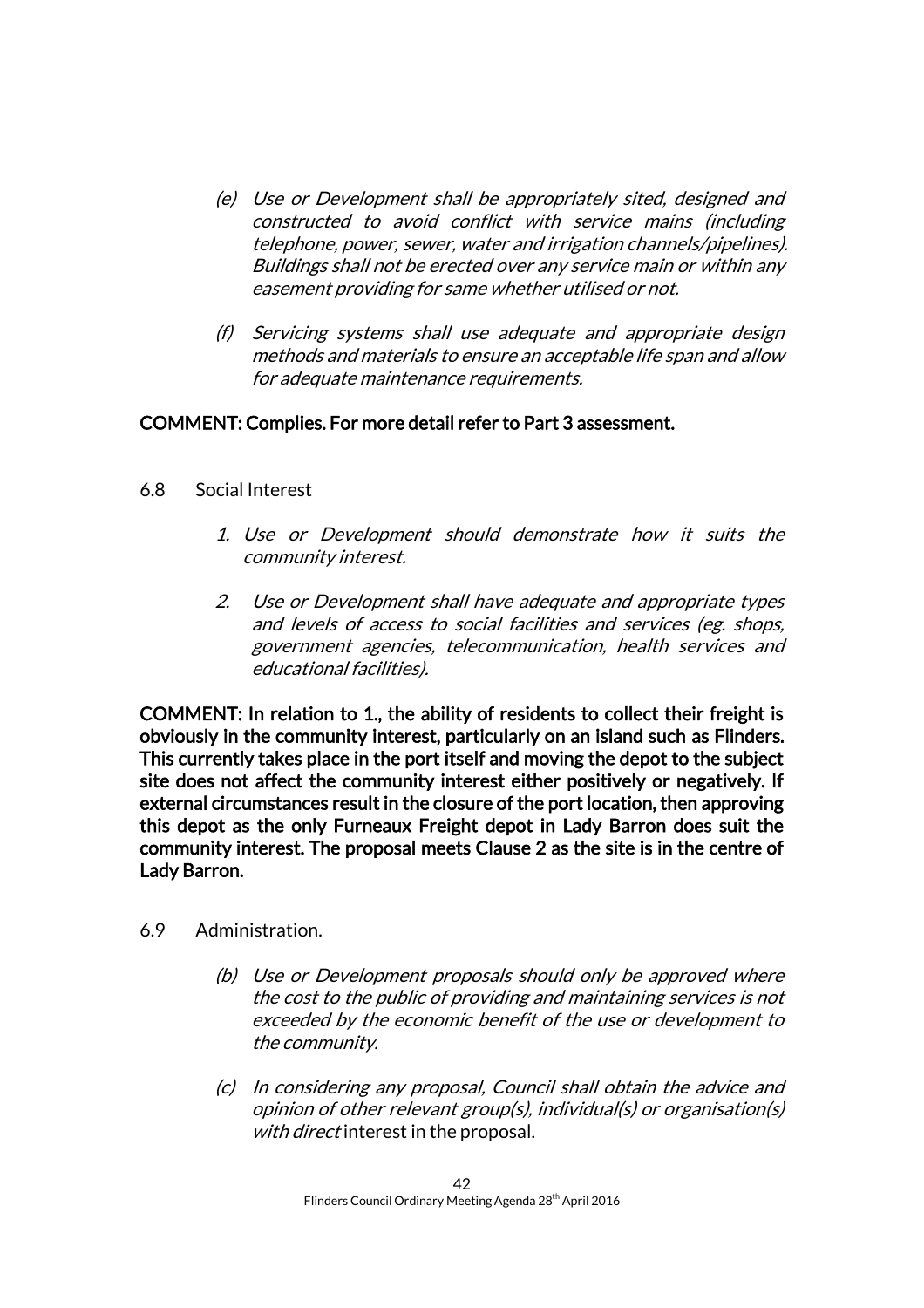*(e) Use or Development shall be appropriately sited, designed and constructed to avoid conflict with service mains (including telephone, power, sewer, water and irrigation channels/pipelines). Buildings shall not be erected over any service main or within any easement providing for same whether utilised or not.*

*(f) Servicing systems shall use adequate and appropriate design methods and materials to ensure an acceptable life span and allow for adequate maintenance requirements.*

**COMMENT: Complies. For more detail refer to Part 3 assessment.**

6.8 Social Interest

*1. Use or Development should demonstrate how it suits the community interest.*

*2. Use or Development shall have adequate and appropriate types and levels of access to social facilities and services (eg. shops, government agencies, telecommunication, health services and educational facilities).*

**COMMENT: In relation to 1., the ability of residents to collect their freight is obviously in the community interest, particularly on an island such as Flinders. This currently takes place in the port itself and moving the depot to the subject site does not affect the community interest either positively or negatively. If external circumstances result in the closure of the port location, then approving this depot as the only Furneaux Freight depot in Lady Barron does suit the community interest. The proposal meets Clause 2 as the site is in the centre of Lady Barron.**

6.9 Administration.

*(b) Use or Development proposals should only be approved where the cost to the public of providing and maintaining services is not exceeded by the economic benefit of the use or development to the community.*

*(c) In considering any proposal, Council shall obtain the advice and opinion of other relevant group(s), individual(s) or organisation(s) with direct* interest in the proposal.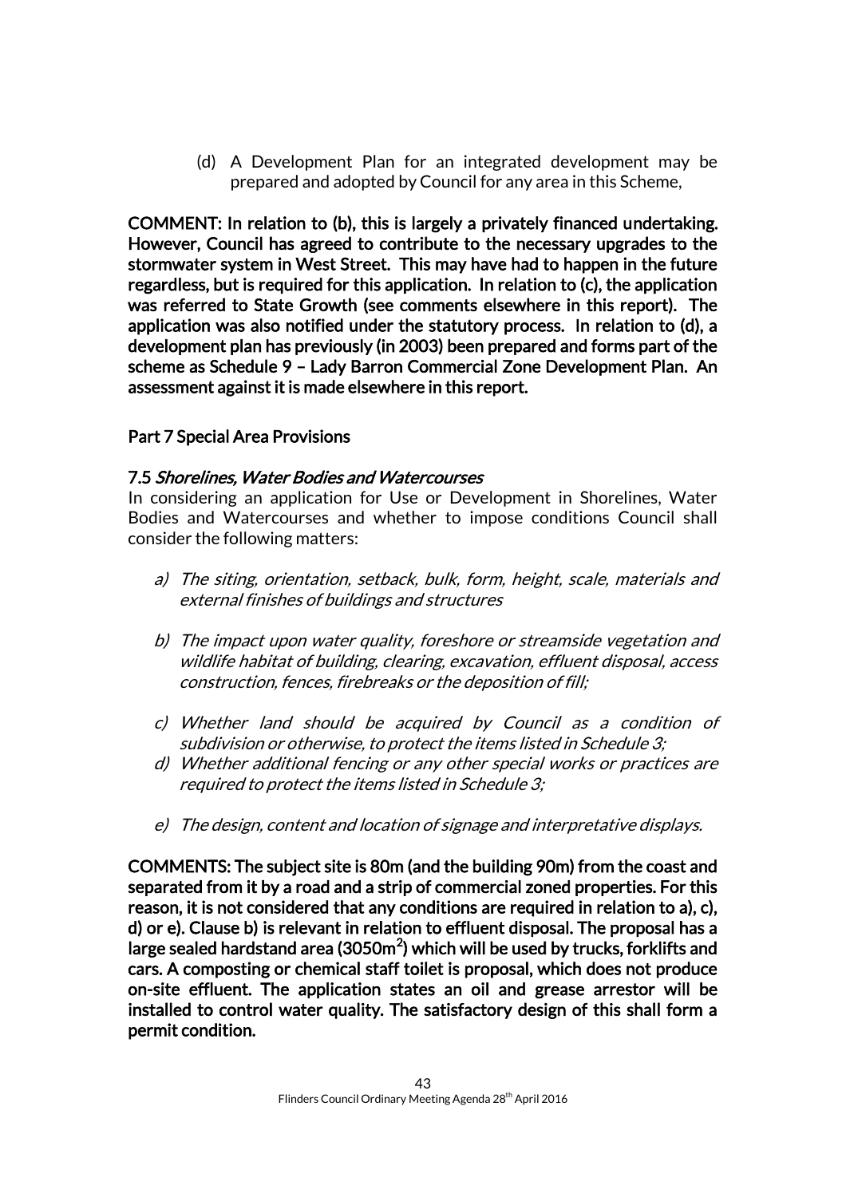(d) A Development Plan for an integrated development may be prepared and adopted by Council for any area in this Scheme,

**COMMENT: In relation to (b), this is largely a privately financed undertaking. However, Council has agreed to contribute to the necessary upgrades to the stormwater system in West Street. This may have had to happen in the future regardless, but is required for this application. In relation to (c), the application was referred to State Growth (see comments elsewhere in this report). The application was also notified under the statutory process. In relation to (d), a development plan has previously (in 2003) been prepared and forms part of the scheme as Schedule 9 – Lady Barron Commercial Zone Development Plan. An assessment against it is made elsewhere in this report.**

**Part 7 Special Area Provisions**

**7.5 *Shorelines, Water Bodies and Watercourses***

In considering an application for Use or Development in Shorelines, Water Bodies and Watercourses and whether to impose conditions Council shall consider the following matters:

*a) The siting, orientation, setback, bulk, form, height, scale, materials and external finishes of buildings and structures*

*b) The impact upon water quality, foreshore or streamside vegetation and wildlife habitat of building, clearing, excavation, effluent disposal, access construction, fences, firebreaks or the deposition of fill;*

*c) Whether land should be acquired by Council as a condition of subdivision or otherwise, to protect the items listed in Schedule 3;*

*d) Whether additional fencing or any other special works or practices are required to protect the items listed in Schedule 3;*

*e) The design, content and location of signage and interpretative displays.*

**COMMENTS: The subject site is 80m (and the building 90m) from the coast and separated from it by a road and a strip of commercial zoned properties. For this reason, it is not considered that any conditions are required in relation to a), c), d) or e). Clause b) is relevant in relation to effluent disposal. The proposal has a large sealed hardstand area (3050m$^2$) which will be used by trucks, forklifts and cars. A composting or chemical staff toilet is proposal, which does not produce on-site effluent. The application states an oil and grease arrestor will be installed to control water quality. The satisfactory design of this shall form a permit condition.**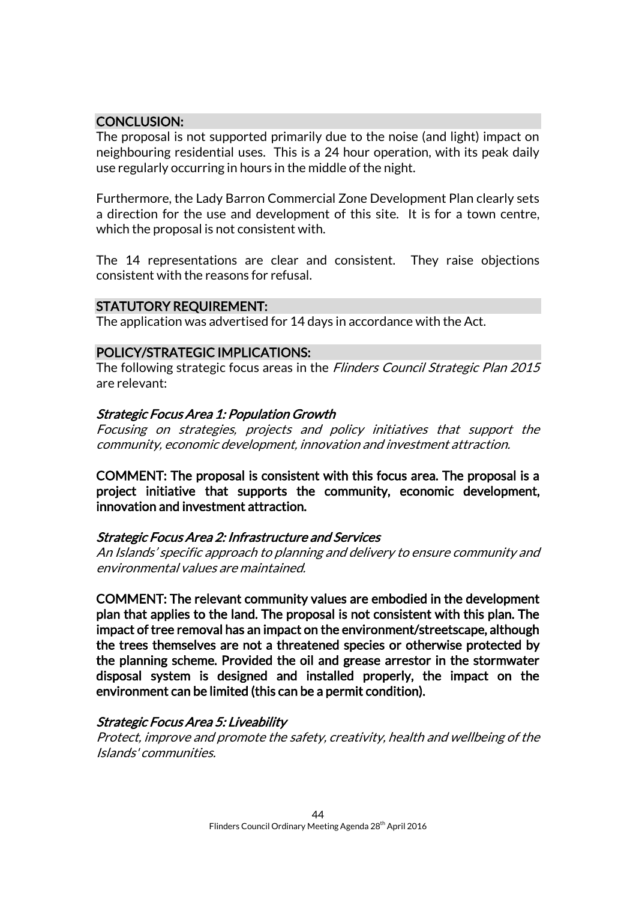## CONCLUSION:

The proposal is not supported primarily due to the noise (and light) impact on neighbouring residential uses. This is a 24 hour operation, with its peak daily use regularly occurring in hours in the middle of the night.

Furthermore, the Lady Barron Commercial Zone Development Plan clearly sets a direction for the use and development of this site. It is for a town centre, which the proposal is not consistent with.

The 14 representations are clear and consistent. They raise objections consistent with the reasons for refusal.

## STATUTORY REQUIREMENT:

The application was advertised for 14 days in accordance with the Act.

## POLICY/STRATEGIC IMPLICATIONS:

The following strategic focus areas in the *Flinders Council Strategic Plan 2015* are relevant:

### *Strategic Focus Area 1: Population Growth*

*Focusing on strategies, projects and policy initiatives that support the community, economic development, innovation and investment attraction.*

**COMMENT: The proposal is consistent with this focus area. The proposal is a project initiative that supports the community, economic development, innovation and investment attraction.**

### *Strategic Focus Area 2: Infrastructure and Services*

*An Islands' specific approach to planning and delivery to ensure community and environmental values are maintained.*

**COMMENT: The relevant community values are embodied in the development plan that applies to the land. The proposal is not consistent with this plan. The impact of tree removal has an impact on the environment/streetscape, although the trees themselves are not a threatened species or otherwise protected by the planning scheme. Provided the oil and grease arrestor in the stormwater disposal system is designed and installed properly, the impact on the environment can be limited (this can be a permit condition).**

### *Strategic Focus Area 5: Liveability*

*Protect, improve and promote the safety, creativity, health and wellbeing of the Islands' communities.*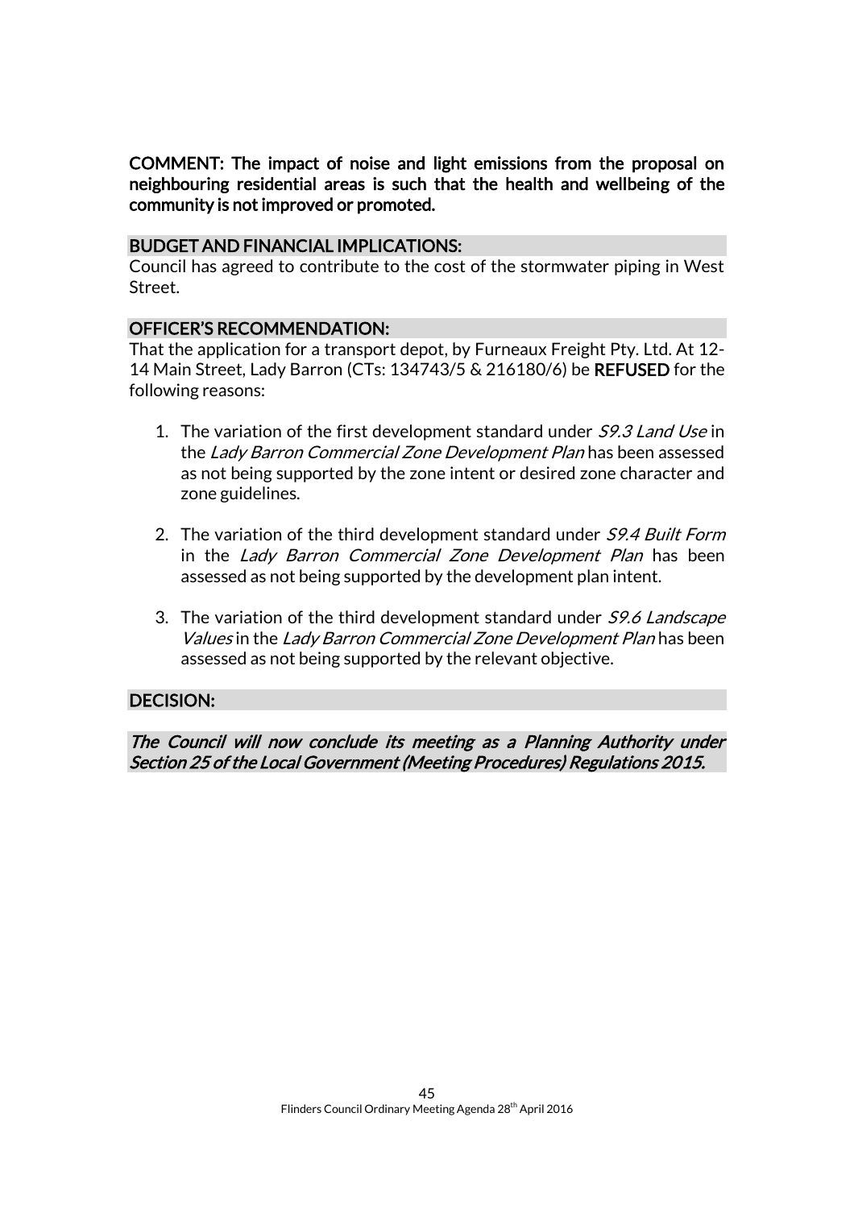**COMMENT: The impact of noise and light emissions from the proposal on neighbouring residential areas is such that the health and wellbeing of the community is not improved or promoted.**

## BUDGET AND FINANCIAL IMPLICATIONS:

Council has agreed to contribute to the cost of the stormwater piping in West Street.

## OFFICER'S RECOMMENDATION:

That the application for a transport depot, by Furneaux Freight Pty. Ltd. At 12-14 Main Street, Lady Barron (CTs: 134743/5 & 216180/6) be **REFUSED** for the following reasons:

1. The variation of the first development standard under *S9.3 Land Use* in the *Lady Barron Commercial Zone Development Plan* has been assessed as not being supported by the zone intent or desired zone character and zone guidelines.

2. The variation of the third development standard under *S9.4 Built Form* in the *Lady Barron Commercial Zone Development Plan* has been assessed as not being supported by the development plan intent.

3. The variation of the third development standard under *S9.6 Landscape Values* in the *Lady Barron Commercial Zone Development Plan* has been assessed as not being supported by the relevant objective.

## DECISION:

***The Council will now conclude its meeting as a Planning Authority under Section 25 of the Local Government (Meeting Procedures) Regulations 2015.***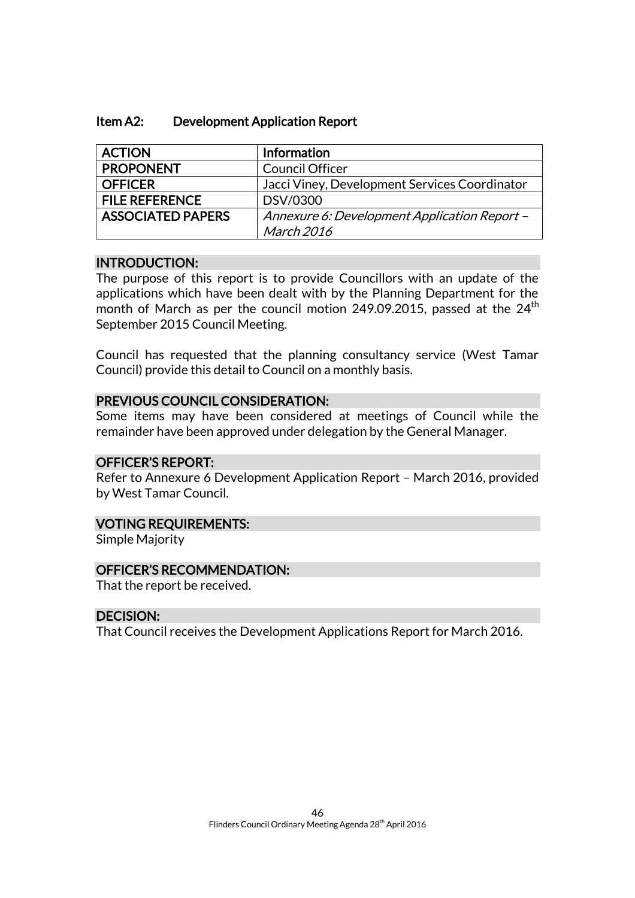## Item A2: Development Application Report

| | |
|---|---|
| **ACTION** | **Information** |
| **PROPONENT** | Council Officer |
| **OFFICER** | Jacci Viney, Development Services Coordinator |
| **FILE REFERENCE** | DSV/0300 |
| **ASSOCIATED PAPERS** | *Annexure 6: Development Application Report – March 2016* |

### INTRODUCTION:

The purpose of this report is to provide Councillors with an update of the applications which have been dealt with by the Planning Department for the month of March as per the council motion 249.09.2015, passed at the 24th September 2015 Council Meeting.

Council has requested that the planning consultancy service (West Tamar Council) provide this detail to Council on a monthly basis.

### PREVIOUS COUNCIL CONSIDERATION:

Some items may have been considered at meetings of Council while the remainder have been approved under delegation by the General Manager.

### OFFICER'S REPORT:

Refer to Annexure 6 Development Application Report – March 2016, provided by West Tamar Council.

### VOTING REQUIREMENTS:

Simple Majority

### OFFICER'S RECOMMENDATION:

That the report be received.

### DECISION:

That Council receives the Development Applications Report for March 2016.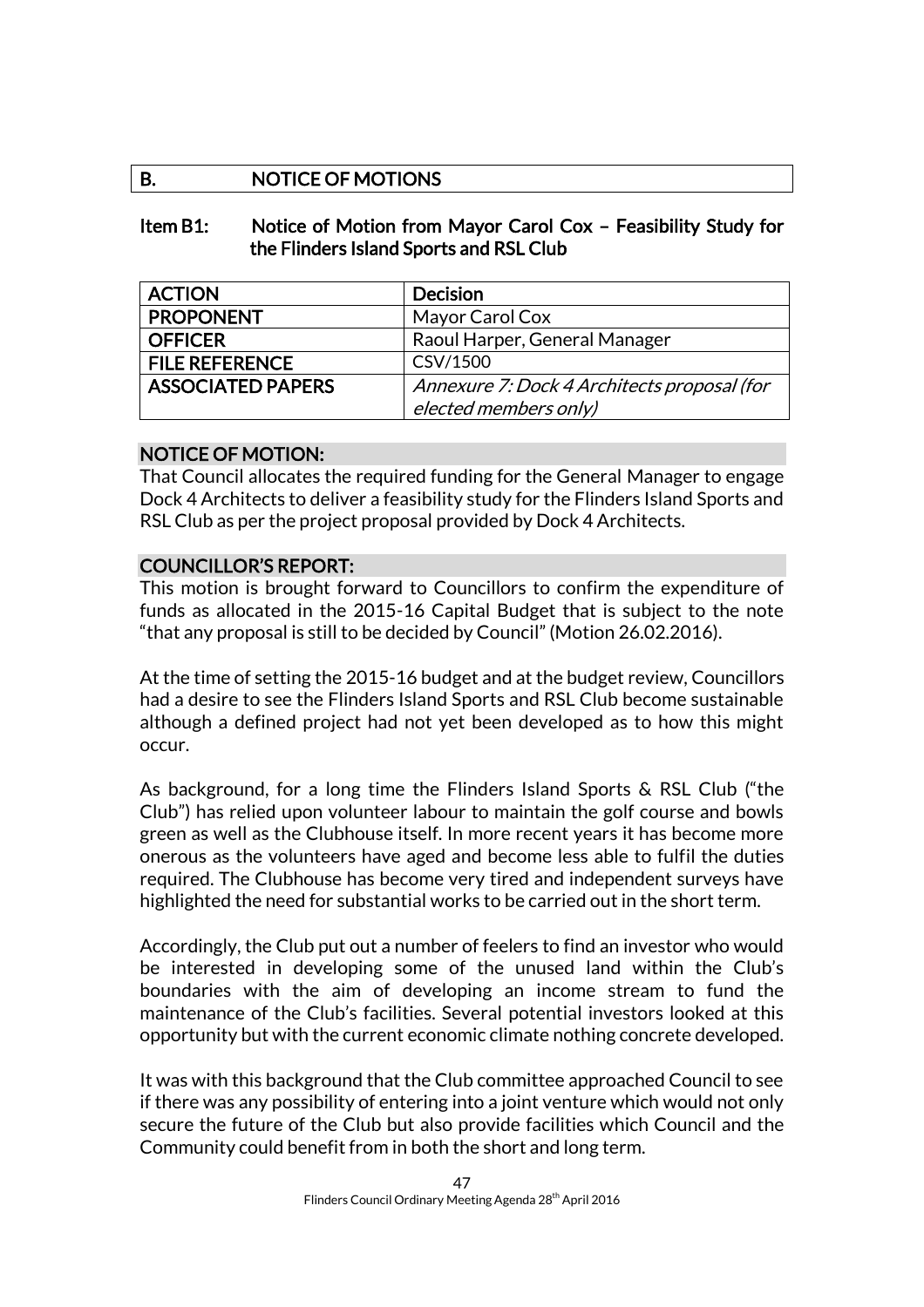## B. NOTICE OF MOTIONS

### Item B1: Notice of Motion from Mayor Carol Cox – Feasibility Study for the Flinders Island Sports and RSL Club

| | |
|---|---|
| ACTION | Decision |
| PROPONENT | Mayor Carol Cox |
| OFFICER | Raoul Harper, General Manager |
| FILE REFERENCE | CSV/1500 |
| ASSOCIATED PAPERS | *Annexure 7: Dock 4 Architects proposal (for elected members only)* |

**NOTICE OF MOTION:**

That Council allocates the required funding for the General Manager to engage Dock 4 Architects to deliver a feasibility study for the Flinders Island Sports and RSL Club as per the project proposal provided by Dock 4 Architects.

**COUNCILLOR'S REPORT:**

This motion is brought forward to Councillors to confirm the expenditure of funds as allocated in the 2015-16 Capital Budget that is subject to the note "that any proposal is still to be decided by Council" (Motion 26.02.2016).

At the time of setting the 2015-16 budget and at the budget review, Councillors had a desire to see the Flinders Island Sports and RSL Club become sustainable although a defined project had not yet been developed as to how this might occur.

As background, for a long time the Flinders Island Sports & RSL Club ("the Club") has relied upon volunteer labour to maintain the golf course and bowls green as well as the Clubhouse itself. In more recent years it has become more onerous as the volunteers have aged and become less able to fulfil the duties required. The Clubhouse has become very tired and independent surveys have highlighted the need for substantial works to be carried out in the short term.

Accordingly, the Club put out a number of feelers to find an investor who would be interested in developing some of the unused land within the Club's boundaries with the aim of developing an income stream to fund the maintenance of the Club's facilities. Several potential investors looked at this opportunity but with the current economic climate nothing concrete developed.

It was with this background that the Club committee approached Council to see if there was any possibility of entering into a joint venture which would not only secure the future of the Club but also provide facilities which Council and the Community could benefit from in both the short and long term.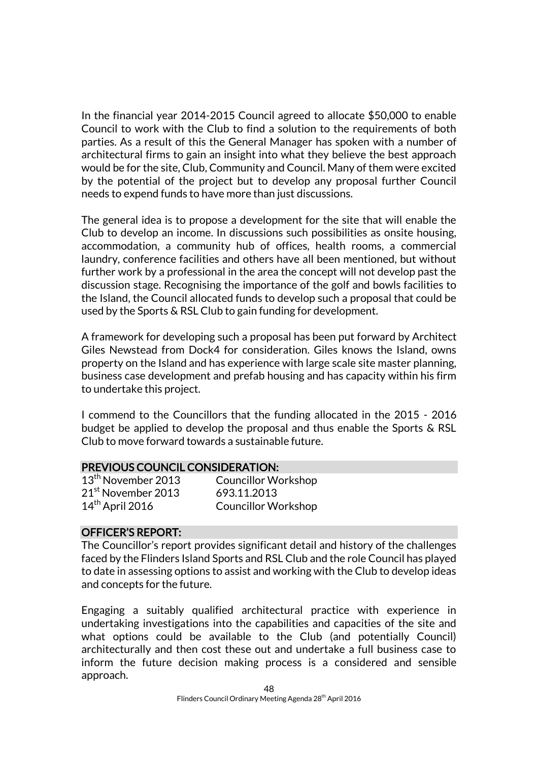In the financial year 2014-2015 Council agreed to allocate $50,000 to enable Council to work with the Club to find a solution to the requirements of both parties. As a result of this the General Manager has spoken with a number of architectural firms to gain an insight into what they believe the best approach would be for the site, Club, Community and Council. Many of them were excited by the potential of the project but to develop any proposal further Council needs to expend funds to have more than just discussions.

The general idea is to propose a development for the site that will enable the Club to develop an income. In discussions such possibilities as onsite housing, accommodation, a community hub of offices, health rooms, a commercial laundry, conference facilities and others have all been mentioned, but without further work by a professional in the area the concept will not develop past the discussion stage. Recognising the importance of the golf and bowls facilities to the Island, the Council allocated funds to develop such a proposal that could be used by the Sports & RSL Club to gain funding for development.

A framework for developing such a proposal has been put forward by Architect Giles Newstead from Dock4 for consideration. Giles knows the Island, owns property on the Island and has experience with large scale site master planning, business case development and prefab housing and has capacity within his firm to undertake this project.

I commend to the Councillors that the funding allocated in the 2015 - 2016 budget be applied to develop the proposal and thus enable the Sports & RSL Club to move forward towards a sustainable future.

## PREVIOUS COUNCIL CONSIDERATION:

| | |
|---|---|
| 13th November 2013 | Councillor Workshop |
| 21st November 2013 | 693.11.2013 |
| 14th April 2016 | Councillor Workshop |

## OFFICER'S REPORT:

The Councillor's report provides significant detail and history of the challenges faced by the Flinders Island Sports and RSL Club and the role Council has played to date in assessing options to assist and working with the Club to develop ideas and concepts for the future.

Engaging a suitably qualified architectural practice with experience in undertaking investigations into the capabilities and capacities of the site and what options could be available to the Club (and potentially Council) architecturally and then cost these out and undertake a full business case to inform the future decision making process is a considered and sensible approach.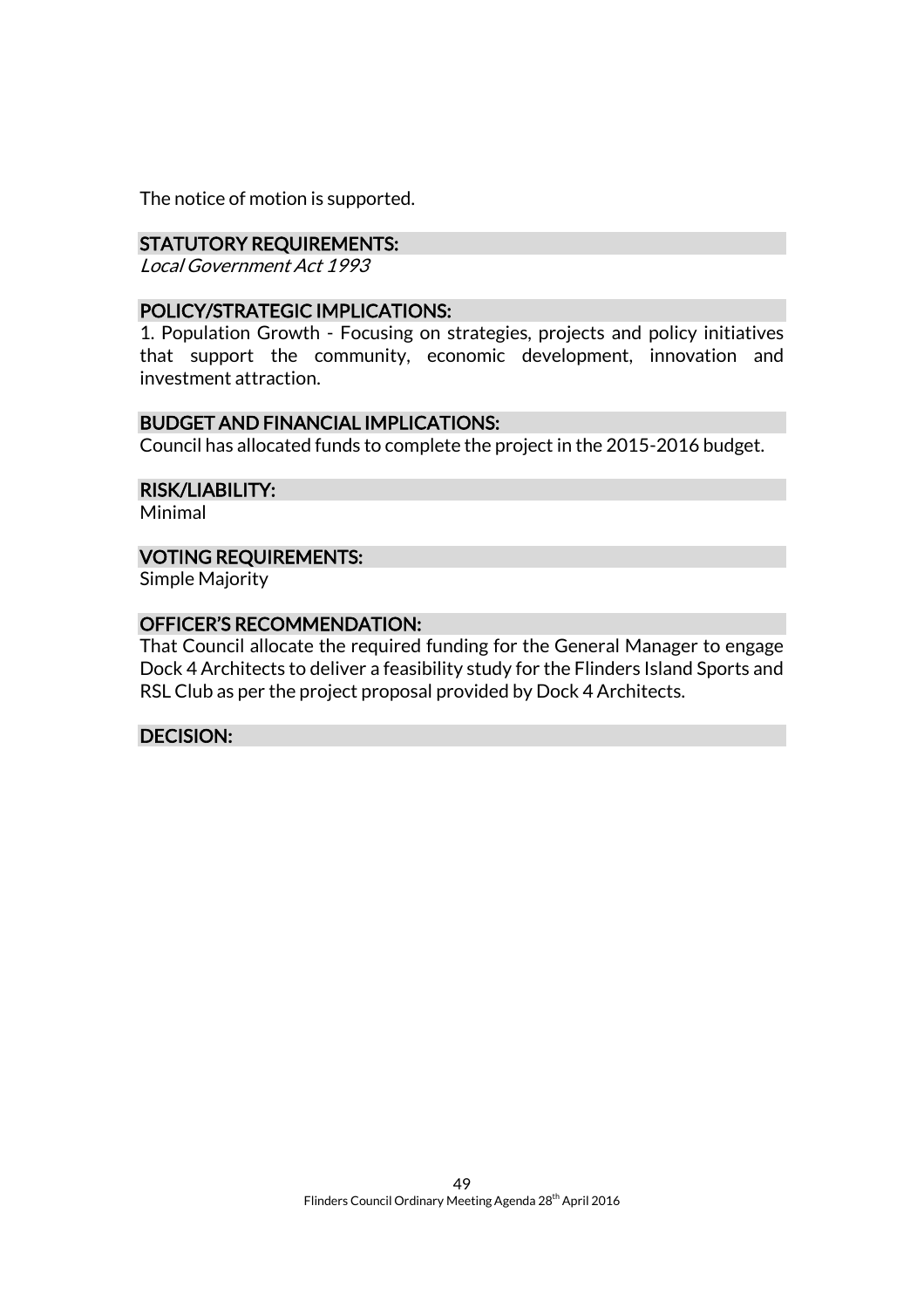The notice of motion is supported.

## STATUTORY REQUIREMENTS:

*Local Government Act 1993*

## POLICY/STRATEGIC IMPLICATIONS:

1. Population Growth - Focusing on strategies, projects and policy initiatives that support the community, economic development, innovation and investment attraction.

## BUDGET AND FINANCIAL IMPLICATIONS:

Council has allocated funds to complete the project in the 2015-2016 budget.

## RISK/LIABILITY:

Minimal

## VOTING REQUIREMENTS:

Simple Majority

## OFFICER'S RECOMMENDATION:

That Council allocate the required funding for the General Manager to engage Dock 4 Architects to deliver a feasibility study for the Flinders Island Sports and RSL Club as per the project proposal provided by Dock 4 Architects.

## DECISION: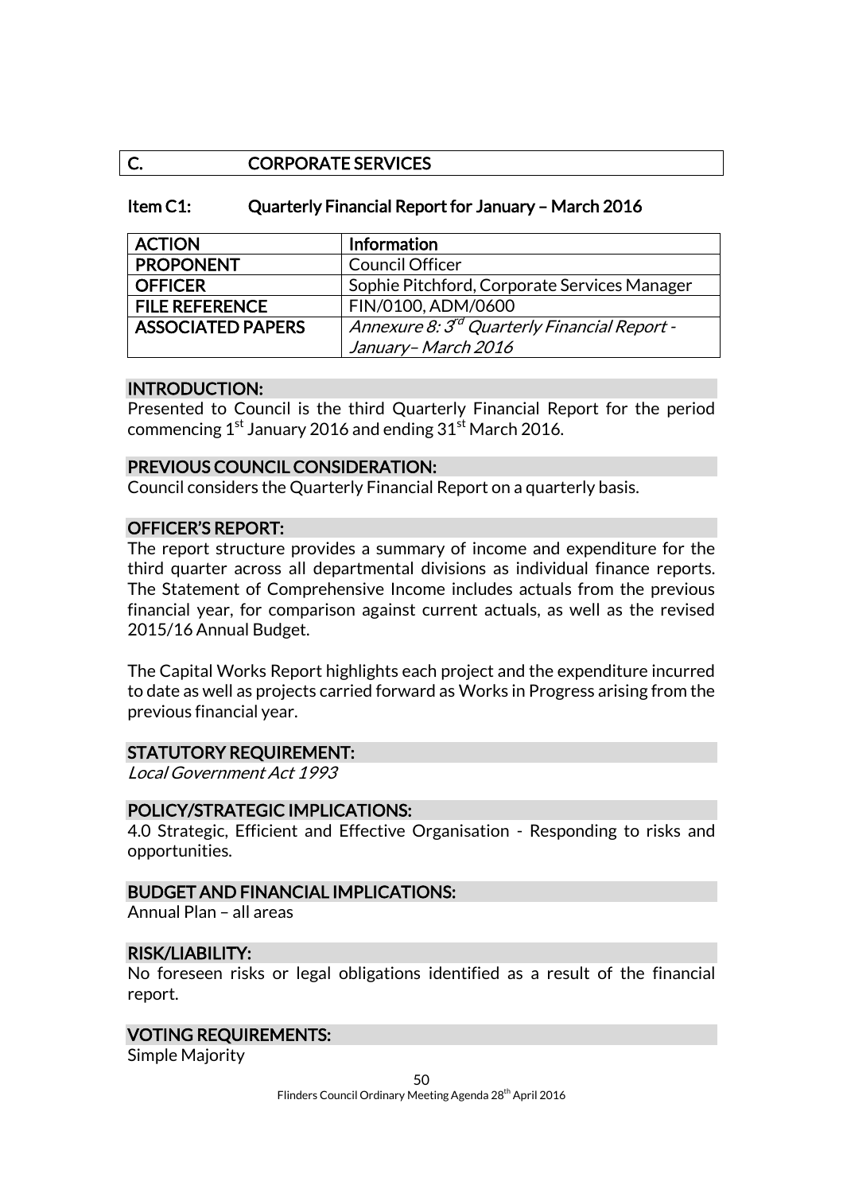## C. CORPORATE SERVICES

### Item C1: Quarterly Financial Report for January – March 2016

| | |
|---|---|
| **ACTION** | **Information** |
| **PROPONENT** | Council Officer |
| **OFFICER** | Sophie Pitchford, Corporate Services Manager |
| **FILE REFERENCE** | FIN/0100, ADM/0600 |
| **ASSOCIATED PAPERS** | *Annexure 8: 3rd Quarterly Financial Report - January– March 2016* |

**INTRODUCTION:**

Presented to Council is the third Quarterly Financial Report for the period commencing 1st January 2016 and ending 31st March 2016.

**PREVIOUS COUNCIL CONSIDERATION:**

Council considers the Quarterly Financial Report on a quarterly basis.

**OFFICER'S REPORT:**

The report structure provides a summary of income and expenditure for the third quarter across all departmental divisions as individual finance reports. The Statement of Comprehensive Income includes actuals from the previous financial year, for comparison against current actuals, as well as the revised 2015/16 Annual Budget.

The Capital Works Report highlights each project and the expenditure incurred to date as well as projects carried forward as Works in Progress arising from the previous financial year.

**STATUTORY REQUIREMENT:**

*Local Government Act 1993*

**POLICY/STRATEGIC IMPLICATIONS:**

4.0 Strategic, Efficient and Effective Organisation - Responding to risks and opportunities.

**BUDGET AND FINANCIAL IMPLICATIONS:**

Annual Plan – all areas

**RISK/LIABILITY:**

No foreseen risks or legal obligations identified as a result of the financial report.

**VOTING REQUIREMENTS:**

Simple Majority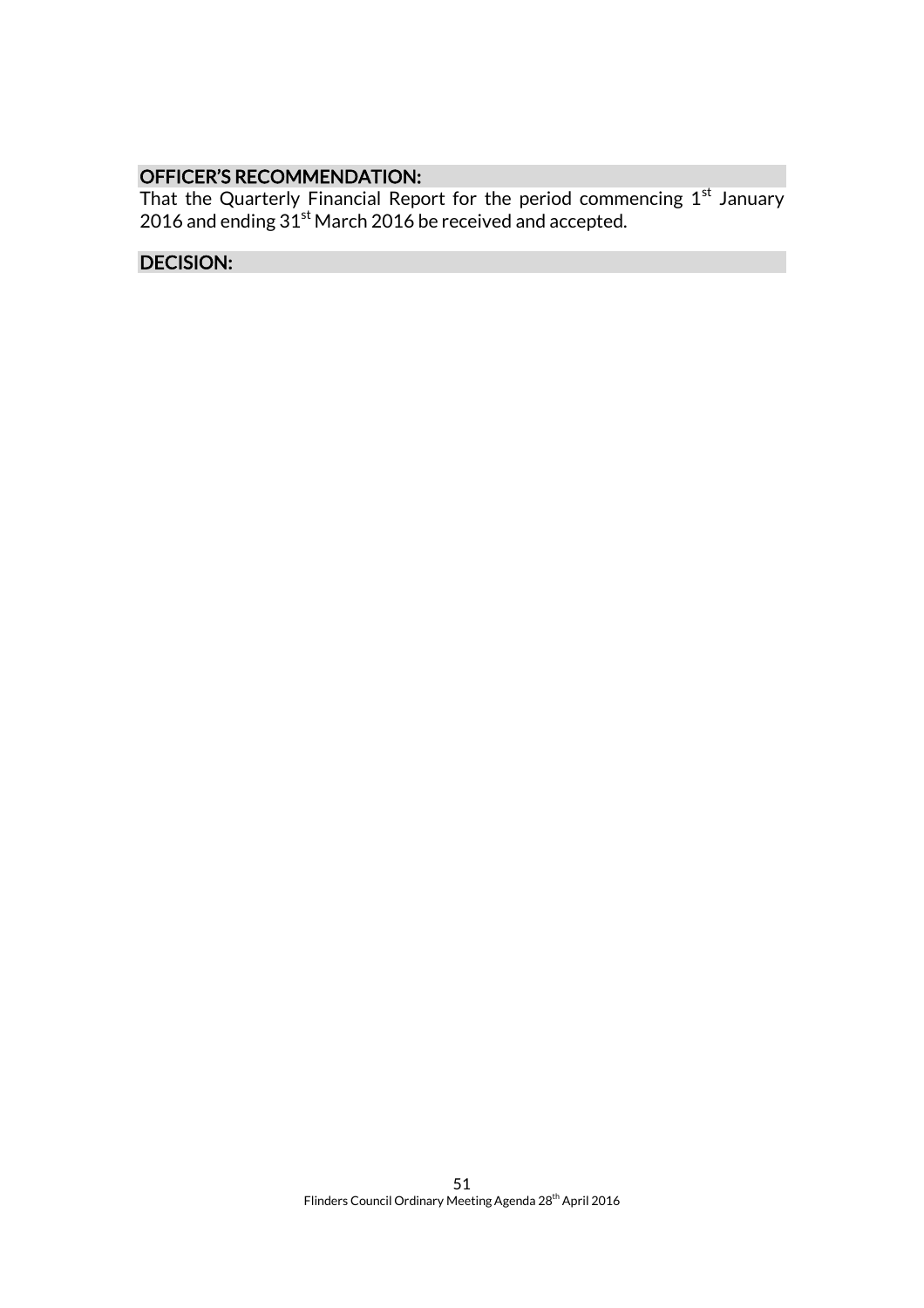**OFFICER'S RECOMMENDATION:**

That the Quarterly Financial Report for the period commencing 1st January 2016 and ending 31st March 2016 be received and accepted.

**DECISION:**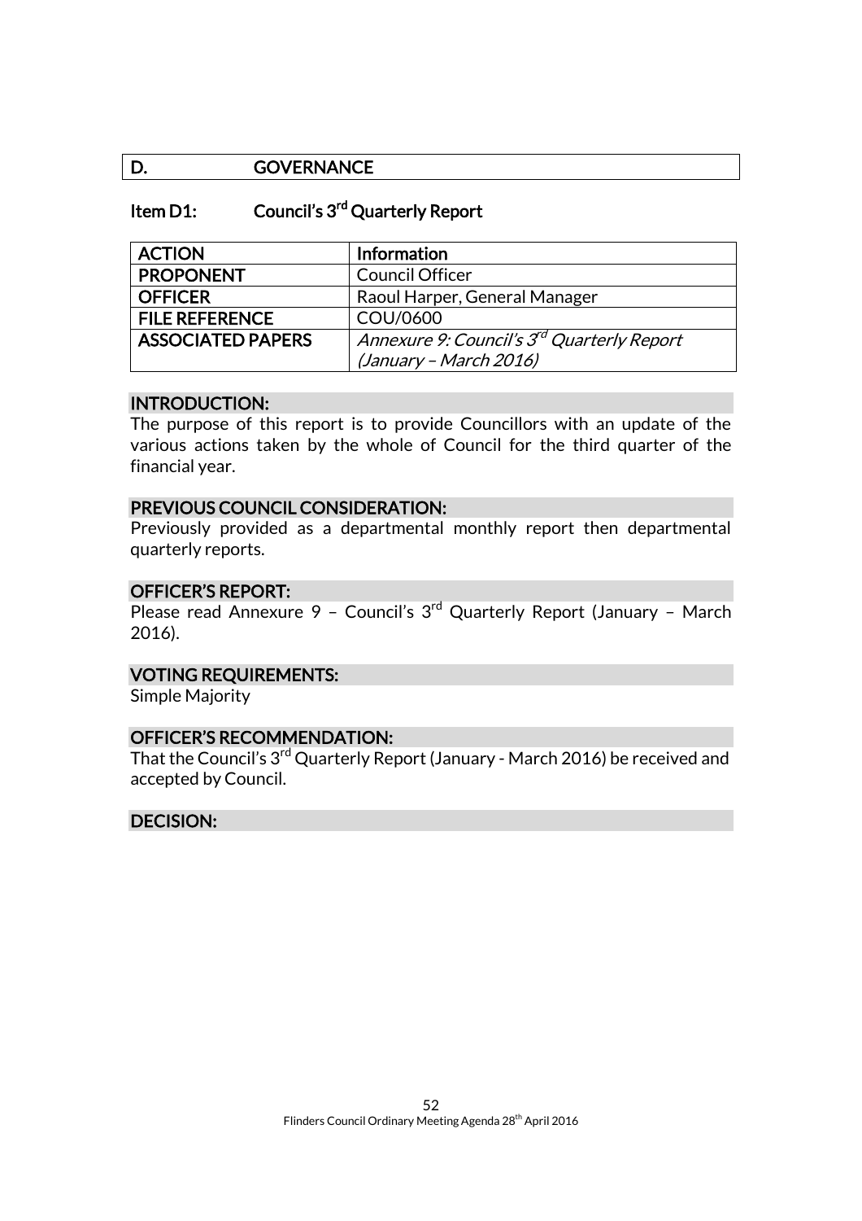## D. GOVERNANCE

### Item D1: Council's 3rd Quarterly Report

| | |
|---|---|
| **ACTION** | **Information** |
| **PROPONENT** | Council Officer |
| **OFFICER** | Raoul Harper, General Manager |
| **FILE REFERENCE** | COU/0600 |
| **ASSOCIATED PAPERS** | *Annexure 9: Council's 3rd Quarterly Report (January – March 2016)* |

**INTRODUCTION:**

The purpose of this report is to provide Councillors with an update of the various actions taken by the whole of Council for the third quarter of the financial year.

**PREVIOUS COUNCIL CONSIDERATION:**

Previously provided as a departmental monthly report then departmental quarterly reports.

**OFFICER'S REPORT:**

Please read Annexure 9 – Council's 3rd Quarterly Report (January – March 2016).

**VOTING REQUIREMENTS:**

Simple Majority

**OFFICER'S RECOMMENDATION:**

That the Council's 3rd Quarterly Report (January - March 2016) be received and accepted by Council.

**DECISION:**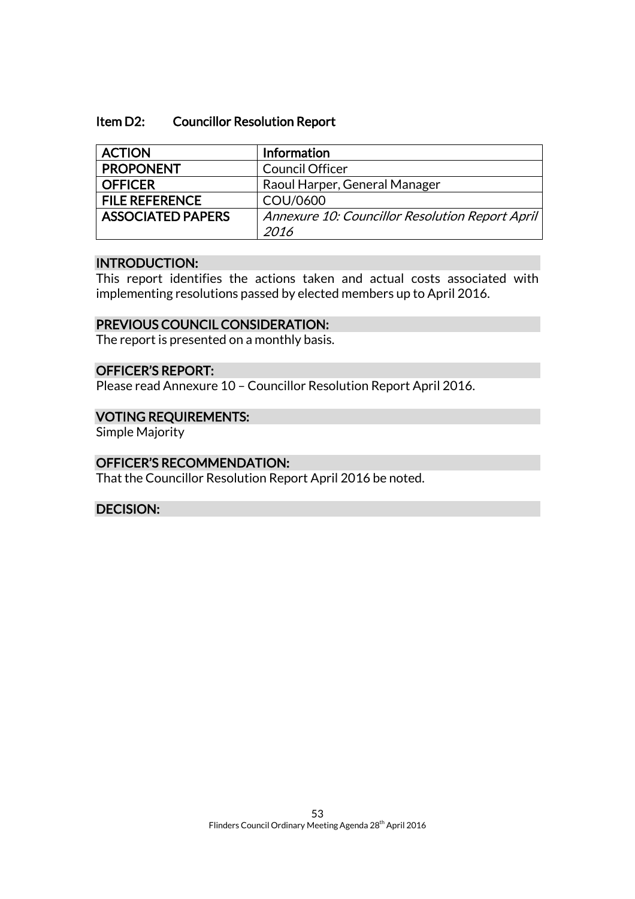### Item D2: Councillor Resolution Report

| | |
|---|---|
| **ACTION** | **Information** |
| **PROPONENT** | Council Officer |
| **OFFICER** | Raoul Harper, General Manager |
| **FILE REFERENCE** | COU/0600 |
| **ASSOCIATED PAPERS** | *Annexure 10: Councillor Resolution Report April 2016* |

**INTRODUCTION:**

This report identifies the actions taken and actual costs associated with implementing resolutions passed by elected members up to April 2016.

**PREVIOUS COUNCIL CONSIDERATION:**

The report is presented on a monthly basis.

**OFFICER'S REPORT:**

Please read Annexure 10 – Councillor Resolution Report April 2016.

**VOTING REQUIREMENTS:**

Simple Majority

**OFFICER'S RECOMMENDATION:**

That the Councillor Resolution Report April 2016 be noted.

**DECISION:**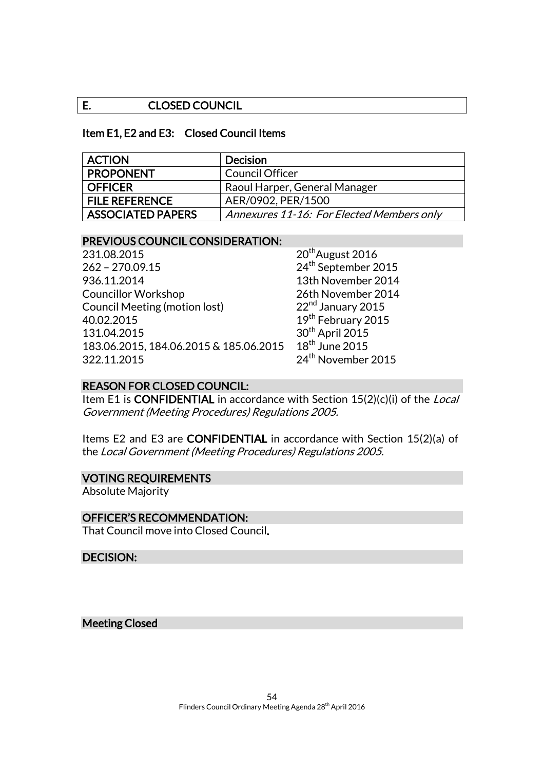## E. CLOSED COUNCIL

### Item E1, E2 and E3: Closed Council Items

| | |
|---|---|
| **ACTION** | Decision |
| **PROPONENT** | Council Officer |
| **OFFICER** | Raoul Harper, General Manager |
| **FILE REFERENCE** | AER/0902, PER/1500 |
| **ASSOCIATED PAPERS** | *Annexures 11-16: For Elected Members only* |

**PREVIOUS COUNCIL CONSIDERATION:**

| | |
|---|---|
| 231.08.2015 | 20th August 2016 |
| 262 – 270.09.15 | 24th September 2015 |
| 936.11.2014 | 13th November 2014 |
| Councillor Workshop | 26th November 2014 |
| Council Meeting (motion lost) | 22nd January 2015 |
| 40.02.2015 | 19th February 2015 |
| 131.04.2015 | 30th April 2015 |
| 183.06.2015, 184.06.2015 & 185.06.2015 | 18th June 2015 |
| 322.11.2015 | 24th November 2015 |

**REASON FOR CLOSED COUNCIL:**

Item E1 is **CONFIDENTIAL** in accordance with Section 15(2)(c)(i) of the *Local Government (Meeting Procedures) Regulations 2005.*

Items E2 and E3 are **CONFIDENTIAL** in accordance with Section 15(2)(a) of the *Local Government (Meeting Procedures) Regulations 2005.*

**VOTING REQUIREMENTS**

Absolute Majority

**OFFICER'S RECOMMENDATION:**

That Council move into Closed Council.

**DECISION:**

**Meeting Closed**